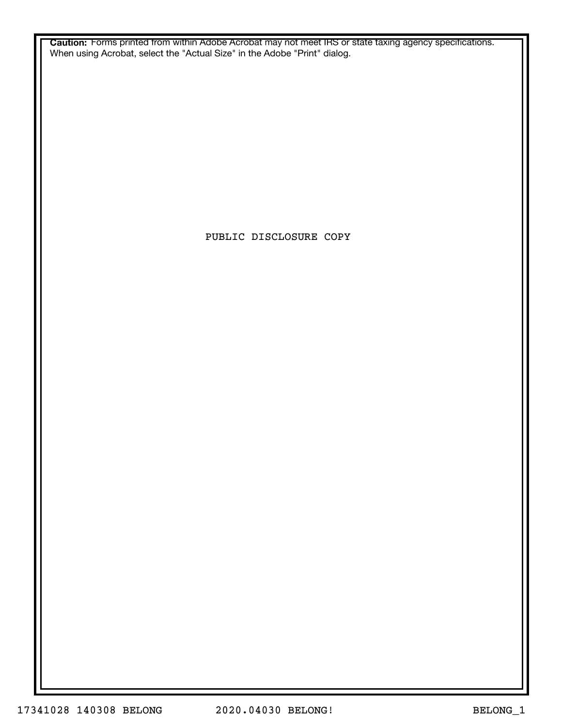**Caution:** Forms printed from within Adobe Acrobat may not meet IRS or state taxing agency specifications. When using Acrobat, select the "Actual Size" in the Adobe "Print" dialog.

PUBLIC DISCLOSURE COPY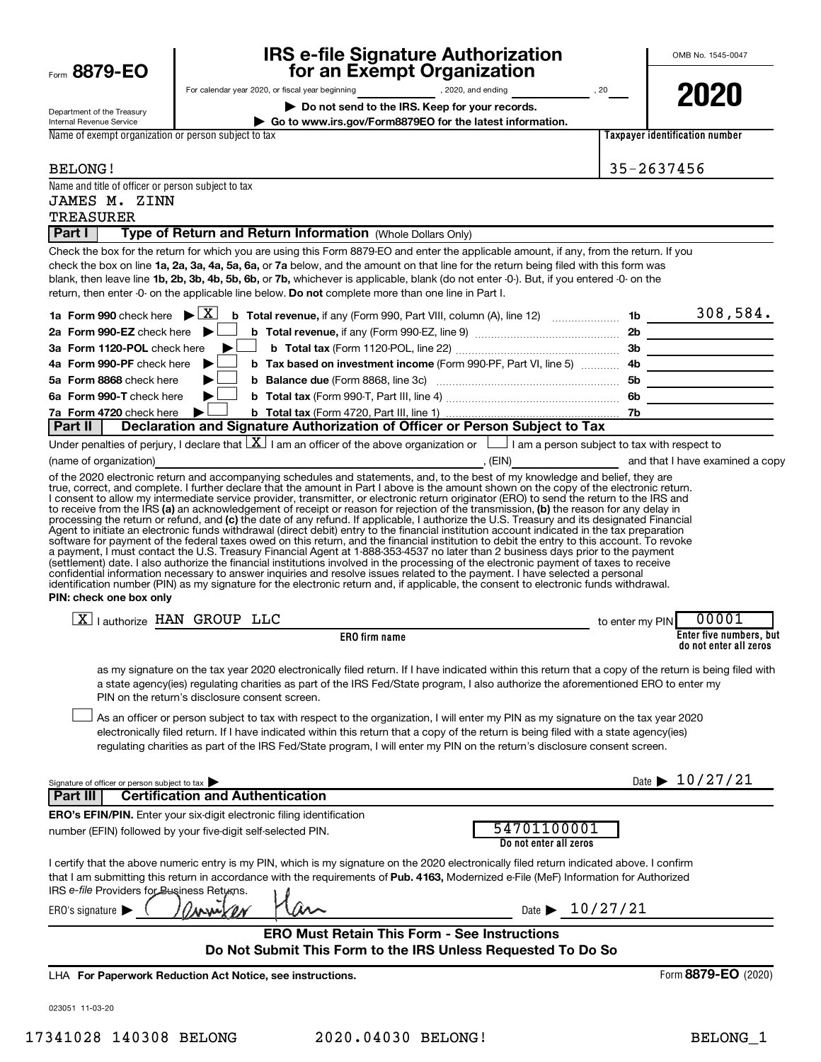Form **8879-EO**

Department of the Treasury
Internal Revenue Service

# IRS e-file Signature Authorization for an Exempt Organization

For calendar year 2020, or fiscal year beginning , 2020, and ending , 20

▶ **Do not send to the IRS. Keep for your records.**

▶ **Go to www.irs.gov/Form8879EO for the latest information.**

OMB No. 1545-0047

**2020**

| Name of exempt organization or person subject to tax | Taxpayer identification number |
|---|---|
| BELONG! | 35-2637456 |

Name and title of officer or person subject to tax
JAMES M. ZINN
TREASURER

## Part I — Type of Return and Return Information (Whole Dollars Only)

Check the box for the return for which you are using this Form 8879-EO and enter the applicable amount, if any, from the return. If you check the box on line **1a, 2a, 3a, 4a, 5a, 6a,** or **7a** below, and the amount on that line for the return being filed with this form was blank, then leave line **1b, 2b, 3b, 4b, 5b, 6b,** or **7b,** whichever is applicable, blank (do not enter -0-). But, if you entered -0- on the return, then enter -0- on the applicable line below. **Do not** complete more than one line in Part I.

| | | | |
|---|---|---|---|
| **1a Form 990** check here ▶ [X] | **b Total revenue,** if any (Form 990, Part VIII, column (A), line 12) | 1b | 308,584. |
| **2a Form 990-EZ** check here ▶ [ ] | **b Total revenue,** if any (Form 990-EZ, line 9) | 2b | |
| **3a Form 1120-POL** check here ▶ [ ] | **b Total tax** (Form 1120-POL, line 22) | 3b | |
| **4a Form 990-PF** check here ▶ [ ] | **b Tax based on investment income** (Form 990-PF, Part VI, line 5) | 4b | |
| **5a Form 8868** check here ▶ [ ] | **b Balance due** (Form 8868, line 3c) | 5b | |
| **6a Form 990-T** check here ▶ [ ] | **b Total tax** (Form 990-T, Part III, line 4) | 6b | |
| **7a Form 4720** check here ▶ [ ] | **b Total tax** (Form 4720, Part III, line 1) | 7b | |

## Part II — Declaration and Signature Authorization of Officer or Person Subject to Tax

Under penalties of perjury, I declare that [X] I am an officer of the above organization or [ ] I am a person subject to tax with respect to (name of organization) , (EIN) and that I have examined a copy of the 2020 electronic return and accompanying schedules and statements, and, to the best of my knowledge and belief, they are true, correct, and complete. I further declare that the amount in Part I above is the amount shown on the copy of the electronic return. I consent to allow my intermediate service provider, transmitter, or electronic return originator (ERO) to send the return to the IRS and to receive from the IRS **(a)** an acknowledgement of receipt or reason for rejection of the transmission, **(b)** the reason for any delay in processing the return or refund, and **(c)** the date of any refund. If applicable, I authorize the U.S. Treasury and its designated Financial Agent to initiate an electronic funds withdrawal (direct debit) entry to the financial institution account indicated in the tax preparation software for payment of the federal taxes owed on this return, and the financial institution to debit the entry to this account. To revoke a payment, I must contact the U.S. Treasury Financial Agent at 1-888-353-4537 no later than 2 business days prior to the payment (settlement) date. I also authorize the financial institutions involved in the processing of the electronic payment of taxes to receive confidential information necessary to answer inquiries and resolve issues related to the payment. I have selected a personal identification number (PIN) as my signature for the electronic return and, if applicable, the consent to electronic funds withdrawal.

**PIN: check one box only**

[X] I authorize HAN GROUP LLC (**ERO firm name**) to enter my PIN 00001 (**Enter five numbers, but do not enter all zeros**)

as my signature on the tax year 2020 electronically filed return. If I have indicated within this return that a copy of the return is being filed with a state agency(ies) regulating charities as part of the IRS Fed/State program, I also authorize the aforementioned ERO to enter my PIN on the return's disclosure consent screen.

[ ] As an officer or person subject to tax with respect to the organization, I will enter my PIN as my signature on the tax year 2020 electronically filed return. If I have indicated within this return that a copy of the return is being filed with a state agency(ies) regulating charities as part of the IRS Fed/State program, I will enter my PIN on the return's disclosure consent screen.

Signature of officer or person subject to tax ▶ Date ▶ 10/27/21

## Part III — Certification and Authentication

**ERO's EFIN/PIN.** Enter your six-digit electronic filing identification number (EFIN) followed by your five-digit self-selected PIN. 54701100001 (**Do not enter all zeros**)

I certify that the above numeric entry is my PIN, which is my signature on the 2020 electronically filed return indicated above. I confirm that I am submitting this return in accordance with the requirements of **Pub. 4163,** Modernized e-File (MeF) Information for Authorized IRS *e-file* Providers for Business Returns.

ERO's signature ▶ Jennifer Han Date ▶ 10/27/21

**ERO Must Retain This Form - See Instructions**
**Do Not Submit This Form to the IRS Unless Requested To Do So**

LHA **For Paperwork Reduction Act Notice, see instructions.** Form **8879-EO** (2020)

023051 11-03-20

17341028 140308 BELONG 2020.04030 BELONG! BELONG_1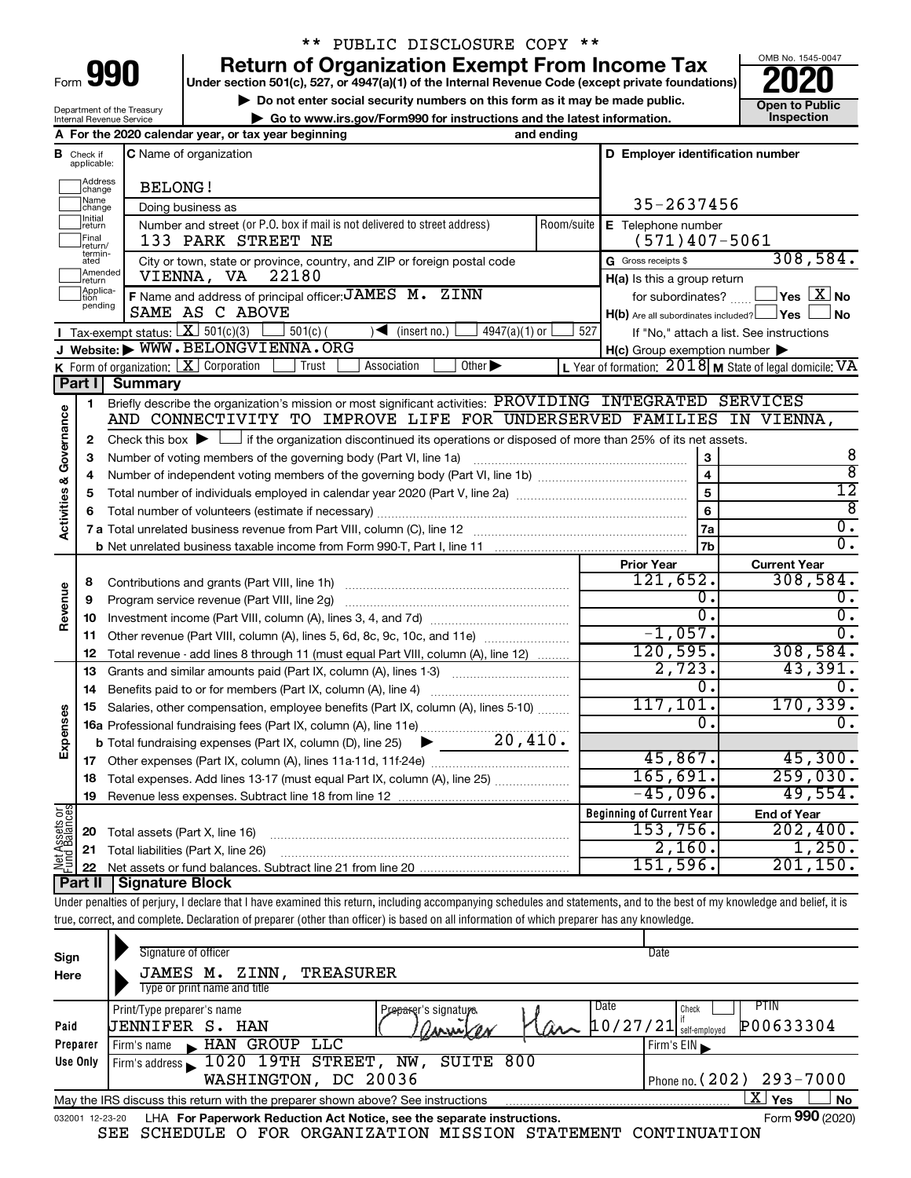\*\* PUBLIC DISCLOSURE COPY \*\*

# Form 990 — Return of Organization Exempt From Income Tax — 2020

Under section 501(c), 527, or 4947(a)(1) of the Internal Revenue Code (except private foundations)

▶ Do not enter social security numbers on this form as it may be made public.

▶ Go to www.irs.gov/Form990 for instructions and the latest information.

Department of the Treasury, Internal Revenue Service

OMB No. 1545-0047 — Open to Public Inspection

**A** For the 2020 calendar year, or tax year beginning and ending

**B** Check if applicable: Address change, Name change, Initial return, Final return/terminated, Amended return, Application pending

**C** Name of organization: BELONG!

Doing business as

Number and street (or P.O. box if mail is not delivered to street address): 133 PARK STREET NE — Room/suite

City or town, state or province, country, and ZIP or foreign postal code: VIENNA, VA 22180

**D** Employer identification number: 35-2637456

**E** Telephone number: (571)407-5061

**G** Gross receipts $ 308,584.

**F** Name and address of principal officer: JAMES M. ZINN, SAME AS C ABOVE

**H(a)** Is this a group return for subordinates? Yes [ ] No [X]

**H(b)** Are all subordinates included? Yes [ ] No [ ] — If "No," attach a list. See instructions

**H(c)** Group exemption number ▶

**I** Tax-exempt status: [X] 501(c)(3) [ ] 501(c) ( ) ◀ (insert no.) [ ] 4947(a)(1) or [ ] 527

**J** Website: ▶ WWW.BELONGVIENNA.ORG

**K** Form of organization: [X] Corporation [ ] Trust [ ] Association [ ] Other ▶

**L** Year of formation: 2018 **M** State of legal domicile: VA

## Part I Summary

**Activities & Governance**

1. Briefly describe the organization's mission or most significant activities: PROVIDING INTEGRATED SERVICES AND CONNECTIVITY TO IMPROVE LIFE FOR UNDERSERVED FAMILIES IN VIENNA,
2. Check this box ▶ [ ] if the organization discontinued its operations or disposed of more than 25% of its net assets.

| | | Line | |
|---|---|---|---|
| 3 | Number of voting members of the governing body (Part VI, line 1a) | 3 | 8 |
| 4 | Number of independent voting members of the governing body (Part VI, line 1b) | 4 | 8 |
| 5 | Total number of individuals employed in calendar year 2020 (Part V, line 2a) | 5 | 12 |
| 6 | Total number of volunteers (estimate if necessary) | 6 | 8 |
| 7a | Total unrelated business revenue from Part VIII, column (C), line 12 | 7a | 0. |
| b | Net unrelated business taxable income from Form 990-T, Part I, line 11 | 7b | 0. |

| | | | Prior Year | Current Year |
|---|---|---|---|---|
| **Revenue** | 8 | Contributions and grants (Part VIII, line 1h) | 121,652. | 308,584. |
| | 9 | Program service revenue (Part VIII, line 2g) | 0. | 0. |
| | 10 | Investment income (Part VIII, column (A), lines 3, 4, and 7d) | 0. | 0. |
| | 11 | Other revenue (Part VIII, column (A), lines 5, 6d, 8c, 9c, 10c, and 11e) | -1,057. | 0. |
| | 12 | Total revenue - add lines 8 through 11 (must equal Part VIII, column (A), line 12) | 120,595. | 308,584. |
| **Expenses** | 13 | Grants and similar amounts paid (Part IX, column (A), lines 1-3) | 2,723. | 43,391. |
| | 14 | Benefits paid to or for members (Part IX, column (A), line 4) | 0. | 0. |
| | 15 | Salaries, other compensation, employee benefits (Part IX, column (A), lines 5-10) | 117,101. | 170,339. |
| | 16a | Professional fundraising fees (Part IX, column (A), line 11e) | 0. | 0. |
| | b | Total fundraising expenses (Part IX, column (D), line 25) ▶ 20,410. | | |
| | 17 | Other expenses (Part IX, column (A), lines 11a-11d, 11f-24e) | 45,867. | 45,300. |
| | 18 | Total expenses. Add lines 13-17 (must equal Part IX, column (A), line 25) | 165,691. | 259,030. |
| | 19 | Revenue less expenses. Subtract line 18 from line 12 | -45,096. | 49,554. |

| | | | Beginning of Current Year | End of Year |
|---|---|---|---|---|
| **Net Assets or Fund Balances** | 20 | Total assets (Part X, line 16) | 153,756. | 202,400. |
| | 21 | Total liabilities (Part X, line 26) | 2,160. | 1,250. |
| | 22 | Net assets or fund balances. Subtract line 21 from line 20 | 151,596. | 201,150. |

## Part II Signature Block

Under penalties of perjury, I declare that I have examined this return, including accompanying schedules and statements, and to the best of my knowledge and belief, it is true, correct, and complete. Declaration of preparer (other than officer) is based on all information of which preparer has any knowledge.

**Sign Here**

Signature of officer — Date

JAMES M. ZINN, TREASURER

Type or print name and title

**Paid Preparer Use Only**

| Print/Type preparer's name | Preparer's signature | Date | Check if self-employed | PTIN |
|---|---|---|---|---|
| JENNIFER S. HAN | Jennifer Han | 10/27/21 | [ ] | P00633304 |

Firm's name ▶ HAN GROUP LLC — Firm's EIN ▶

Firm's address ▶ 1020 19TH STREET, NW, SUITE 800, WASHINGTON, DC 20036 — Phone no. (202) 293-7000

May the IRS discuss this return with the preparer shown above? See instructions [X] Yes [ ] No

032001 12-23-20 LHA For Paperwork Reduction Act Notice, see the separate instructions. Form **990** (2020)

SEE SCHEDULE O FOR ORGANIZATION MISSION STATEMENT CONTINUATION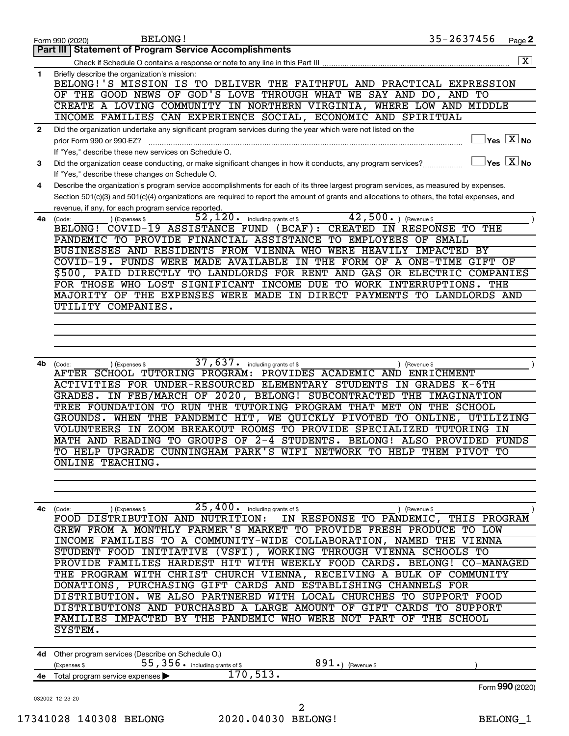Form 990 (2020) BELONG! 35-2637456 Page **2**

## Part III | Statement of Program Service Accomplishments

Check if Schedule O contains a response or note to any line in this Part III .......... [X]

**1** Briefly describe the organization's mission:

BELONG!'S MISSION IS TO DELIVER THE FAITHFUL AND PRACTICAL EXPRESSION OF THE GOOD NEWS OF GOD'S LOVE THROUGH WHAT WE SAY AND DO, AND TO CREATE A LOVING COMMUNITY IN NORTHERN VIRGINIA, WHERE LOW AND MIDDLE INCOME FAMILIES CAN EXPERIENCE SOCIAL, ECONOMIC AND SPIRITUAL

**2** Did the organization undertake any significant program services during the year which were not listed on the prior Form 990 or 990-EZ? .......... [ ] Yes [X] No

If "Yes," describe these new services on Schedule O.

**3** Did the organization cease conducting, or make significant changes in how it conducts, any program services? .......... [ ] Yes [X] No

If "Yes," describe these changes on Schedule O.

**4** Describe the organization's program service accomplishments for each of its three largest program services, as measured by expenses. Section 501(c)(3) and 501(c)(4) organizations are required to report the amount of grants and allocations to others, the total expenses, and revenue, if any, for each program service reported.

**4a** (Code: ) (Expenses $ 52,120. including grants of $ 42,500. ) (Revenue $ )

BELONG! COVID-19 ASSISTANCE FUND (BCAF): CREATED IN RESPONSE TO THE PANDEMIC TO PROVIDE FINANCIAL ASSISTANCE TO EMPLOYEES OF SMALL BUSINESSES AND RESIDENTS FROM VIENNA WHO WERE HEAVILY IMPACTED BY COVID-19. FUNDS WERE MADE AVAILABLE IN THE FORM OF A ONE-TIME GIFT OF $500, PAID DIRECTLY TO LANDLORDS FOR RENT AND GAS OR ELECTRIC COMPANIES FOR THOSE WHO LOST SIGNIFICANT INCOME DUE TO WORK INTERRUPTIONS. THE MAJORITY OF THE EXPENSES WERE MADE IN DIRECT PAYMENTS TO LANDLORDS AND UTILITY COMPANIES.

**4b** (Code: ) (Expenses $ 37,637. including grants of $ ) (Revenue $ )

AFTER SCHOOL TUTORING PROGRAM: PROVIDES ACADEMIC AND ENRICHMENT ACTIVITIES FOR UNDER-RESOURCED ELEMENTARY STUDENTS IN GRADES K-6TH GRADES. IN FEB/MARCH OF 2020, BELONG! SUBCONTRACTED THE IMAGINATION TREE FOUNDATION TO RUN THE TUTORING PROGRAM THAT MET ON THE SCHOOL GROUNDS. WHEN THE PANDEMIC HIT, WE QUICKLY PIVOTED TO ONLINE, UTILIZING VOLUNTEERS IN ZOOM BREAKOUT ROOMS TO PROVIDE SPECIALIZED TUTORING IN MATH AND READING TO GROUPS OF 2-4 STUDENTS. BELONG! ALSO PROVIDED FUNDS TO HELP UPGRADE CUNNINGHAM PARK'S WIFI NETWORK TO HELP THEM PIVOT TO ONLINE TEACHING.

**4c** (Code: ) (Expenses $ 25,400. including grants of $ ) (Revenue $ )

FOOD DISTRIBUTION AND NUTRITION: IN RESPONSE TO PANDEMIC, THIS PROGRAM GREW FROM A MONTHLY FARMER'S MARKET TO PROVIDE FRESH PRODUCE TO LOW INCOME FAMILIES TO A COMMUNITY-WIDE COLLABORATION, NAMED THE VIENNA STUDENT FOOD INITIATIVE (VSFI), WORKING THROUGH VIENNA SCHOOLS TO PROVIDE FAMILIES HARDEST HIT WITH WEEKLY FOOD CARDS. BELONG! CO-MANAGED THE PROGRAM WITH CHRIST CHURCH VIENNA, RECEIVING A BULK OF COMMUNITY DONATIONS, PURCHASING GIFT CARDS AND ESTABLISHING CHANNELS FOR DISTRIBUTION. WE ALSO PARTNERED WITH LOCAL CHURCHES TO SUPPORT FOOD DISTRIBUTIONS AND PURCHASED A LARGE AMOUNT OF GIFT CARDS TO SUPPORT FAMILIES IMPACTED BY THE PANDEMIC WHO WERE NOT PART OF THE SCHOOL SYSTEM.

**4d** Other program services (Describe on Schedule O.)

(Expenses $ 55,356. including grants of $ 891.) (Revenue $ )

**4e** Total program service expenses ▶ 170,513.

Form **990** (2020)

032002 12-23-20

17341028 140308 BELONG 2020.04030 BELONG! BELONG_1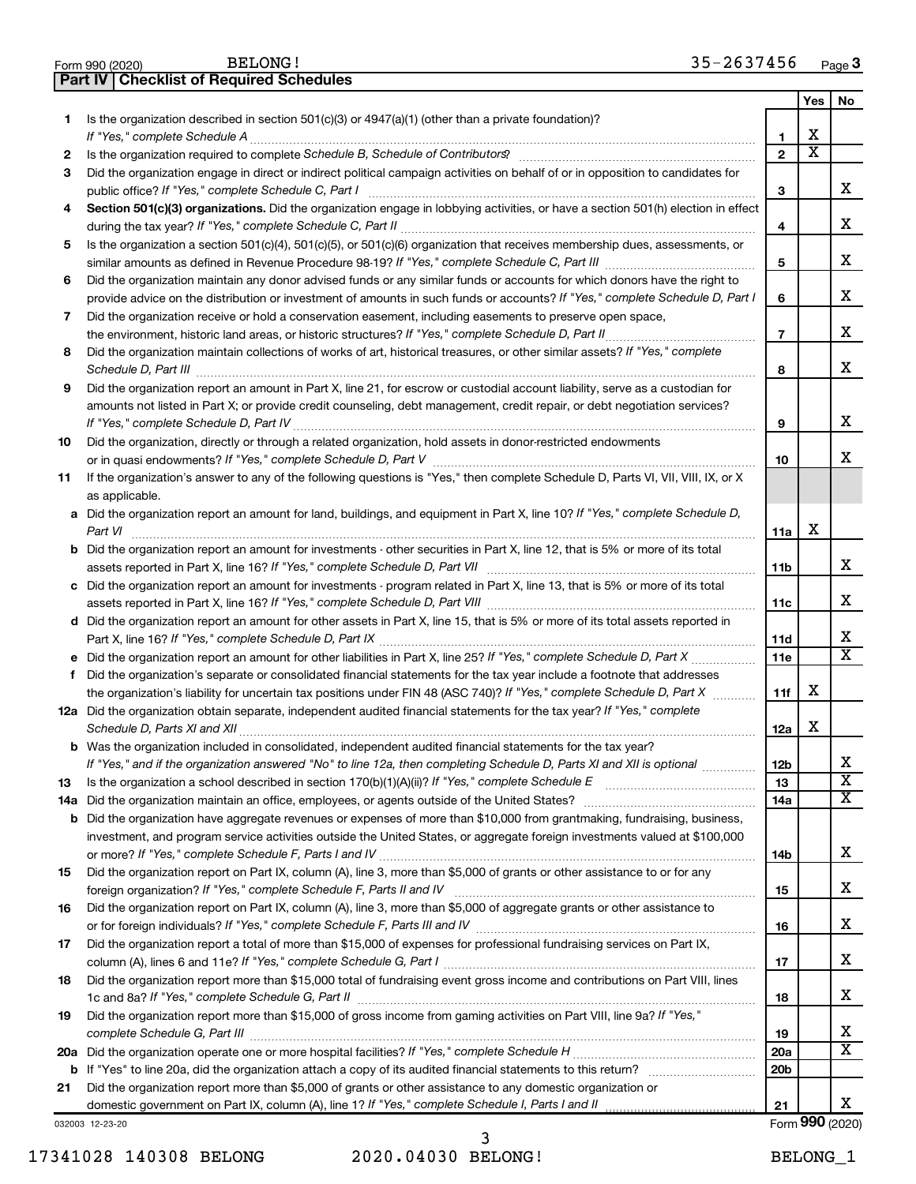Form 990 (2020) BELONG! 35-2637456 Page **3**

## Part IV | Checklist of Required Schedules

| | | | Yes | No |
|---|---|---|---|---|
| **1** | Is the organization described in section 501(c)(3) or 4947(a)(1) (other than a private foundation)? *If "Yes," complete Schedule A* | **1** | X | |
| **2** | Is the organization required to complete *Schedule B, Schedule of Contributors*? | **2** | X | |
| **3** | Did the organization engage in direct or indirect political campaign activities on behalf of or in opposition to candidates for public office? *If "Yes," complete Schedule C, Part I* | **3** | | X |
| **4** | **Section 501(c)(3) organizations.** Did the organization engage in lobbying activities, or have a section 501(h) election in effect during the tax year? *If "Yes," complete Schedule C, Part II* | **4** | | X |
| **5** | Is the organization a section 501(c)(4), 501(c)(5), or 501(c)(6) organization that receives membership dues, assessments, or similar amounts as defined in Revenue Procedure 98-19? *If "Yes," complete Schedule C, Part III* | **5** | | X |
| **6** | Did the organization maintain any donor advised funds or any similar funds or accounts for which donors have the right to provide advice on the distribution or investment of amounts in such funds or accounts? *If "Yes," complete Schedule D, Part I* | **6** | | X |
| **7** | Did the organization receive or hold a conservation easement, including easements to preserve open space, the environment, historic land areas, or historic structures? *If "Yes," complete Schedule D, Part II* | **7** | | X |
| **8** | Did the organization maintain collections of works of art, historical treasures, or other similar assets? *If "Yes," complete Schedule D, Part III* | **8** | | X |
| **9** | Did the organization report an amount in Part X, line 21, for escrow or custodial account liability, serve as a custodian for amounts not listed in Part X; or provide credit counseling, debt management, credit repair, or debt negotiation services? *If "Yes," complete Schedule D, Part IV* | **9** | | X |
| **10** | Did the organization, directly or through a related organization, hold assets in donor-restricted endowments or in quasi endowments? *If "Yes," complete Schedule D, Part V* | **10** | | X |
| **11** | If the organization's answer to any of the following questions is "Yes," then complete Schedule D, Parts VI, VII, VIII, IX, or X as applicable. | | | |
| **a** | Did the organization report an amount for land, buildings, and equipment in Part X, line 10? *If "Yes," complete Schedule D, Part VI* | **11a** | X | |
| **b** | Did the organization report an amount for investments - other securities in Part X, line 12, that is 5% or more of its total assets reported in Part X, line 16? *If "Yes," complete Schedule D, Part VII* | **11b** | | X |
| **c** | Did the organization report an amount for investments - program related in Part X, line 13, that is 5% or more of its total assets reported in Part X, line 16? *If "Yes," complete Schedule D, Part VIII* | **11c** | | X |
| **d** | Did the organization report an amount for other assets in Part X, line 15, that is 5% or more of its total assets reported in Part X, line 16? *If "Yes," complete Schedule D, Part IX* | **11d** | | X |
| **e** | Did the organization report an amount for other liabilities in Part X, line 25? *If "Yes," complete Schedule D, Part X* | **11e** | | X |
| **f** | Did the organization's separate or consolidated financial statements for the tax year include a footnote that addresses the organization's liability for uncertain tax positions under FIN 48 (ASC 740)? *If "Yes," complete Schedule D, Part X* | **11f** | X | |
| **12a** | Did the organization obtain separate, independent audited financial statements for the tax year? *If "Yes," complete Schedule D, Parts XI and XII* | **12a** | X | |
| **b** | Was the organization included in consolidated, independent audited financial statements for the tax year? *If "Yes," and if the organization answered "No" to line 12a, then completing Schedule D, Parts XI and XII is optional* | **12b** | | X |
| **13** | Is the organization a school described in section 170(b)(1)(A)(ii)? *If "Yes," complete Schedule E* | **13** | | X |
| **14a** | Did the organization maintain an office, employees, or agents outside of the United States? | **14a** | | X |
| **b** | Did the organization have aggregate revenues or expenses of more than $10,000 from grantmaking, fundraising, business, investment, and program service activities outside the United States, or aggregate foreign investments valued at $100,000 or more? *If "Yes," complete Schedule F, Parts I and IV* | **14b** | | X |
| **15** | Did the organization report on Part IX, column (A), line 3, more than $5,000 of grants or other assistance to or for any foreign organization? *If "Yes," complete Schedule F, Parts II and IV* | **15** | | X |
| **16** | Did the organization report on Part IX, column (A), line 3, more than $5,000 of aggregate grants or other assistance to or for foreign individuals? *If "Yes," complete Schedule F, Parts III and IV* | **16** | | X |
| **17** | Did the organization report a total of more than $15,000 of expenses for professional fundraising services on Part IX, column (A), lines 6 and 11e? *If "Yes," complete Schedule G, Part I* | **17** | | X |
| **18** | Did the organization report more than $15,000 total of fundraising event gross income and contributions on Part VIII, lines 1c and 8a? *If "Yes," complete Schedule G, Part II* | **18** | | X |
| **19** | Did the organization report more than $15,000 of gross income from gaming activities on Part VIII, line 9a? *If "Yes," complete Schedule G, Part III* | **19** | | X |
| **20a** | Did the organization operate one or more hospital facilities? *If "Yes," complete Schedule H* | **20a** | | X |
| **b** | If "Yes" to line 20a, did the organization attach a copy of its audited financial statements to this return? | **20b** | | |
| **21** | Did the organization report more than $5,000 of grants or other assistance to any domestic organization or domestic government on Part IX, column (A), line 1? *If "Yes," complete Schedule I, Parts I and II* | **21** | | X |

032003 12-23-20 Form **990** (2020)

17341028 140308 BELONG 2020.04030 BELONG! BELONG_1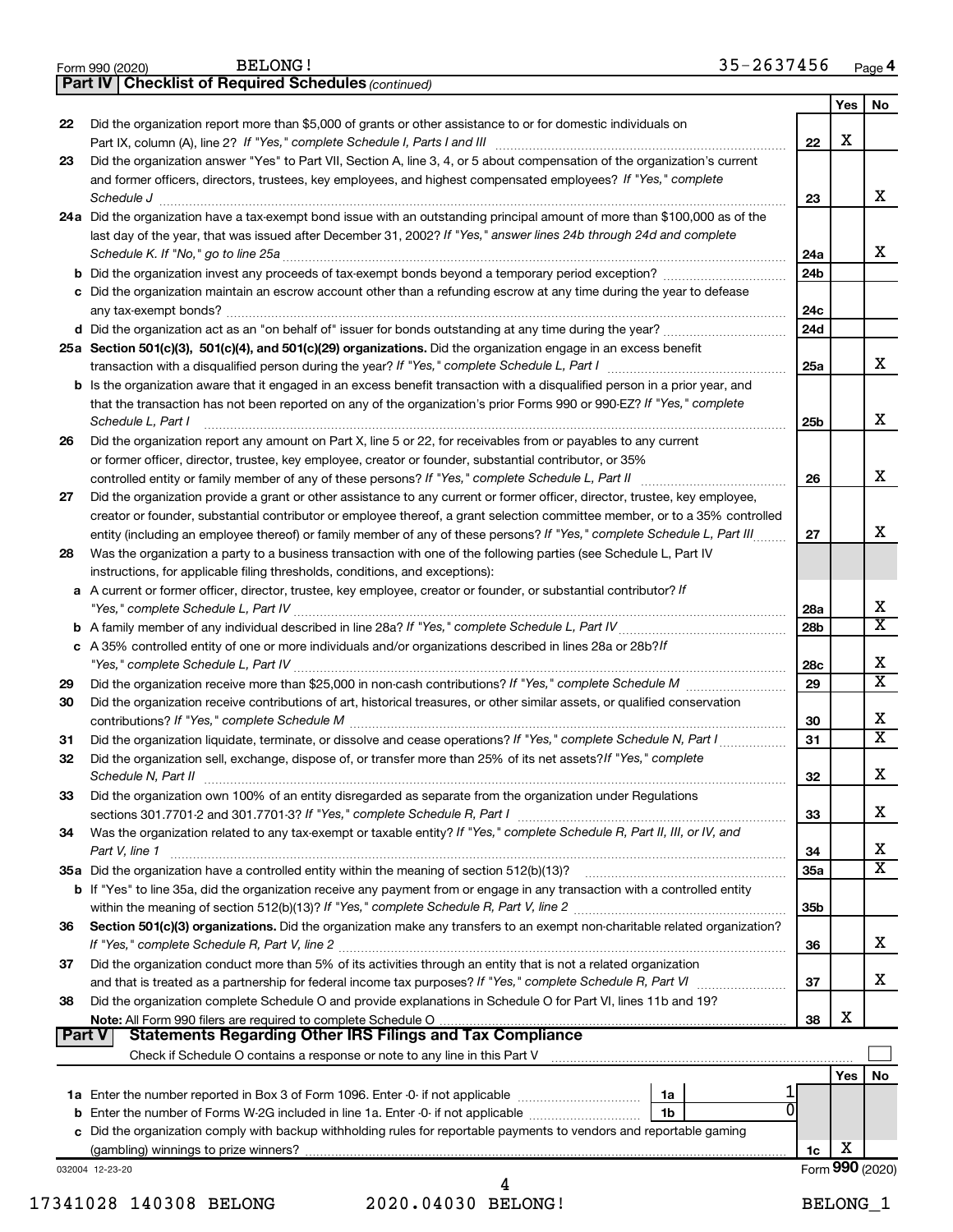Form 990 (2020) BELONG! 35-2637456 Page 4

**Part IV | Checklist of Required Schedules** *(continued)*

| | | | Yes | No |
|---|---|---|---|---|
| 22 | Did the organization report more than $5,000 of grants or other assistance to or for domestic individuals on Part IX, column (A), line 2? *If "Yes," complete Schedule I, Parts I and III* | 22 | X | |
| 23 | Did the organization answer "Yes" to Part VII, Section A, line 3, 4, or 5 about compensation of the organization's current and former officers, directors, trustees, key employees, and highest compensated employees? *If "Yes," complete Schedule J* | 23 | | X |
| 24a | Did the organization have a tax-exempt bond issue with an outstanding principal amount of more than $100,000 as of the last day of the year, that was issued after December 31, 2002? *If "Yes," answer lines 24b through 24d and complete Schedule K. If "No," go to line 25a* | 24a | | X |
| b | Did the organization invest any proceeds of tax-exempt bonds beyond a temporary period exception? | 24b | | |
| c | Did the organization maintain an escrow account other than a refunding escrow at any time during the year to defease any tax-exempt bonds? | 24c | | |
| d | Did the organization act as an "on behalf of" issuer for bonds outstanding at any time during the year? | 24d | | |
| 25a | **Section 501(c)(3), 501(c)(4), and 501(c)(29) organizations.** Did the organization engage in an excess benefit transaction with a disqualified person during the year? *If "Yes," complete Schedule L, Part I* | 25a | | X |
| b | Is the organization aware that it engaged in an excess benefit transaction with a disqualified person in a prior year, and that the transaction has not been reported on any of the organization's prior Forms 990 or 990-EZ? *If "Yes," complete Schedule L, Part I* | 25b | | X |
| 26 | Did the organization report any amount on Part X, line 5 or 22, for receivables from or payables to any current or former officer, director, trustee, key employee, creator or founder, substantial contributor, or 35% controlled entity or family member of any of these persons? *If "Yes," complete Schedule L, Part II* | 26 | | X |
| 27 | Did the organization provide a grant or other assistance to any current or former officer, director, trustee, key employee, creator or founder, substantial contributor or employee thereof, a grant selection committee member, or to a 35% controlled entity (including an employee thereof) or family member of any of these persons? *If "Yes," complete Schedule L, Part III* | 27 | | X |
| 28 | Was the organization a party to a business transaction with one of the following parties (see Schedule L, Part IV instructions, for applicable filing thresholds, conditions, and exceptions): | | | |
| a | A current or former officer, director, trustee, key employee, creator or founder, or substantial contributor? *If "Yes," complete Schedule L, Part IV* | 28a | | X |
| b | A family member of any individual described in line 28a? *If "Yes," complete Schedule L, Part IV* | 28b | | X |
| c | A 35% controlled entity of one or more individuals and/or organizations described in lines 28a or 28b? *If "Yes," complete Schedule L, Part IV* | 28c | | X |
| 29 | Did the organization receive more than $25,000 in non-cash contributions? *If "Yes," complete Schedule M* | 29 | | X |
| 30 | Did the organization receive contributions of art, historical treasures, or other similar assets, or qualified conservation contributions? *If "Yes," complete Schedule M* | 30 | | X |
| 31 | Did the organization liquidate, terminate, or dissolve and cease operations? *If "Yes," complete Schedule N, Part I* | 31 | | X |
| 32 | Did the organization sell, exchange, dispose of, or transfer more than 25% of its net assets? *If "Yes," complete Schedule N, Part II* | 32 | | X |
| 33 | Did the organization own 100% of an entity disregarded as separate from the organization under Regulations sections 301.7701-2 and 301.7701-3? *If "Yes," complete Schedule R, Part I* | 33 | | X |
| 34 | Was the organization related to any tax-exempt or taxable entity? *If "Yes," complete Schedule R, Part II, III, or IV, and Part V, line 1* | 34 | | X |
| 35a | Did the organization have a controlled entity within the meaning of section 512(b)(13)? | 35a | | X |
| b | If "Yes" to line 35a, did the organization receive any payment from or engage in any transaction with a controlled entity within the meaning of section 512(b)(13)? *If "Yes," complete Schedule R, Part V, line 2* | 35b | | |
| 36 | **Section 501(c)(3) organizations.** Did the organization make any transfers to an exempt non-charitable related organization? *If "Yes," complete Schedule R, Part V, line 2* | 36 | | X |
| 37 | Did the organization conduct more than 5% of its activities through an entity that is not a related organization and that is treated as a partnership for federal income tax purposes? *If "Yes," complete Schedule R, Part VI* | 37 | | X |
| 38 | Did the organization complete Schedule O and provide explanations in Schedule O for Part VI, lines 11b and 19? **Note:** All Form 990 filers are required to complete Schedule O | 38 | X | |

**Part V | Statements Regarding Other IRS Filings and Tax Compliance**

Check if Schedule O contains a response or note to any line in this Part V ☐

| | | | | | Yes | No |
|---|---|---|---|---|---|---|
| 1a | Enter the number reported in Box 3 of Form 1096. Enter -0- if not applicable | 1a | 1 | | | |
| b | Enter the number of Forms W-2G included in line 1a. Enter -0- if not applicable | 1b | 0 | | | |
| c | Did the organization comply with backup withholding rules for reportable payments to vendors and reportable gaming (gambling) winnings to prize winners? | | | 1c | X | |

032004 12-23-20 Form **990** (2020)

17341028 140308 BELONG 2020.04030 BELONG! BELONG_1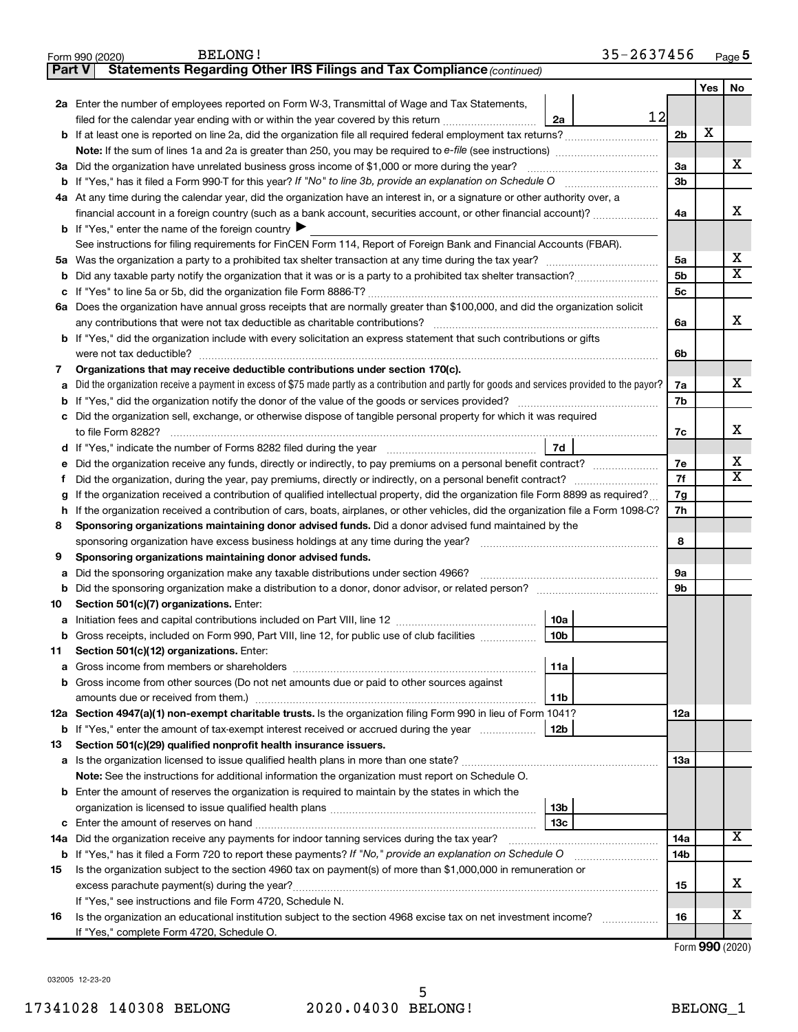Form 990 (2020) BELONG! 35-2637456 Page **5**

**Part V Statements Regarding Other IRS Filings and Tax Compliance** *(continued)*

| | | | | Yes | No |
|---|---|---|---|---|---|
| **2a** | Enter the number of employees reported on Form W-3, Transmittal of Wage and Tax Statements, filed for the calendar year ending with or within the year covered by this return | 2a | 12 | | |
| **b** | If at least one is reported on line 2a, did the organization file all required federal employment tax returns? | | 2b | X | |
| | **Note:** If the sum of lines 1a and 2a is greater than 250, you may be required to *e-file* (see instructions) | | | | |
| **3a** | Did the organization have unrelated business gross income of $1,000 or more during the year? | | 3a | | X |
| **b** | If "Yes," has it filed a Form 990-T for this year? *If "No" to line 3b, provide an explanation on Schedule O* | | 3b | | |
| **4a** | At any time during the calendar year, did the organization have an interest in, or a signature or other authority over, a financial account in a foreign country (such as a bank account, securities account, or other financial account)? | | 4a | | X |
| **b** | If "Yes," enter the name of the foreign country ▶ | | | | |
| | See instructions for filing requirements for FinCEN Form 114, Report of Foreign Bank and Financial Accounts (FBAR). | | | | |
| **5a** | Was the organization a party to a prohibited tax shelter transaction at any time during the tax year? | | 5a | | X |
| **b** | Did any taxable party notify the organization that it was or is a party to a prohibited tax shelter transaction? | | 5b | | X |
| **c** | If "Yes" to line 5a or 5b, did the organization file Form 8886-T? | | 5c | | |
| **6a** | Does the organization have annual gross receipts that are normally greater than $100,000, and did the organization solicit any contributions that were not tax deductible as charitable contributions? | | 6a | | X |
| **b** | If "Yes," did the organization include with every solicitation an express statement that such contributions or gifts were not tax deductible? | | 6b | | |
| **7** | **Organizations that may receive deductible contributions under section 170(c).** | | | | |
| **a** | Did the organization receive a payment in excess of $75 made partly as a contribution and partly for goods and services provided to the payor? | | 7a | | X |
| **b** | If "Yes," did the organization notify the donor of the value of the goods or services provided? | | 7b | | |
| **c** | Did the organization sell, exchange, or otherwise dispose of tangible personal property for which it was required to file Form 8282? | | 7c | | X |
| **d** | If "Yes," indicate the number of Forms 8282 filed during the year | 7d | | | |
| **e** | Did the organization receive any funds, directly or indirectly, to pay premiums on a personal benefit contract? | | 7e | | X |
| **f** | Did the organization, during the year, pay premiums, directly or indirectly, on a personal benefit contract? | | 7f | | X |
| **g** | If the organization received a contribution of qualified intellectual property, did the organization file Form 8899 as required? | | 7g | | |
| **h** | If the organization received a contribution of cars, boats, airplanes, or other vehicles, did the organization file a Form 1098-C? | | 7h | | |
| **8** | **Sponsoring organizations maintaining donor advised funds.** Did a donor advised fund maintained by the sponsoring organization have excess business holdings at any time during the year? | | 8 | | |
| **9** | **Sponsoring organizations maintaining donor advised funds.** | | | | |
| **a** | Did the sponsoring organization make any taxable distributions under section 4966? | | 9a | | |
| **b** | Did the sponsoring organization make a distribution to a donor, donor advisor, or related person? | | 9b | | |
| **10** | **Section 501(c)(7) organizations.** Enter: | | | | |
| **a** | Initiation fees and capital contributions included on Part VIII, line 12 | 10a | | | |
| **b** | Gross receipts, included on Form 990, Part VIII, line 12, for public use of club facilities | 10b | | | |
| **11** | **Section 501(c)(12) organizations.** Enter: | | | | |
| **a** | Gross income from members or shareholders | 11a | | | |
| **b** | Gross income from other sources (Do not net amounts due or paid to other sources against amounts due or received from them.) | 11b | | | |
| **12a** | **Section 4947(a)(1) non-exempt charitable trusts.** Is the organization filing Form 990 in lieu of Form 1041? | | 12a | | |
| **b** | If "Yes," enter the amount of tax-exempt interest received or accrued during the year | 12b | | | |
| **13** | **Section 501(c)(29) qualified nonprofit health insurance issuers.** | | | | |
| **a** | Is the organization licensed to issue qualified health plans in more than one state? | | 13a | | |
| | **Note:** See the instructions for additional information the organization must report on Schedule O. | | | | |
| **b** | Enter the amount of reserves the organization is required to maintain by the states in which the organization is licensed to issue qualified health plans | 13b | | | |
| **c** | Enter the amount of reserves on hand | 13c | | | |
| **14a** | Did the organization receive any payments for indoor tanning services during the tax year? | | 14a | | X |
| **b** | If "Yes," has it filed a Form 720 to report these payments? *If "No," provide an explanation on Schedule O* | | 14b | | |
| **15** | Is the organization subject to the section 4960 tax on payment(s) of more than $1,000,000 in remuneration or excess parachute payment(s) during the year? | | 15 | | X |
| | If "Yes," see instructions and file Form 4720, Schedule N. | | | | |
| **16** | Is the organization an educational institution subject to the section 4968 excise tax on net investment income? | | 16 | | X |
| | If "Yes," complete Form 4720, Schedule O. | | | | |

Form **990** (2020)

032005 12-23-20

17341028 140308 BELONG 2020.04030 BELONG! BELONG_1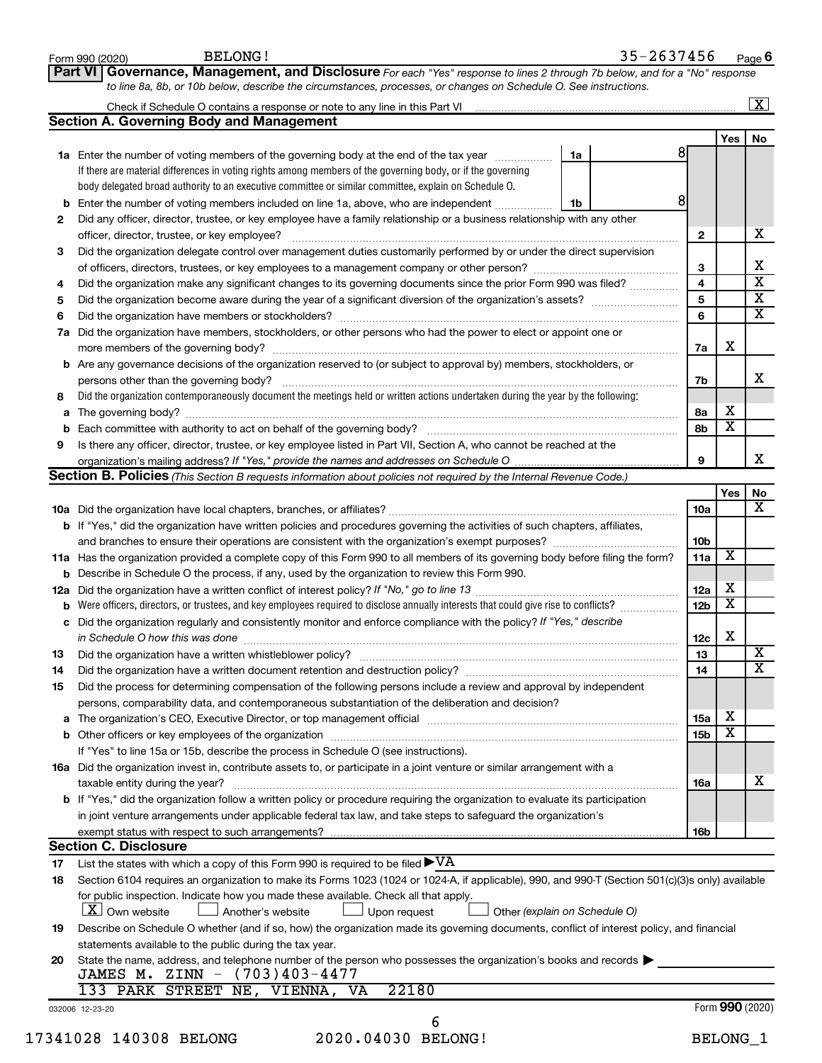Form 990 (2020) BELONG! 35-2637456 Page 6

**Part VI Governance, Management, and Disclosure** *For each "Yes" response to lines 2 through 7b below, and for a "No" response to line 8a, 8b, or 10b below, describe the circumstances, processes, or changes on Schedule O. See instructions.*

Check if Schedule O contains a response or note to any line in this Part VI ☒

## Section A. Governing Body and Management

| | | | | Yes | No |
|---|---|---|---|---|---|
| **1a** | Enter the number of voting members of the governing body at the end of the tax year (1a) | 8 | | | |
| | If there are material differences in voting rights among members of the governing body, or if the governing body delegated broad authority to an executive committee or similar committee, explain on Schedule O. | | | | |
| **b** | Enter the number of voting members included on line 1a, above, who are independent (1b) | 8 | | | |
| **2** | Did any officer, director, trustee, or key employee have a family relationship or a business relationship with any other officer, director, trustee, or key employee? | | 2 | | X |
| **3** | Did the organization delegate control over management duties customarily performed by or under the direct supervision of officers, directors, trustees, or key employees to a management company or other person? | | 3 | | X |
| **4** | Did the organization make any significant changes to its governing documents since the prior Form 990 was filed? | | 4 | | X |
| **5** | Did the organization become aware during the year of a significant diversion of the organization's assets? | | 5 | | X |
| **6** | Did the organization have members or stockholders? | | 6 | | X |
| **7a** | Did the organization have members, stockholders, or other persons who had the power to elect or appoint one or more members of the governing body? | | 7a | X | |
| **b** | Are any governance decisions of the organization reserved to (or subject to approval by) members, stockholders, or persons other than the governing body? | | 7b | | X |
| **8** | Did the organization contemporaneously document the meetings held or written actions undertaken during the year by the following: | | | | |
| **a** | The governing body? | | 8a | X | |
| **b** | Each committee with authority to act on behalf of the governing body? | | 8b | X | |
| **9** | Is there any officer, director, trustee, or key employee listed in Part VII, Section A, who cannot be reached at the organization's mailing address? *If "Yes," provide the names and addresses on Schedule O* | | 9 | | X |

## Section B. Policies *(This Section B requests information about policies not required by the Internal Revenue Code.)*

| | | | Yes | No |
|---|---|---|---|---|
| **10a** | Did the organization have local chapters, branches, or affiliates? | 10a | | X |
| **b** | If "Yes," did the organization have written policies and procedures governing the activities of such chapters, affiliates, and branches to ensure their operations are consistent with the organization's exempt purposes? | 10b | | |
| **11a** | Has the organization provided a complete copy of this Form 990 to all members of its governing body before filing the form? | 11a | X | |
| **b** | Describe in Schedule O the process, if any, used by the organization to review this Form 990. | | | |
| **12a** | Did the organization have a written conflict of interest policy? *If "No," go to line 13* | 12a | X | |
| **b** | Were officers, directors, or trustees, and key employees required to disclose annually interests that could give rise to conflicts? | 12b | X | |
| **c** | Did the organization regularly and consistently monitor and enforce compliance with the policy? *If "Yes," describe in Schedule O how this was done* | 12c | X | |
| **13** | Did the organization have a written whistleblower policy? | 13 | | X |
| **14** | Did the organization have a written document retention and destruction policy? | 14 | | X |
| **15** | Did the process for determining compensation of the following persons include a review and approval by independent persons, comparability data, and contemporaneous substantiation of the deliberation and decision? | | | |
| **a** | The organization's CEO, Executive Director, or top management official | 15a | X | |
| **b** | Other officers or key employees of the organization | 15b | X | |
| | If "Yes" to line 15a or 15b, describe the process in Schedule O (see instructions). | | | |
| **16a** | Did the organization invest in, contribute assets to, or participate in a joint venture or similar arrangement with a taxable entity during the year? | 16a | | X |
| **b** | If "Yes," did the organization follow a written policy or procedure requiring the organization to evaluate its participation in joint venture arrangements under applicable federal tax law, and take steps to safeguard the organization's exempt status with respect to such arrangements? | 16b | | |

## Section C. Disclosure

**17** List the states with which a copy of this Form 990 is required to be filed ▶VA

**18** Section 6104 requires an organization to make its Forms 1023 (1024 or 1024-A, if applicable), 990, and 990-T (Section 501(c)(3)s only) available for public inspection. Indicate how you made these available. Check all that apply.

☒ Own website ☐ Another's website ☐ Upon request ☐ Other *(explain on Schedule O)*

**19** Describe on Schedule O whether (and if so, how) the organization made its governing documents, conflict of interest policy, and financial statements available to the public during the tax year.

**20** State the name, address, and telephone number of the person who possesses the organization's books and records ▶

JAMES M. ZINN - (703)403-4477
133 PARK STREET NE, VIENNA, VA 22180

032006 12-23-20 Form **990** (2020)

17341028 140308 BELONG 2020.04030 BELONG! BELONG_1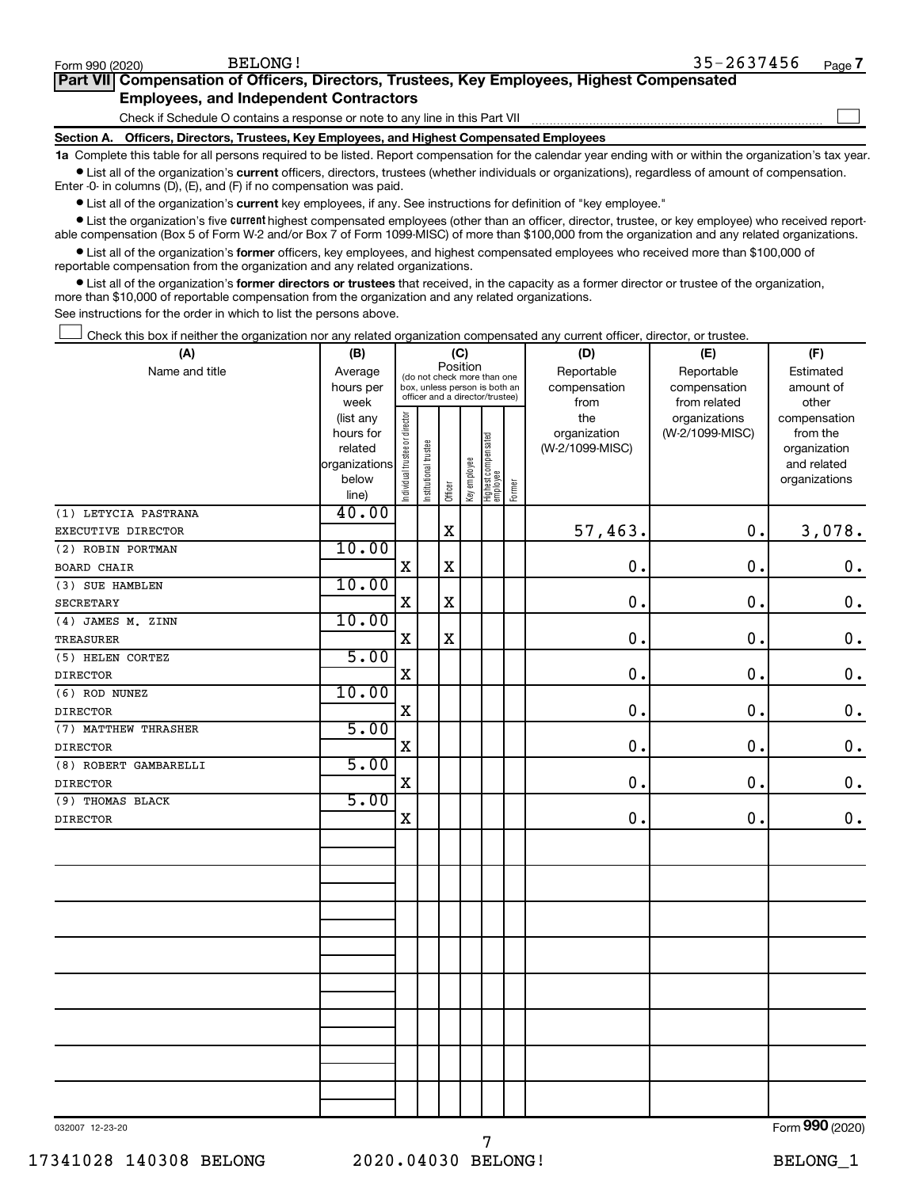Form 990 (2020) BELONG! 35-2637456 Page 7

**Part VII Compensation of Officers, Directors, Trustees, Key Employees, Highest Compensated Employees, and Independent Contractors**

Check if Schedule O contains a response or note to any line in this Part VII ☐

**Section A. Officers, Directors, Trustees, Key Employees, and Highest Compensated Employees**

**1a** Complete this table for all persons required to be listed. Report compensation for the calendar year ending with or within the organization's tax year.

- List all of the organization's **current** officers, directors, trustees (whether individuals or organizations), regardless of amount of compensation. Enter -0- in columns (D), (E), and (F) if no compensation was paid.
- List all of the organization's **current** key employees, if any. See instructions for definition of "key employee."
- List the organization's five **current** highest compensated employees (other than an officer, director, trustee, or key employee) who received reportable compensation (Box 5 of Form W-2 and/or Box 7 of Form 1099-MISC) of more than $100,000 from the organization and any related organizations.
- List all of the organization's **former** officers, key employees, and highest compensated employees who received more than $100,000 of reportable compensation from the organization and any related organizations.
- List all of the organization's **former directors or trustees** that received, in the capacity as a former director or trustee of the organization, more than $10,000 of reportable compensation from the organization and any related organizations.

See instructions for the order in which to list the persons above.

☐ Check this box if neither the organization nor any related organization compensated any current officer, director, or trustee.

| (A) Name and title | (B) Average hours per week (list any hours for related organizations below line) | (C) Position: Individual trustee or director | Institutional trustee | Officer | Key employee | Highest compensated employee | Former | (D) Reportable compensation from the organization (W-2/1099-MISC) | (E) Reportable compensation from related organizations (W-2/1099-MISC) | (F) Estimated amount of other compensation from the organization and related organizations |
|---|---|---|---|---|---|---|---|---|---|---|
| (1) LETYCIA PASTRANA<br>EXECUTIVE DIRECTOR | 40.00 | | | X | | | | 57,463. | 0. | 3,078. |
| (2) ROBIN PORTMAN<br>BOARD CHAIR | 10.00 | X | | X | | | | 0. | 0. | 0. |
| (3) SUE HAMBLEN<br>SECRETARY | 10.00 | X | | X | | | | 0. | 0. | 0. |
| (4) JAMES M. ZINN<br>TREASURER | 10.00 | X | | X | | | | 0. | 0. | 0. |
| (5) HELEN CORTEZ<br>DIRECTOR | 5.00 | X | | | | | | 0. | 0. | 0. |
| (6) ROD NUNEZ<br>DIRECTOR | 10.00 | X | | | | | | 0. | 0. | 0. |
| (7) MATTHEW THRASHER<br>DIRECTOR | 5.00 | X | | | | | | 0. | 0. | 0. |
| (8) ROBERT GAMBARELLI<br>DIRECTOR | 5.00 | X | | | | | | 0. | 0. | 0. |
| (9) THOMAS BLACK<br>DIRECTOR | 5.00 | X | | | | | | 0. | 0. | 0. |

032007 12-23-20 Form **990** (2020)

17341028 140308 BELONG 2020.04030 BELONG! BELONG_1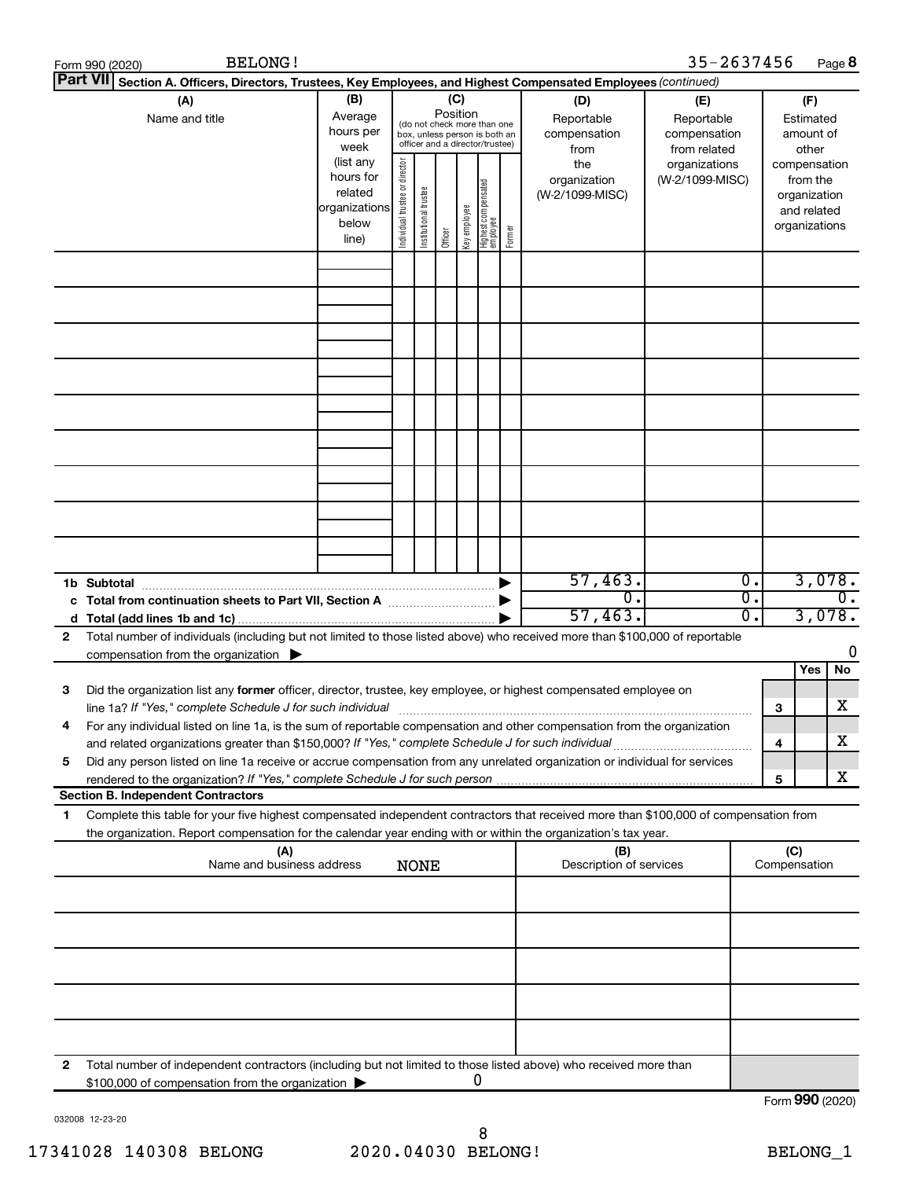Form 990 (2020) BELONG! 35-2637456

**Part VII** Section A. Officers, Directors, Trustees, Key Employees, and Highest Compensated Employees *(continued)*

| (A) Name and title | (B) Average hours per week (list any hours for related organizations below line) | (C) Position: Individual trustee or director | Institutional trustee | Officer | Key employee | Highest compensated employee | Former | (D) Reportable compensation from the organization (W-2/1099-MISC) | (E) Reportable compensation from related organizations (W-2/1099-MISC) | (F) Estimated amount of other compensation from the organization and related organizations |
|---|---|---|---|---|---|---|---|---|---|---|
| | | | | | | | | | | |
| | | | | | | | | | | |
| | | | | | | | | | | |
| | | | | | | | | | | |
| | | | | | | | | | | |
| | | | | | | | | | | |
| | | | | | | | | | | |
| | | | | | | | | | | |
| | | | | | | | | | | |
| **1b Subtotal** | | | | | | | | 57,463. | 0. | 3,078. |
| **c Total from continuation sheets to Part VII, Section A** | | | | | | | | 0. | 0. | 0. |
| **d Total (add lines 1b and 1c)** | | | | | | | | 57,463. | 0. | 3,078. |

**2** Total number of individuals (including but not limited to those listed above) who received more than $100,000 of reportable compensation from the organization ▶ 0

| | | | Yes | No |
|---|---|---|---|---|
| **3** | Did the organization list any **former** officer, director, trustee, key employee, or highest compensated employee on line 1a? *If "Yes," complete Schedule J for such individual* | 3 | | X |
| **4** | For any individual listed on line 1a, is the sum of reportable compensation and other compensation from the organization and related organizations greater than $150,000? *If "Yes," complete Schedule J for such individual* | 4 | | X |
| **5** | Did any person listed on line 1a receive or accrue compensation from any unrelated organization or individual for services rendered to the organization? *If "Yes," complete Schedule J for such person* | 5 | | X |

**Section B. Independent Contractors**

**1** Complete this table for your five highest compensated independent contractors that received more than $100,000 of compensation from the organization. Report compensation for the calendar year ending with or within the organization's tax year.

| (A) Name and business address | (B) Description of services | (C) Compensation |
|---|---|---|
| NONE | | |
| | | |
| | | |
| | | |
| | | |

**2** Total number of independent contractors (including but not limited to those listed above) who received more than $100,000 of compensation from the organization ▶ 0

Form **990** (2020)

032008 12-23-20

17341028 140308 BELONG 2020.04030 BELONG! BELONG_1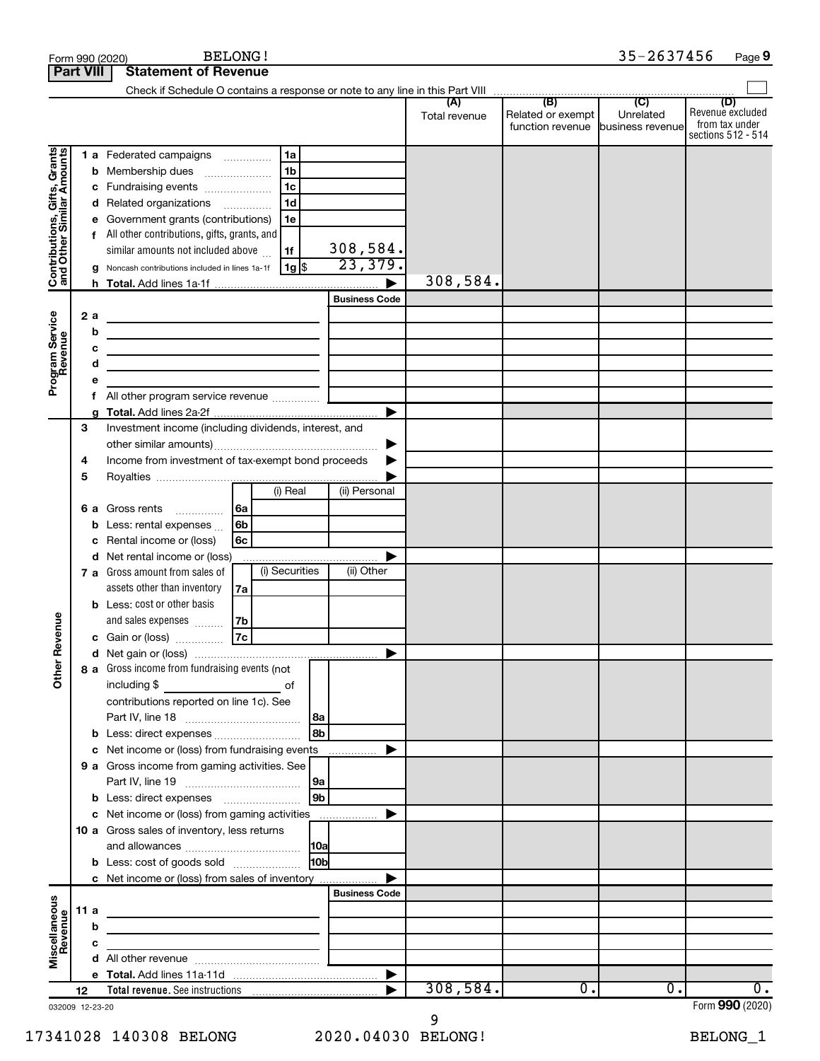Form 990 (2020) BELONG! 35-2637456

## Part VIII Statement of Revenue

Check if Schedule O contains a response or note to any line in this Part VIII

| | | | (A) Total revenue | (B) Related or exempt function revenue | (C) Unrelated business revenue | (D) Revenue excluded from tax under sections 512 - 514 |
|---|---|---|---|---|---|---|
| **Contributions, Gifts, Grants and Other Similar Amounts** | 1a Federated campaigns | 1a | | | | |
| | b Membership dues | 1b | | | | |
| | c Fundraising events | 1c | | | | |
| | d Related organizations | 1d | | | | |
| | e Government grants (contributions) | 1e | | | | |
| | f All other contributions, gifts, grants, and similar amounts not included above | 1f 308,584. | | | | |
| | g Noncash contributions included in lines 1a-1f | 1g $ 23,379. | | | | |
| | h Total. Add lines 1a-1f | | 308,584. | | | |
| **Program Service Revenue** | | Business Code | | | | |
| | 2a | | | | | |
| | b | | | | | |
| | c | | | | | |
| | d | | | | | |
| | e | | | | | |
| | f All other program service revenue | | | | | |
| | g Total. Add lines 2a-2f | | | | | |
| **Other Revenue** | 3 Investment income (including dividends, interest, and other similar amounts) | | | | | |
| | 4 Income from investment of tax-exempt bond proceeds | | | | | |
| | 5 Royalties | | | | | |
| | | (i) Real / (ii) Personal | | | | |
| | 6a Gross rents | 6a | | | | |
| | b Less: rental expenses | 6b | | | | |
| | c Rental income or (loss) | 6c | | | | |
| | d Net rental income or (loss) | | | | | |
| | | (i) Securities / (ii) Other | | | | |
| | 7a Gross amount from sales of assets other than inventory | 7a | | | | |
| | b Less: cost or other basis and sales expenses | 7b | | | | |
| | c Gain or (loss) | 7c | | | | |
| | d Net gain or (loss) | | | | | |
| | 8a Gross income from fundraising events (not including $ of contributions reported on line 1c). See Part IV, line 18 | 8a | | | | |
| | b Less: direct expenses | 8b | | | | |
| | c Net income or (loss) from fundraising events | | | | | |
| | 9a Gross income from gaming activities. See Part IV, line 19 | 9a | | | | |
| | b Less: direct expenses | 9b | | | | |
| | c Net income or (loss) from gaming activities | | | | | |
| | 10a Gross sales of inventory, less returns and allowances | 10a | | | | |
| | b Less: cost of goods sold | 10b | | | | |
| | c Net income or (loss) from sales of inventory | | | | | |
| **Miscellaneous Revenue** | | Business Code | | | | |
| | 11a | | | | | |
| | b | | | | | |
| | c | | | | | |
| | d All other revenue | | | | | |
| | e Total. Add lines 11a-11d | | | | | |
| | 12 Total revenue. See instructions | | 308,584. | 0. | 0. | 0. |

032009 12-23-20 Form 990 (2020)

17341028 140308 BELONG 2020.04030 BELONG! BELONG_1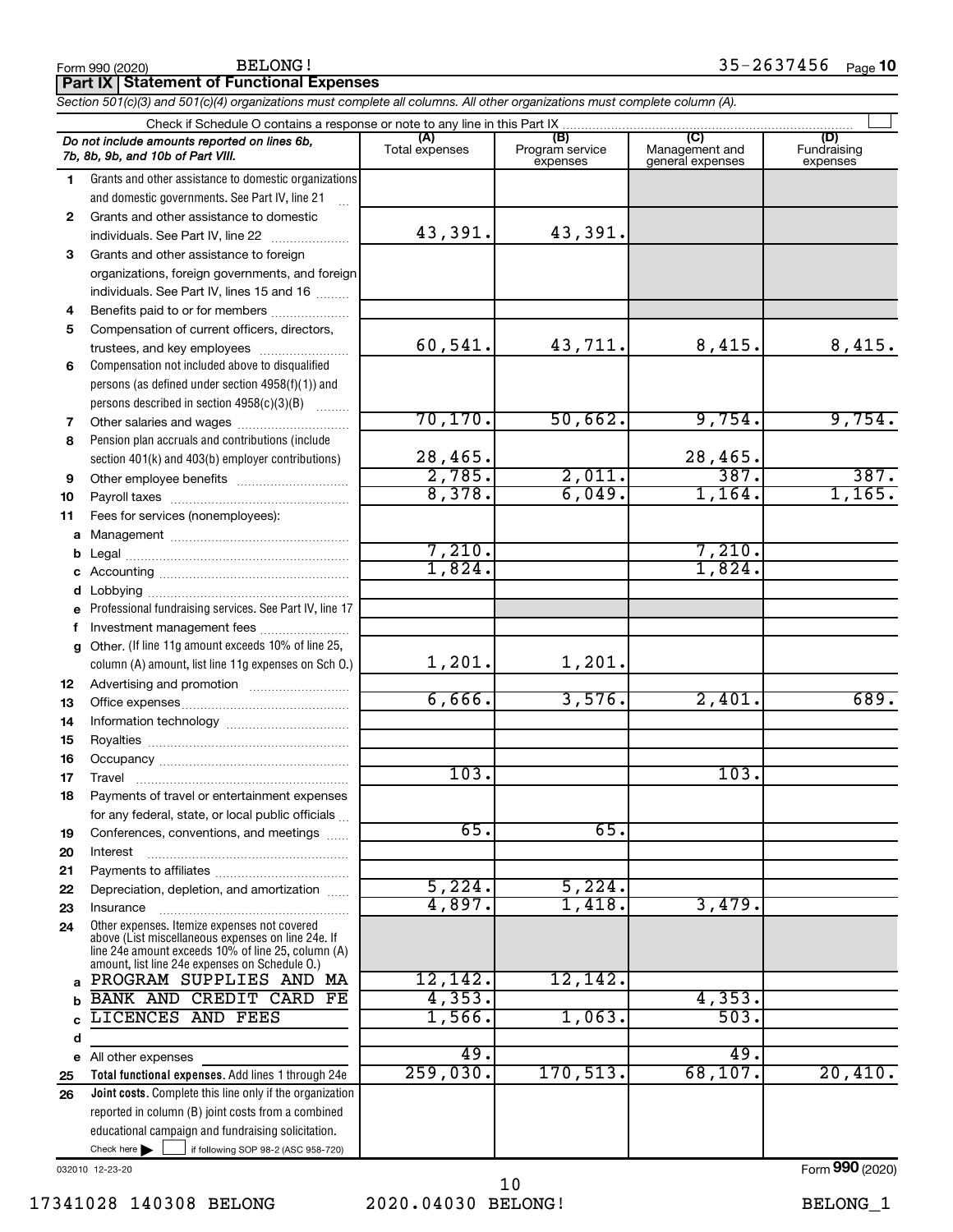Form 990 (2020) BELONG! 35-2637456 Page 10

**Part IX | Statement of Functional Expenses**

*Section 501(c)(3) and 501(c)(4) organizations must complete all columns. All other organizations must complete column (A).*

Check if Schedule O contains a response or note to any line in this Part IX ☐

| | *Do not include amounts reported on lines 6b, 7b, 8b, 9b, and 10b of Part VIII.* | (A) Total expenses | (B) Program service expenses | (C) Management and general expenses | (D) Fundraising expenses |
|---|---|---|---|---|---|
| 1 | Grants and other assistance to domestic organizations and domestic governments. See Part IV, line 21 | | | | |
| 2 | Grants and other assistance to domestic individuals. See Part IV, line 22 | 43,391. | 43,391. | | |
| 3 | Grants and other assistance to foreign organizations, foreign governments, and foreign individuals. See Part IV, lines 15 and 16 | | | | |
| 4 | Benefits paid to or for members | | | | |
| 5 | Compensation of current officers, directors, trustees, and key employees | 60,541. | 43,711. | 8,415. | 8,415. |
| 6 | Compensation not included above to disqualified persons (as defined under section 4958(f)(1)) and persons described in section 4958(c)(3)(B) | | | | |
| 7 | Other salaries and wages | 70,170. | 50,662. | 9,754. | 9,754. |
| 8 | Pension plan accruals and contributions (include section 401(k) and 403(b) employer contributions) | 28,465. | | 28,465. | |
| 9 | Other employee benefits | 2,785. | 2,011. | 387. | 387. |
| 10 | Payroll taxes | 8,378. | 6,049. | 1,164. | 1,165. |
| 11 | Fees for services (nonemployees): | | | | |
| a | Management | | | | |
| b | Legal | 7,210. | | 7,210. | |
| c | Accounting | 1,824. | | 1,824. | |
| d | Lobbying | | | | |
| e | Professional fundraising services. See Part IV, line 17 | | | | |
| f | Investment management fees | | | | |
| g | Other. (If line 11g amount exceeds 10% of line 25, column (A) amount, list line 11g expenses on Sch O.) | 1,201. | 1,201. | | |
| 12 | Advertising and promotion | | | | |
| 13 | Office expenses | 6,666. | 3,576. | 2,401. | 689. |
| 14 | Information technology | | | | |
| 15 | Royalties | | | | |
| 16 | Occupancy | | | | |
| 17 | Travel | 103. | | 103. | |
| 18 | Payments of travel or entertainment expenses for any federal, state, or local public officials | | | | |
| 19 | Conferences, conventions, and meetings | 65. | 65. | | |
| 20 | Interest | | | | |
| 21 | Payments to affiliates | | | | |
| 22 | Depreciation, depletion, and amortization | 5,224. | 5,224. | | |
| 23 | Insurance | 4,897. | 1,418. | 3,479. | |
| 24 | Other expenses. Itemize expenses not covered above (List miscellaneous expenses on line 24e. If line 24e amount exceeds 10% of line 25, column (A) amount, list line 24e expenses on Schedule O.) | | | | |
| a | PROGRAM SUPPLIES AND MA | 12,142. | 12,142. | | |
| b | BANK AND CREDIT CARD FE | 4,353. | | 4,353. | |
| c | LICENCES AND FEES | 1,566. | 1,063. | 503. | |
| d | | | | | |
| e | All other expenses | 49. | | 49. | |
| 25 | **Total functional expenses.** Add lines 1 through 24e | 259,030. | 170,513. | 68,107. | 20,410. |
| 26 | **Joint costs.** Complete this line only if the organization reported in column (B) joint costs from a combined educational campaign and fundraising solicitation. Check here ☐ if following SOP 98-2 (ASC 958-720) | | | | |

032010 12-23-20 Form **990** (2020)

17341028 140308 BELONG 2020.04030 BELONG! BELONG_1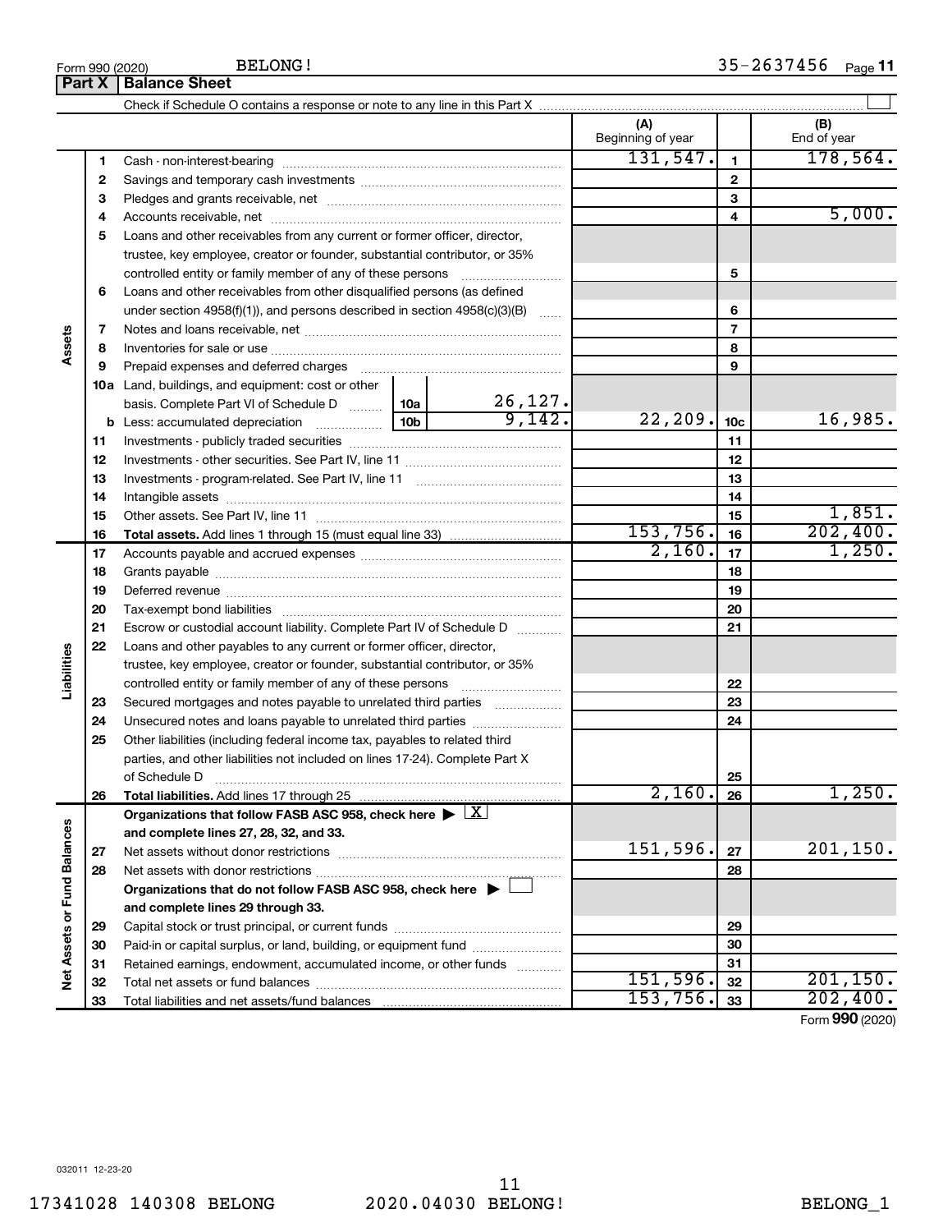Form 990 (2020) BELONG! 35-2637456 Page 11

## Part X Balance Sheet

Check if Schedule O contains a response or note to any line in this Part X ☐

| | | | | (A) Beginning of year | | (B) End of year |
|---|---|---|---|---|---|---|
| **Assets** | 1 | Cash - non-interest-bearing | | 131,547. | 1 | 178,564. |
| | 2 | Savings and temporary cash investments | | | 2 | |
| | 3 | Pledges and grants receivable, net | | | 3 | |
| | 4 | Accounts receivable, net | | | 4 | 5,000. |
| | 5 | Loans and other receivables from any current or former officer, director, trustee, key employee, creator or founder, substantial contributor, or 35% controlled entity or family member of any of these persons | | | 5 | |
| | 6 | Loans and other receivables from other disqualified persons (as defined under section 4958(f)(1)), and persons described in section 4958(c)(3)(B) | | | 6 | |
| | 7 | Notes and loans receivable, net | | | 7 | |
| | 8 | Inventories for sale or use | | | 8 | |
| | 9 | Prepaid expenses and deferred charges | | | 9 | |
| | 10a | Land, buildings, and equipment: cost or other basis. Complete Part VI of Schedule D | 10a 26,127. | | | |
| | b | Less: accumulated depreciation | 10b 9,142. | 22,209. | 10c | 16,985. |
| | 11 | Investments - publicly traded securities | | | 11 | |
| | 12 | Investments - other securities. See Part IV, line 11 | | | 12 | |
| | 13 | Investments - program-related. See Part IV, line 11 | | | 13 | |
| | 14 | Intangible assets | | | 14 | |
| | 15 | Other assets. See Part IV, line 11 | | | 15 | 1,851. |
| | 16 | **Total assets.** Add lines 1 through 15 (must equal line 33) | | 153,756. | 16 | 202,400. |
| **Liabilities** | 17 | Accounts payable and accrued expenses | | 2,160. | 17 | 1,250. |
| | 18 | Grants payable | | | 18 | |
| | 19 | Deferred revenue | | | 19 | |
| | 20 | Tax-exempt bond liabilities | | | 20 | |
| | 21 | Escrow or custodial account liability. Complete Part IV of Schedule D | | | 21 | |
| | 22 | Loans and other payables to any current or former officer, director, trustee, key employee, creator or founder, substantial contributor, or 35% controlled entity or family member of any of these persons | | | 22 | |
| | 23 | Secured mortgages and notes payable to unrelated third parties | | | 23 | |
| | 24 | Unsecured notes and loans payable to unrelated third parties | | | 24 | |
| | 25 | Other liabilities (including federal income tax, payables to related third parties, and other liabilities not included on lines 17-24). Complete Part X of Schedule D | | | 25 | |
| | 26 | **Total liabilities.** Add lines 17 through 25 | | 2,160. | 26 | 1,250. |
| **Net Assets or Fund Balances** | | **Organizations that follow FASB ASC 958, check here ▶ ☒ and complete lines 27, 28, 32, and 33.** | | | | |
| | 27 | Net assets without donor restrictions | | 151,596. | 27 | 201,150. |
| | 28 | Net assets with donor restrictions | | | 28 | |
| | | **Organizations that do not follow FASB ASC 958, check here ▶ ☐ and complete lines 29 through 33.** | | | | |
| | 29 | Capital stock or trust principal, or current funds | | | 29 | |
| | 30 | Paid-in or capital surplus, or land, building, or equipment fund | | | 30 | |
| | 31 | Retained earnings, endowment, accumulated income, or other funds | | | 31 | |
| | 32 | Total net assets or fund balances | | 151,596. | 32 | 201,150. |
| | 33 | Total liabilities and net assets/fund balances | | 153,756. | 33 | 202,400. |

Form **990** (2020)

032011 12-23-20

17341028 140308 BELONG 2020.04030 BELONG! BELONG_1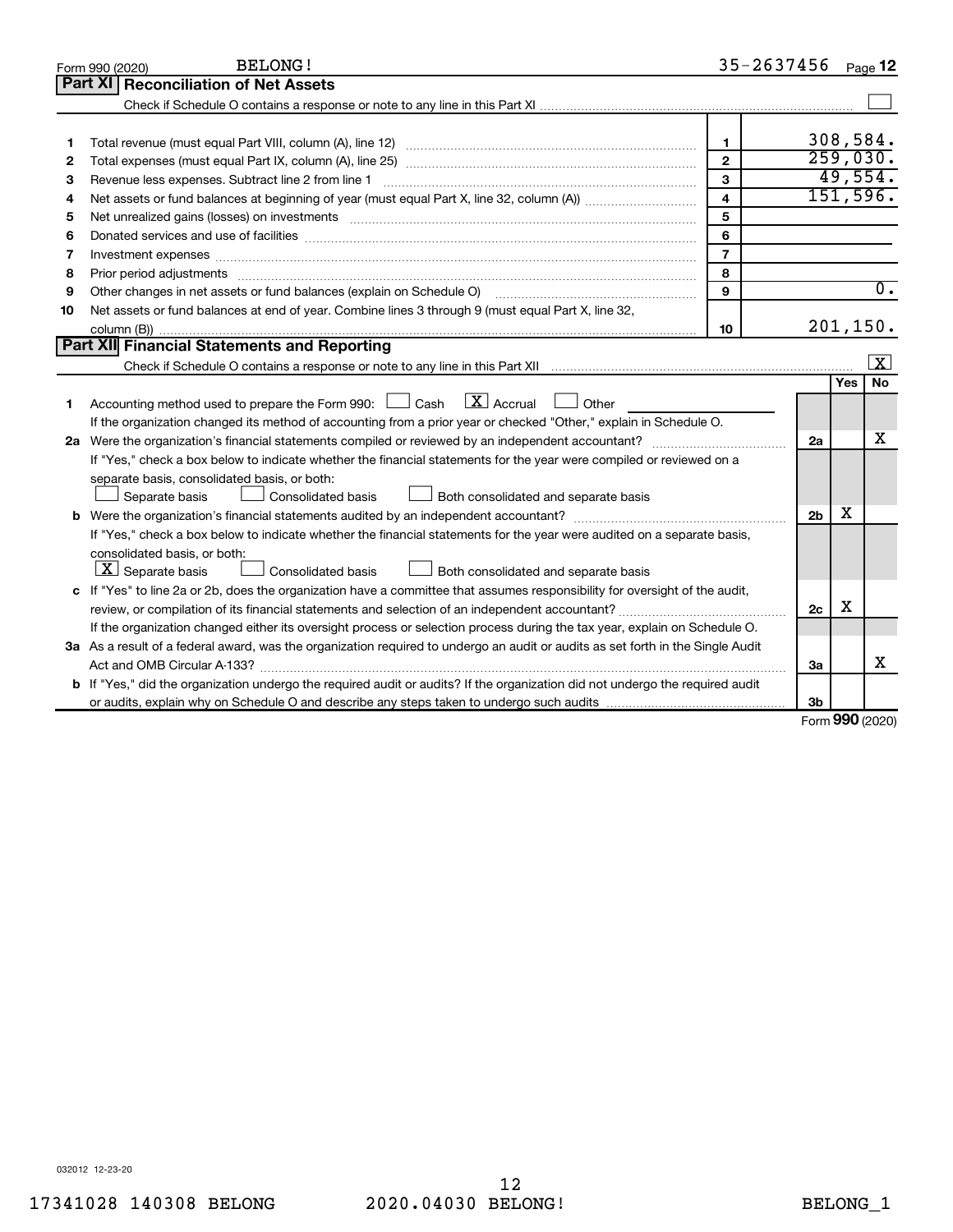Form 990 (2020) BELONG! 35-2637456

## Part XI Reconciliation of Net Assets

Check if Schedule O contains a response or note to any line in this Part XI ☐

| | | | |
|---|---|---|---|
| 1 | Total revenue (must equal Part VIII, column (A), line 12) | 1 | 308,584. |
| 2 | Total expenses (must equal Part IX, column (A), line 25) | 2 | 259,030. |
| 3 | Revenue less expenses. Subtract line 2 from line 1 | 3 | 49,554. |
| 4 | Net assets or fund balances at beginning of year (must equal Part X, line 32, column (A)) | 4 | 151,596. |
| 5 | Net unrealized gains (losses) on investments | 5 | |
| 6 | Donated services and use of facilities | 6 | |
| 7 | Investment expenses | 7 | |
| 8 | Prior period adjustments | 8 | |
| 9 | Other changes in net assets or fund balances (explain on Schedule O) | 9 | 0. |
| 10 | Net assets or fund balances at end of year. Combine lines 3 through 9 (must equal Part X, line 32, column (B)) | 10 | 201,150. |

## Part XII Financial Statements and Reporting

Check if Schedule O contains a response or note to any line in this Part XII ☒

| | | | Yes | No |
|---|---|---|---|---|
| 1 | Accounting method used to prepare the Form 990: ☐ Cash ☒ Accrual ☐ Other<br>If the organization changed its method of accounting from a prior year or checked "Other," explain in Schedule O. | | | |
| 2a | Were the organization's financial statements compiled or reviewed by an independent accountant?<br>If "Yes," check a box below to indicate whether the financial statements for the year were compiled or reviewed on a separate basis, consolidated basis, or both:<br>☐ Separate basis ☐ Consolidated basis ☐ Both consolidated and separate basis | 2a | | X |
| b | Were the organization's financial statements audited by an independent accountant?<br>If "Yes," check a box below to indicate whether the financial statements for the year were audited on a separate basis, consolidated basis, or both:<br>☒ Separate basis ☐ Consolidated basis ☐ Both consolidated and separate basis | 2b | X | |
| c | If "Yes" to line 2a or 2b, does the organization have a committee that assumes responsibility for oversight of the audit, review, or compilation of its financial statements and selection of an independent accountant?<br>If the organization changed either its oversight process or selection process during the tax year, explain on Schedule O. | 2c | X | |
| 3a | As a result of a federal award, was the organization required to undergo an audit or audits as set forth in the Single Audit Act and OMB Circular A-133? | 3a | | X |
| b | If "Yes," did the organization undergo the required audit or audits? If the organization did not undergo the required audit or audits, explain why on Schedule O and describe any steps taken to undergo such audits | 3b | | |

Form **990** (2020)

032012 12-23-20

17341028 140308 BELONG 2020.04030 BELONG! BELONG_1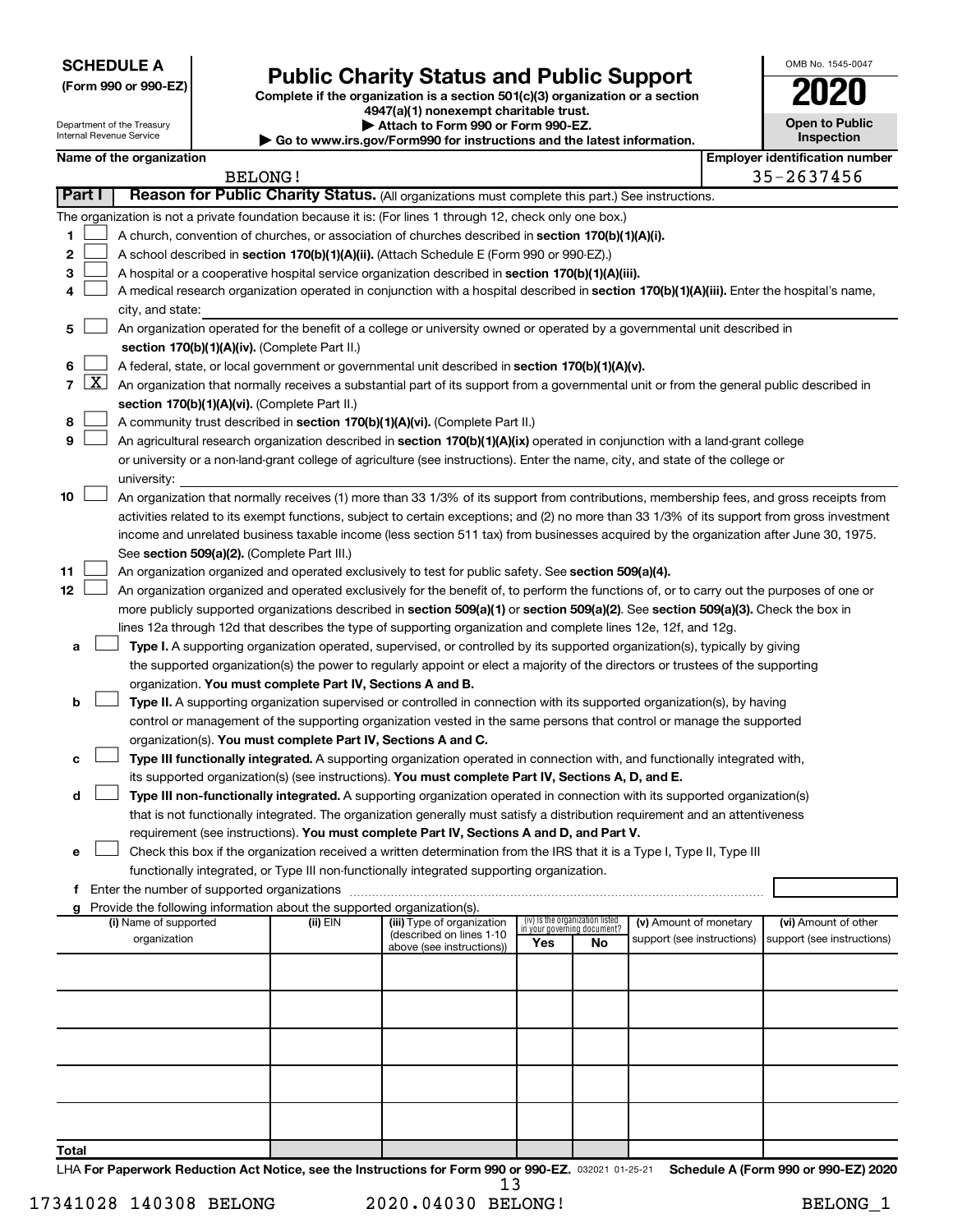**SCHEDULE A**
**(Form 990 or 990-EZ)**

Department of the Treasury
Internal Revenue Service

# Public Charity Status and Public Support

**Complete if the organization is a section 501(c)(3) organization or a section 4947(a)(1) nonexempt charitable trust.**
**▶ Attach to Form 990 or Form 990-EZ.**
**▶ Go to www.irs.gov/Form990 for instructions and the latest information.**

OMB No. 1545-0047
**2020**
**Open to Public Inspection**

**Name of the organization**: BELONG!
**Employer identification number**: 35-2637456

## Part I Reason for Public Charity Status. (All organizations must complete this part.) See instructions.

The organization is not a private foundation because it is: (For lines 1 through 12, check only one box.)

1. [ ] A church, convention of churches, or association of churches described in **section 170(b)(1)(A)(i).**
2. [ ] A school described in **section 170(b)(1)(A)(ii).** (Attach Schedule E (Form 990 or 990-EZ).)
3. [ ] A hospital or a cooperative hospital service organization described in **section 170(b)(1)(A)(iii).**
4. [ ] A medical research organization operated in conjunction with a hospital described in **section 170(b)(1)(A)(iii).** Enter the hospital's name, city, and state: ______
5. [ ] An organization operated for the benefit of a college or university owned or operated by a governmental unit described in **section 170(b)(1)(A)(iv).** (Complete Part II.)
6. [ ] A federal, state, or local government or governmental unit described in **section 170(b)(1)(A)(v).**
7. [X] An organization that normally receives a substantial part of its support from a governmental unit or from the general public described in **section 170(b)(1)(A)(vi).** (Complete Part II.)
8. [ ] A community trust described in **section 170(b)(1)(A)(vi).** (Complete Part II.)
9. [ ] An agricultural research organization described in **section 170(b)(1)(A)(ix)** operated in conjunction with a land-grant college or university or a non-land-grant college of agriculture (see instructions). Enter the name, city, and state of the college or university: ______
10. [ ] An organization that normally receives (1) more than 33 1/3% of its support from contributions, membership fees, and gross receipts from activities related to its exempt functions, subject to certain exceptions; and (2) no more than 33 1/3% of its support from gross investment income and unrelated business taxable income (less section 511 tax) from businesses acquired by the organization after June 30, 1975. See **section 509(a)(2).** (Complete Part III.)
11. [ ] An organization organized and operated exclusively to test for public safety. See **section 509(a)(4).**
12. [ ] An organization organized and operated exclusively for the benefit of, to perform the functions of, or to carry out the purposes of one or more publicly supported organizations described in **section 509(a)(1)** or **section 509(a)(2)**. See **section 509(a)(3).** Check the box in lines 12a through 12d that describes the type of supporting organization and complete lines 12e, 12f, and 12g.
   - **a** [ ] **Type I.** A supporting organization operated, supervised, or controlled by its supported organization(s), typically by giving the supported organization(s) the power to regularly appoint or elect a majority of the directors or trustees of the supporting organization. **You must complete Part IV, Sections A and B.**
   - **b** [ ] **Type II.** A supporting organization supervised or controlled in connection with its supported organization(s), by having control or management of the supporting organization vested in the same persons that control or manage the supported organization(s). **You must complete Part IV, Sections A and C.**
   - **c** [ ] **Type III functionally integrated.** A supporting organization operated in connection with, and functionally integrated with, its supported organization(s) (see instructions). **You must complete Part IV, Sections A, D, and E.**
   - **d** [ ] **Type III non-functionally integrated.** A supporting organization operated in connection with its supported organization(s) that is not functionally integrated. The organization generally must satisfy a distribution requirement and an attentiveness requirement (see instructions). **You must complete Part IV, Sections A and D, and Part V.**
   - **e** [ ] Check this box if the organization received a written determination from the IRS that it is a Type I, Type II, Type III functionally integrated, or Type III non-functionally integrated supporting organization.
   - **f** Enter the number of supported organizations ______
   - **g** Provide the following information about the supported organization(s).

| (i) Name of supported organization | (ii) EIN | (iii) Type of organization (described on lines 1-10 above (see instructions)) | (iv) Is the organization listed in your governing document? Yes | No | (v) Amount of monetary support (see instructions) | (vi) Amount of other support (see instructions) |
|---|---|---|---|---|---|---|
| | | | | | | |
| | | | | | | |
| | | | | | | |
| | | | | | | |
| | | | | | | |
| **Total** | | | | | | |

LHA **For Paperwork Reduction Act Notice, see the Instructions for Form 990 or 990-EZ.** 032021 01-25-21 **Schedule A (Form 990 or 990-EZ) 2020**

17341028 140308 BELONG 2020.04030 BELONG! BELONG_1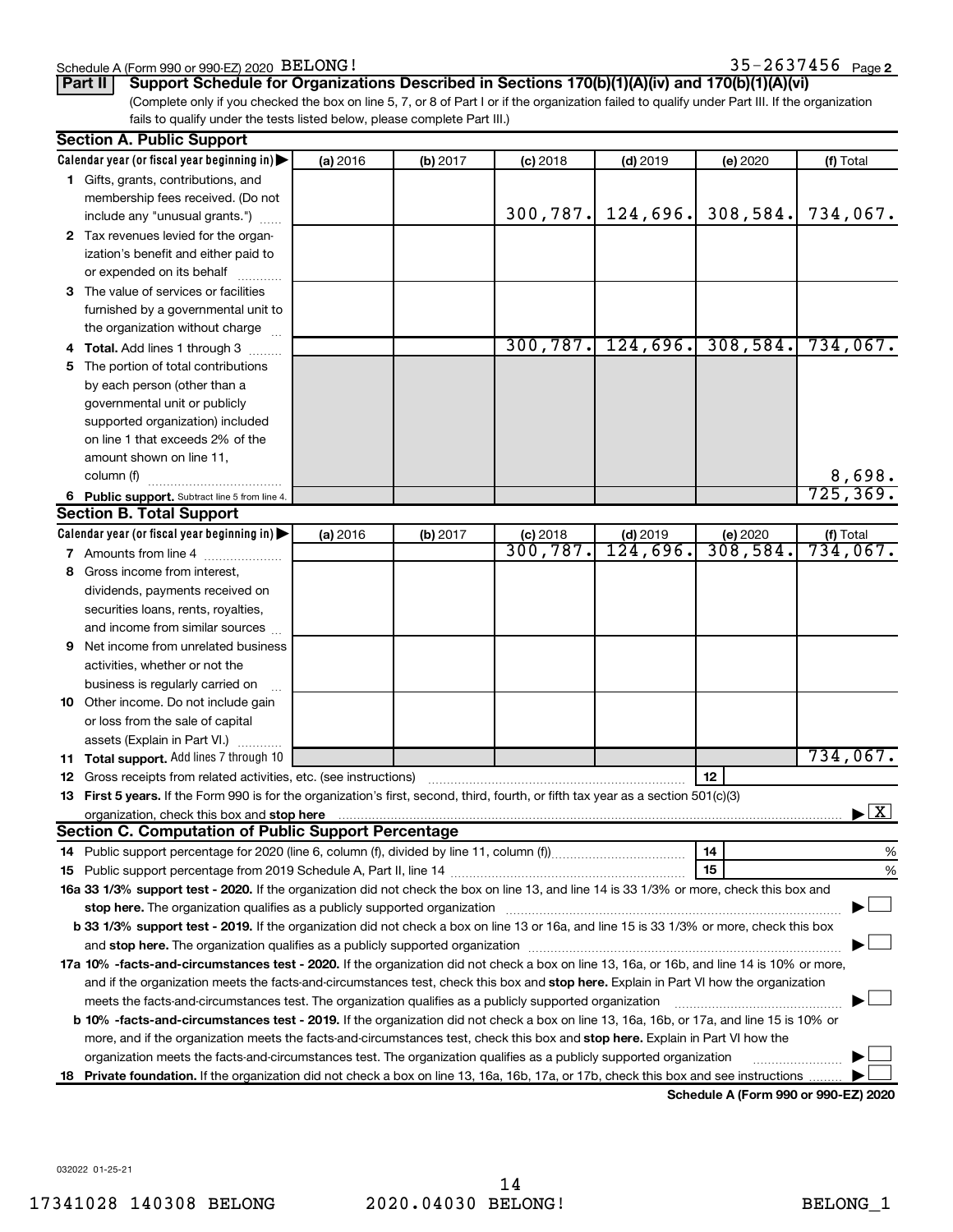Schedule A (Form 990 or 990-EZ) 2020 BELONG! 35-2637456 Page 2

**Part II** **Support Schedule for Organizations Described in Sections 170(b)(1)(A)(iv) and 170(b)(1)(A)(vi)**

(Complete only if you checked the box on line 5, 7, or 8 of Part I or if the organization failed to qualify under Part III. If the organization fails to qualify under the tests listed below, please complete Part III.)

## Section A. Public Support

| Calendar year (or fiscal year beginning in) | (a) 2016 | (b) 2017 | (c) 2018 | (d) 2019 | (e) 2020 | (f) Total |
|---|---|---|---|---|---|---|
| **1** Gifts, grants, contributions, and membership fees received. (Do not include any "unusual grants.") | | | 300,787. | 124,696. | 308,584. | 734,067. |
| **2** Tax revenues levied for the organization's benefit and either paid to or expended on its behalf | | | | | | |
| **3** The value of services or facilities furnished by a governmental unit to the organization without charge | | | | | | |
| **4 Total.** Add lines 1 through 3 | | | 300,787. | 124,696. | 308,584. | 734,067. |
| **5** The portion of total contributions by each person (other than a governmental unit or publicly supported organization) included on line 1 that exceeds 2% of the amount shown on line 11, column (f) | | | | | | 8,698. |
| **6 Public support.** Subtract line 5 from line 4. | | | | | | 725,369. |

## Section B. Total Support

| Calendar year (or fiscal year beginning in) | (a) 2016 | (b) 2017 | (c) 2018 | (d) 2019 | (e) 2020 | (f) Total |
|---|---|---|---|---|---|---|
| **7** Amounts from line 4 | | | 300,787. | 124,696. | 308,584. | 734,067. |
| **8** Gross income from interest, dividends, payments received on securities loans, rents, royalties, and income from similar sources | | | | | | |
| **9** Net income from unrelated business activities, whether or not the business is regularly carried on | | | | | | |
| **10** Other income. Do not include gain or loss from the sale of capital assets (Explain in Part VI.) | | | | | | |
| **11 Total support.** Add lines 7 through 10 | | | | | | 734,067. |

**12** Gross receipts from related activities, etc. (see instructions) | **12** |

**13 First 5 years.** If the Form 990 is for the organization's first, second, third, fourth, or fifth tax year as a section 501(c)(3) organization, check this box and **stop here** ▶ [X]

## Section C. Computation of Public Support Percentage

**14** Public support percentage for 2020 (line 6, column (f), divided by line 11, column (f)) | **14** | %

**15** Public support percentage from 2019 Schedule A, Part II, line 14 | **15** | %

**16a 33 1/3% support test - 2020.** If the organization did not check the box on line 13, and line 14 is 33 1/3% or more, check this box and **stop here.** The organization qualifies as a publicly supported organization ▶ [ ]

**b 33 1/3% support test - 2019.** If the organization did not check a box on line 13 or 16a, and line 15 is 33 1/3% or more, check this box and **stop here.** The organization qualifies as a publicly supported organization ▶ [ ]

**17a 10% -facts-and-circumstances test - 2020.** If the organization did not check a box on line 13, 16a, or 16b, and line 14 is 10% or more, and if the organization meets the facts-and-circumstances test, check this box and **stop here.** Explain in Part VI how the organization meets the facts-and-circumstances test. The organization qualifies as a publicly supported organization ▶ [ ]

**b 10% -facts-and-circumstances test - 2019.** If the organization did not check a box on line 13, 16a, 16b, or 17a, and line 15 is 10% or more, and if the organization meets the facts-and-circumstances test, check this box and **stop here.** Explain in Part VI how the organization meets the facts-and-circumstances test. The organization qualifies as a publicly supported organization ▶ [ ]

**18 Private foundation.** If the organization did not check a box on line 13, 16a, 16b, 17a, or 17b, check this box and see instructions ▶ [ ]

**Schedule A (Form 990 or 990-EZ) 2020**

032022 01-25-21

17341028 140308 BELONG 2020.04030 BELONG! BELONG_1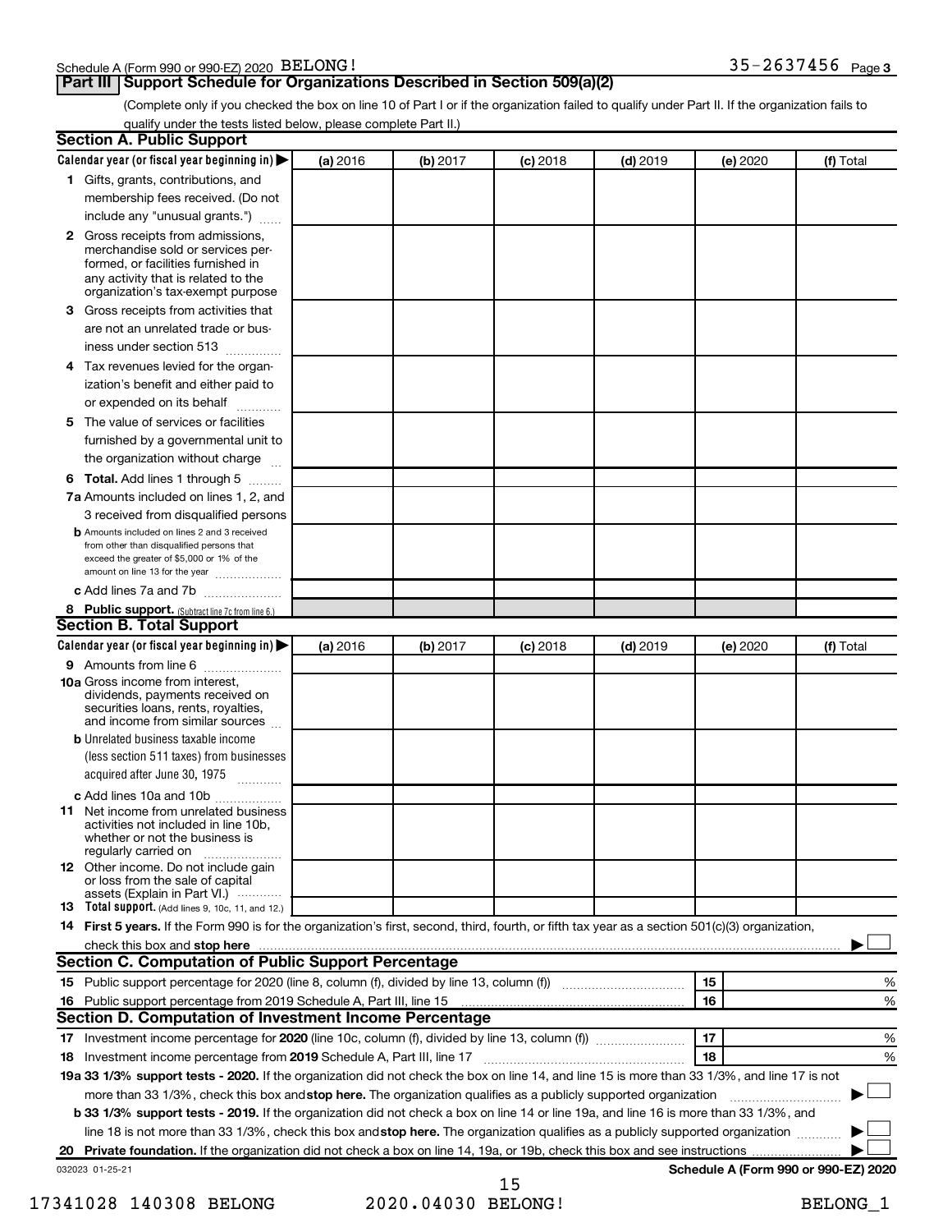Schedule A (Form 990 or 990-EZ) 2020 BELONG! 35-2637456 Page 3

## Part III Support Schedule for Organizations Described in Section 509(a)(2)

(Complete only if you checked the box on line 10 of Part I or if the organization failed to qualify under Part II. If the organization fails to qualify under the tests listed below, please complete Part II.)

### Section A. Public Support

| Calendar year (or fiscal year beginning in) | (a) 2016 | (b) 2017 | (c) 2018 | (d) 2019 | (e) 2020 | (f) Total |
|---|---|---|---|---|---|---|
| **1** Gifts, grants, contributions, and membership fees received. (Do not include any "unusual grants.") | | | | | | |
| **2** Gross receipts from admissions, merchandise sold or services performed, or facilities furnished in any activity that is related to the organization's tax-exempt purpose | | | | | | |
| **3** Gross receipts from activities that are not an unrelated trade or business under section 513 | | | | | | |
| **4** Tax revenues levied for the organization's benefit and either paid to or expended on its behalf | | | | | | |
| **5** The value of services or facilities furnished by a governmental unit to the organization without charge | | | | | | |
| **6 Total.** Add lines 1 through 5 | | | | | | |
| **7a** Amounts included on lines 1, 2, and 3 received from disqualified persons | | | | | | |
| **b** Amounts included on lines 2 and 3 received from other than disqualified persons that exceed the greater of $5,000 or 1% of the amount on line 13 for the year | | | | | | |
| **c** Add lines 7a and 7b | | | | | | |
| **8 Public support.** (Subtract line 7c from line 6.) | | | | | | |

### Section B. Total Support

| Calendar year (or fiscal year beginning in) | (a) 2016 | (b) 2017 | (c) 2018 | (d) 2019 | (e) 2020 | (f) Total |
|---|---|---|---|---|---|---|
| **9** Amounts from line 6 | | | | | | |
| **10a** Gross income from interest, dividends, payments received on securities loans, rents, royalties, and income from similar sources | | | | | | |
| **b** Unrelated business taxable income (less section 511 taxes) from businesses acquired after June 30, 1975 | | | | | | |
| **c** Add lines 10a and 10b | | | | | | |
| **11** Net income from unrelated business activities not included in line 10b, whether or not the business is regularly carried on | | | | | | |
| **12** Other income. Do not include gain or loss from the sale of capital assets (Explain in Part VI.) | | | | | | |
| **13 Total support.** (Add lines 9, 10c, 11, and 12.) | | | | | | |

**14 First 5 years.** If the Form 990 is for the organization's first, second, third, fourth, or fifth tax year as a section 501(c)(3) organization, check this box and **stop here** ☐

### Section C. Computation of Public Support Percentage

| | | | |
|---|---|---|---|
| **15** Public support percentage for 2020 (line 8, column (f), divided by line 13, column (f)) | 15 | | % |
| **16** Public support percentage from 2019 Schedule A, Part III, line 15 | 16 | | % |

### Section D. Computation of Investment Income Percentage

| | | | |
|---|---|---|---|
| **17** Investment income percentage for **2020** (line 10c, column (f), divided by line 13, column (f)) | 17 | | % |
| **18** Investment income percentage from **2019** Schedule A, Part III, line 17 | 18 | | % |

**19a 33 1/3% support tests - 2020.** If the organization did not check the box on line 14, and line 15 is more than 33 1/3%, and line 17 is not more than 33 1/3%, check this box and **stop here.** The organization qualifies as a publicly supported organization ☐

**b 33 1/3% support tests - 2019.** If the organization did not check a box on line 14 or line 19a, and line 16 is more than 33 1/3%, and line 18 is not more than 33 1/3%, check this box and **stop here.** The organization qualifies as a publicly supported organization ☐

**20 Private foundation.** If the organization did not check a box on line 14, 19a, or 19b, check this box and see instructions ☐

032023 01-25-21 **Schedule A (Form 990 or 990-EZ) 2020**

17341028 140308 BELONG 2020.04030 BELONG! BELONG_1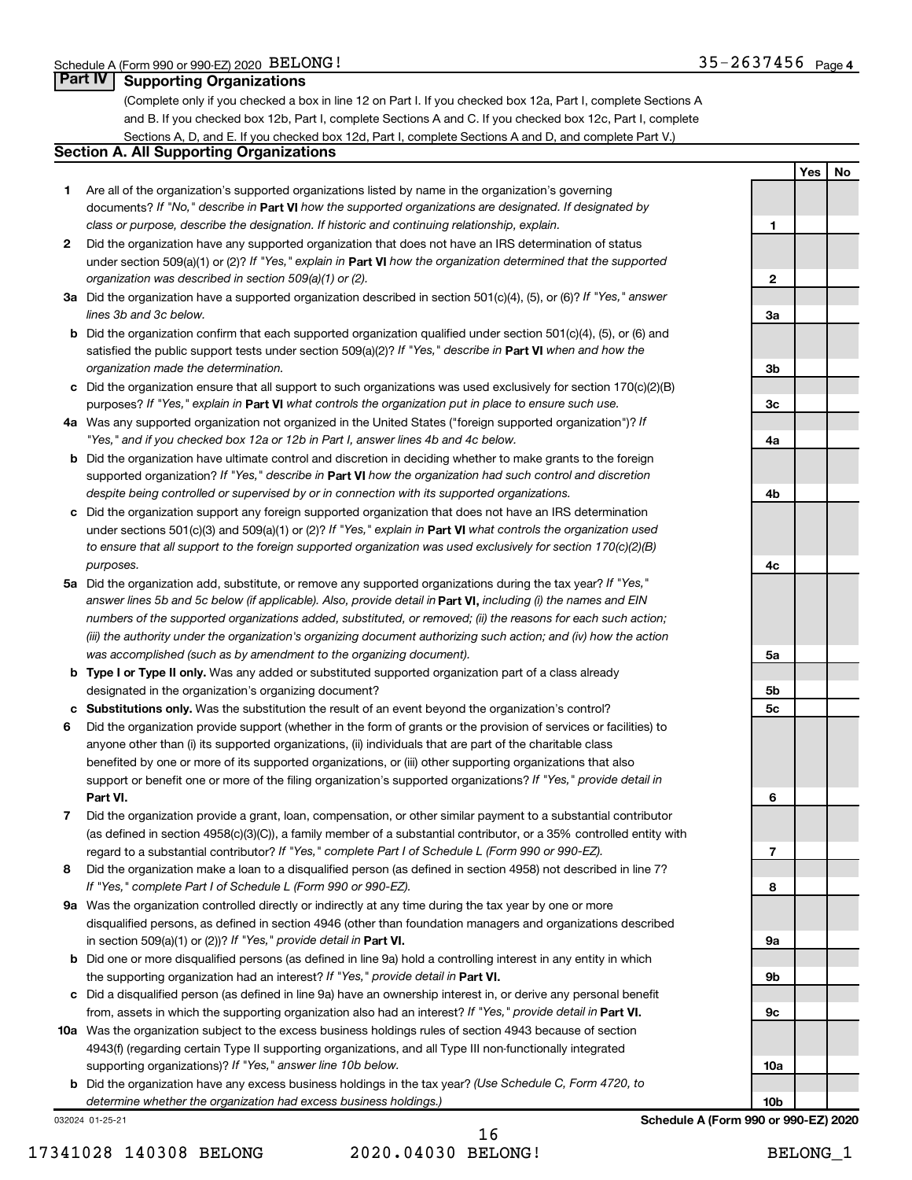## Part IV Supporting Organizations

(Complete only if you checked a box in line 12 on Part I. If you checked box 12a, Part I, complete Sections A and B. If you checked box 12b, Part I, complete Sections A and C. If you checked box 12c, Part I, complete Sections A, D, and E. If you checked box 12d, Part I, complete Sections A and D, and complete Part V.)

### Section A. All Supporting Organizations

| | | | Yes | No |
|---|---|---|---|---|
| **1** | Are all of the organization's supported organizations listed by name in the organization's governing documents? *If "No," describe in* **Part VI** *how the supported organizations are designated. If designated by class or purpose, describe the designation. If historic and continuing relationship, explain.* | 1 | | |
| **2** | Did the organization have any supported organization that does not have an IRS determination of status under section 509(a)(1) or (2)? *If "Yes," explain in* **Part VI** *how the organization determined that the supported organization was described in section 509(a)(1) or (2).* | 2 | | |
| **3a** | Did the organization have a supported organization described in section 501(c)(4), (5), or (6)? *If "Yes," answer lines 3b and 3c below.* | 3a | | |
| **b** | Did the organization confirm that each supported organization qualified under section 501(c)(4), (5), or (6) and satisfied the public support tests under section 509(a)(2)? *If "Yes," describe in* **Part VI** *when and how the organization made the determination.* | 3b | | |
| **c** | Did the organization ensure that all support to such organizations was used exclusively for section 170(c)(2)(B) purposes? *If "Yes," explain in* **Part VI** *what controls the organization put in place to ensure such use.* | 3c | | |
| **4a** | Was any supported organization not organized in the United States ("foreign supported organization")? *If "Yes," and if you checked box 12a or 12b in Part I, answer lines 4b and 4c below.* | 4a | | |
| **b** | Did the organization have ultimate control and discretion in deciding whether to make grants to the foreign supported organization? *If "Yes," describe in* **Part VI** *how the organization had such control and discretion despite being controlled or supervised by or in connection with its supported organizations.* | 4b | | |
| **c** | Did the organization support any foreign supported organization that does not have an IRS determination under sections 501(c)(3) and 509(a)(1) or (2)? *If "Yes," explain in* **Part VI** *what controls the organization used to ensure that all support to the foreign supported organization was used exclusively for section 170(c)(2)(B) purposes.* | 4c | | |
| **5a** | Did the organization add, substitute, or remove any supported organizations during the tax year? *If "Yes," answer lines 5b and 5c below (if applicable). Also, provide detail in* **Part VI,** *including (i) the names and EIN numbers of the supported organizations added, substituted, or removed; (ii) the reasons for each such action; (iii) the authority under the organization's organizing document authorizing such action; and (iv) how the action was accomplished (such as by amendment to the organizing document).* | 5a | | |
| **b** | **Type I or Type II only.** Was any added or substituted supported organization part of a class already designated in the organization's organizing document? | 5b | | |
| **c** | **Substitutions only.** Was the substitution the result of an event beyond the organization's control? | 5c | | |
| **6** | Did the organization provide support (whether in the form of grants or the provision of services or facilities) to anyone other than (i) its supported organizations, (ii) individuals that are part of the charitable class benefited by one or more of its supported organizations, or (iii) other supporting organizations that also support or benefit one or more of the filing organization's supported organizations? *If "Yes," provide detail in* **Part VI.** | 6 | | |
| **7** | Did the organization provide a grant, loan, compensation, or other similar payment to a substantial contributor (as defined in section 4958(c)(3)(C)), a family member of a substantial contributor, or a 35% controlled entity with regard to a substantial contributor? *If "Yes," complete Part I of Schedule L (Form 990 or 990-EZ).* | 7 | | |
| **8** | Did the organization make a loan to a disqualified person (as defined in section 4958) not described in line 7? *If "Yes," complete Part I of Schedule L (Form 990 or 990-EZ).* | 8 | | |
| **9a** | Was the organization controlled directly or indirectly at any time during the tax year by one or more disqualified persons, as defined in section 4946 (other than foundation managers and organizations described in section 509(a)(1) or (2))? *If "Yes," provide detail in* **Part VI.** | 9a | | |
| **b** | Did one or more disqualified persons (as defined in line 9a) hold a controlling interest in any entity in which the supporting organization had an interest? *If "Yes," provide detail in* **Part VI.** | 9b | | |
| **c** | Did a disqualified person (as defined in line 9a) have an ownership interest in, or derive any personal benefit from, assets in which the supporting organization also had an interest? *If "Yes," provide detail in* **Part VI.** | 9c | | |
| **10a** | Was the organization subject to the excess business holdings rules of section 4943 because of section 4943(f) (regarding certain Type II supporting organizations, and all Type III non-functionally integrated supporting organizations)? *If "Yes," answer line 10b below.* | 10a | | |
| **b** | Did the organization have any excess business holdings in the tax year? *(Use Schedule C, Form 4720, to determine whether the organization had excess business holdings.)* | 10b | | |

032024 01-25-21 **Schedule A (Form 990 or 990-EZ) 2020**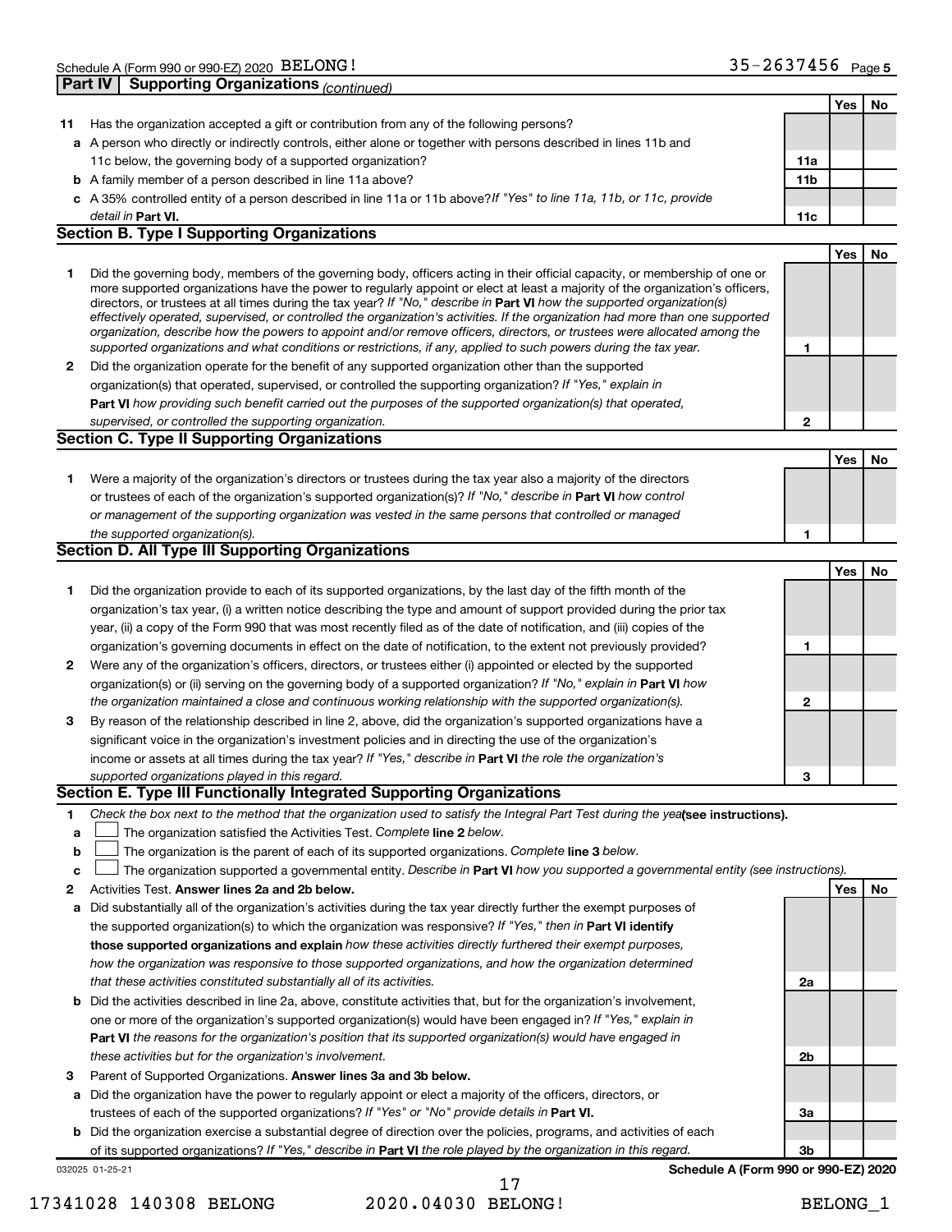Schedule A (Form 990 or 990-EZ) 2020 BELONG! 35-2637456 Page 5

**Part IV Supporting Organizations** *(continued)*

| | | | Yes | No |
|---|---|---|---|---|
| **11** | Has the organization accepted a gift or contribution from any of the following persons? | | | |
| **a** | A person who directly or indirectly controls, either alone or together with persons described in lines 11b and 11c below, the governing body of a supported organization? | **11a** | | |
| **b** | A family member of a person described in line 11a above? | **11b** | | |
| **c** | A 35% controlled entity of a person described in line 11a or 11b above? *If "Yes" to line 11a, 11b, or 11c, provide detail in* **Part VI.** | **11c** | | |

### Section B. Type I Supporting Organizations

| | | | Yes | No |
|---|---|---|---|---|
| **1** | Did the governing body, members of the governing body, officers acting in their official capacity, or membership of one or more supported organizations have the power to regularly appoint or elect at least a majority of the organization's officers, directors, or trustees at all times during the tax year? *If "No," describe in* **Part VI** *how the supported organization(s) effectively operated, supervised, or controlled the organization's activities. If the organization had more than one supported organization, describe how the powers to appoint and/or remove officers, directors, or trustees were allocated among the supported organizations and what conditions or restrictions, if any, applied to such powers during the tax year.* | **1** | | |
| **2** | Did the organization operate for the benefit of any supported organization other than the supported organization(s) that operated, supervised, or controlled the supporting organization? *If "Yes," explain in* **Part VI** *how providing such benefit carried out the purposes of the supported organization(s) that operated, supervised, or controlled the supporting organization.* | **2** | | |

### Section C. Type II Supporting Organizations

| | | | Yes | No |
|---|---|---|---|---|
| **1** | Were a majority of the organization's directors or trustees during the tax year also a majority of the directors or trustees of each of the organization's supported organization(s)? *If "No," describe in* **Part VI** *how control or management of the supporting organization was vested in the same persons that controlled or managed the supported organization(s).* | **1** | | |

### Section D. All Type III Supporting Organizations

| | | | Yes | No |
|---|---|---|---|---|
| **1** | Did the organization provide to each of its supported organizations, by the last day of the fifth month of the organization's tax year, (i) a written notice describing the type and amount of support provided during the prior tax year, (ii) a copy of the Form 990 that was most recently filed as of the date of notification, and (iii) copies of the organization's governing documents in effect on the date of notification, to the extent not previously provided? | **1** | | |
| **2** | Were any of the organization's officers, directors, or trustees either (i) appointed or elected by the supported organization(s) or (ii) serving on the governing body of a supported organization? *If "No," explain in* **Part VI** *how the organization maintained a close and continuous working relationship with the supported organization(s).* | **2** | | |
| **3** | By reason of the relationship described in line 2, above, did the organization's supported organizations have a significant voice in the organization's investment policies and in directing the use of the organization's income or assets at all times during the tax year? *If "Yes," describe in* **Part VI** *the role the organization's supported organizations played in this regard.* | **3** | | |

### Section E. Type III Functionally Integrated Supporting Organizations

**1** *Check the box next to the method that the organization used to satisfy the Integral Part Test during the year* **(see instructions).**

**a** ☐ The organization satisfied the Activities Test. *Complete* **line 2** *below.*

**b** ☐ The organization is the parent of each of its supported organizations. *Complete* **line 3** *below.*

**c** ☐ The organization supported a governmental entity. *Describe in* **Part VI** *how you supported a governmental entity (see instructions).*

| | | | Yes | No |
|---|---|---|---|---|
| **2** | Activities Test. **Answer lines 2a and 2b below.** | | | |
| **a** | Did substantially all of the organization's activities during the tax year directly further the exempt purposes of the supported organization(s) to which the organization was responsive? *If "Yes," then in* **Part VI identify those supported organizations and explain** *how these activities directly furthered their exempt purposes, how the organization was responsive to those supported organizations, and how the organization determined that these activities constituted substantially all of its activities.* | **2a** | | |
| **b** | Did the activities described in line 2a, above, constitute activities that, but for the organization's involvement, one or more of the organization's supported organization(s) would have been engaged in? *If "Yes," explain in* **Part VI** *the reasons for the organization's position that its supported organization(s) would have engaged in these activities but for the organization's involvement.* | **2b** | | |
| **3** | Parent of Supported Organizations. **Answer lines 3a and 3b below.** | | | |
| **a** | Did the organization have the power to regularly appoint or elect a majority of the officers, directors, or trustees of each of the supported organizations? *If "Yes" or "No" provide details in* **Part VI.** | **3a** | | |
| **b** | Did the organization exercise a substantial degree of direction over the policies, programs, and activities of each of its supported organizations? *If "Yes," describe in* **Part VI** *the role played by the organization in this regard.* | **3b** | | |

032025 01-25-21 **Schedule A (Form 990 or 990-EZ) 2020**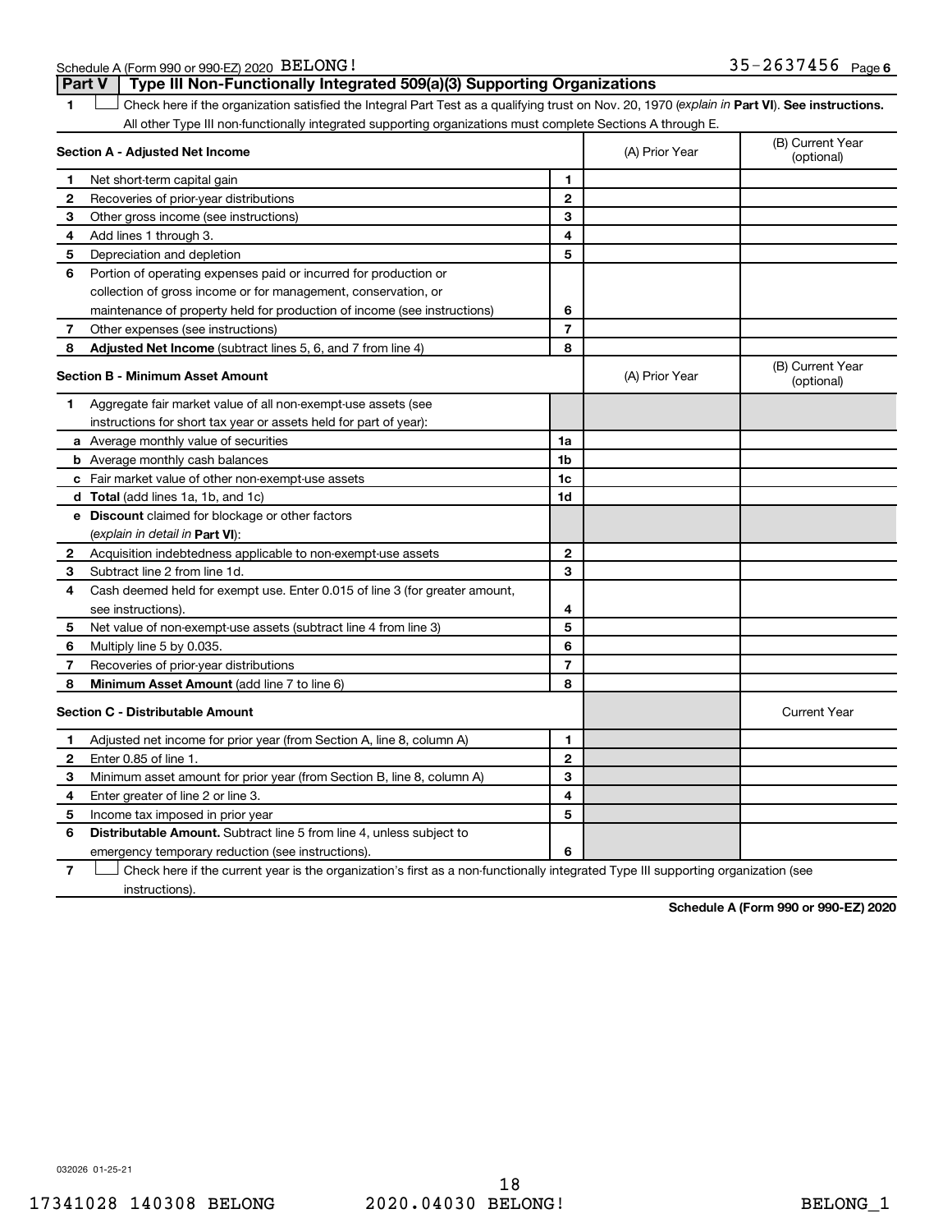Schedule A (Form 990 or 990-EZ) 2020 BELONG! 35-2637456 Page 6

## Part V | Type III Non-Functionally Integrated 509(a)(3) Supporting Organizations

1 ☐ Check here if the organization satisfied the Integral Part Test as a qualifying trust on Nov. 20, 1970 (*explain in* **Part VI**). **See instructions.** All other Type III non-functionally integrated supporting organizations must complete Sections A through E.

| **Section A - Adjusted Net Income** | | (A) Prior Year | (B) Current Year (optional) |
|---|---|---|---|
| **1** Net short-term capital gain | 1 | | |
| **2** Recoveries of prior-year distributions | 2 | | |
| **3** Other gross income (see instructions) | 3 | | |
| **4** Add lines 1 through 3. | 4 | | |
| **5** Depreciation and depletion | 5 | | |
| **6** Portion of operating expenses paid or incurred for production or collection of gross income or for management, conservation, or maintenance of property held for production of income (see instructions) | 6 | | |
| **7** Other expenses (see instructions) | 7 | | |
| **8** **Adjusted Net Income** (subtract lines 5, 6, and 7 from line 4) | 8 | | |

| **Section B - Minimum Asset Amount** | | (A) Prior Year | (B) Current Year (optional) |
|---|---|---|---|
| **1** Aggregate fair market value of all non-exempt-use assets (see instructions for short tax year or assets held for part of year): | | | |
| **a** Average monthly value of securities | 1a | | |
| **b** Average monthly cash balances | 1b | | |
| **c** Fair market value of other non-exempt-use assets | 1c | | |
| **d** **Total** (add lines 1a, 1b, and 1c) | 1d | | |
| **e** **Discount** claimed for blockage or other factors (*explain in detail in* **Part VI**): | | | |
| **2** Acquisition indebtedness applicable to non-exempt-use assets | 2 | | |
| **3** Subtract line 2 from line 1d. | 3 | | |
| **4** Cash deemed held for exempt use. Enter 0.015 of line 3 (for greater amount, see instructions). | 4 | | |
| **5** Net value of non-exempt-use assets (subtract line 4 from line 3) | 5 | | |
| **6** Multiply line 5 by 0.035. | 6 | | |
| **7** Recoveries of prior-year distributions | 7 | | |
| **8** **Minimum Asset Amount** (add line 7 to line 6) | 8 | | |

| **Section C - Distributable Amount** | | | Current Year |
|---|---|---|---|
| **1** Adjusted net income for prior year (from Section A, line 8, column A) | 1 | | |
| **2** Enter 0.85 of line 1. | 2 | | |
| **3** Minimum asset amount for prior year (from Section B, line 8, column A) | 3 | | |
| **4** Enter greater of line 2 or line 3. | 4 | | |
| **5** Income tax imposed in prior year | 5 | | |
| **6** **Distributable Amount.** Subtract line 5 from line 4, unless subject to emergency temporary reduction (see instructions). | 6 | | |

7 ☐ Check here if the current year is the organization's first as a non-functionally integrated Type III supporting organization (see instructions).

**Schedule A (Form 990 or 990-EZ) 2020**

032026 01-25-21

17341028 140308 BELONG 2020.04030 BELONG! BELONG_1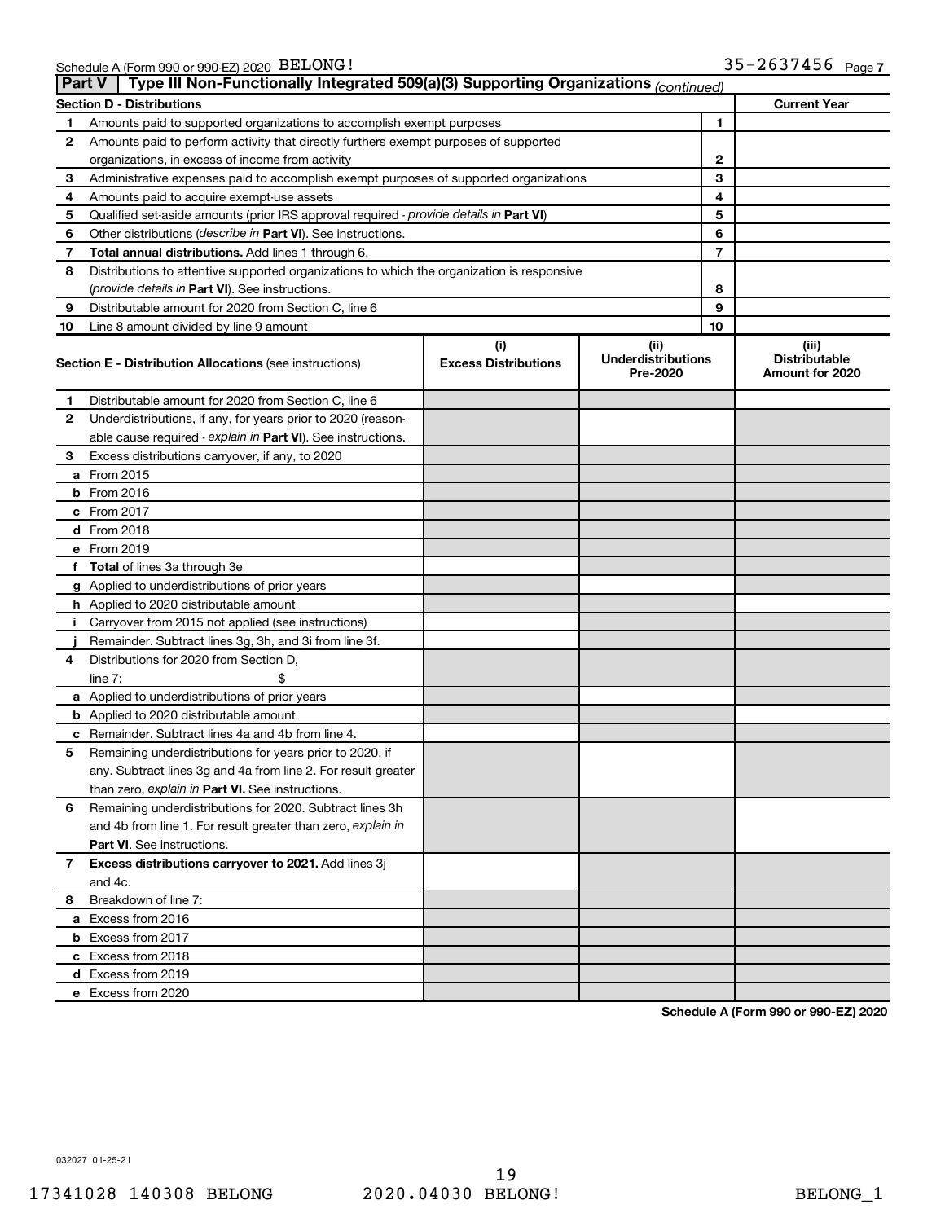Schedule A (Form 990 or 990-EZ) 2020 BELONG! 35-2637456 Page 7

## Part V Type III Non-Functionally Integrated 509(a)(3) Supporting Organizations *(continued)*

| **Section D - Distributions** | | | **Current Year** |
|---|---|---|---|
| 1 | Amounts paid to supported organizations to accomplish exempt purposes | 1 | |
| 2 | Amounts paid to perform activity that directly furthers exempt purposes of supported organizations, in excess of income from activity | 2 | |
| 3 | Administrative expenses paid to accomplish exempt purposes of supported organizations | 3 | |
| 4 | Amounts paid to acquire exempt-use assets | 4 | |
| 5 | Qualified set-aside amounts (prior IRS approval required - *provide details in* **Part VI**) | 5 | |
| 6 | Other distributions (*describe in* **Part VI**). See instructions. | 6 | |
| 7 | **Total annual distributions.** Add lines 1 through 6. | 7 | |
| 8 | Distributions to attentive supported organizations to which the organization is responsive (*provide details in* **Part VI**). See instructions. | 8 | |
| 9 | Distributable amount for 2020 from Section C, line 6 | 9 | |
| 10 | Line 8 amount divided by line 9 amount | 10 | |

| **Section E - Distribution Allocations** (see instructions) | (i) Excess Distributions | (ii) Underdistributions Pre-2020 | (iii) Distributable Amount for 2020 |
|---|---|---|---|
| 1 Distributable amount for 2020 from Section C, line 6 | | | |
| 2 Underdistributions, if any, for years prior to 2020 (reasonable cause required - *explain in* **Part VI**). See instructions. | | | |
| 3 Excess distributions carryover, if any, to 2020 | | | |
| a From 2015 | | | |
| b From 2016 | | | |
| c From 2017 | | | |
| d From 2018 | | | |
| e From 2019 | | | |
| f **Total** of lines 3a through 3e | | | |
| g Applied to underdistributions of prior years | | | |
| h Applied to 2020 distributable amount | | | |
| i Carryover from 2015 not applied (see instructions) | | | |
| j Remainder. Subtract lines 3g, 3h, and 3i from line 3f. | | | |
| 4 Distributions for 2020 from Section D, line 7: $ | | | |
| a Applied to underdistributions of prior years | | | |
| b Applied to 2020 distributable amount | | | |
| c Remainder. Subtract lines 4a and 4b from line 4. | | | |
| 5 Remaining underdistributions for years prior to 2020, if any. Subtract lines 3g and 4a from line 2. For result greater than zero, *explain in* **Part VI.** See instructions. | | | |
| 6 Remaining underdistributions for 2020. Subtract lines 3h and 4b from line 1. For result greater than zero, *explain in* **Part VI**. See instructions. | | | |
| 7 **Excess distributions carryover to 2021.** Add lines 3j and 4c. | | | |
| 8 Breakdown of line 7: | | | |
| a Excess from 2016 | | | |
| b Excess from 2017 | | | |
| c Excess from 2018 | | | |
| d Excess from 2019 | | | |
| e Excess from 2020 | | | |

**Schedule A (Form 990 or 990-EZ) 2020**

032027 01-25-21

17341028 140308 BELONG 2020.04030 BELONG! BELONG_1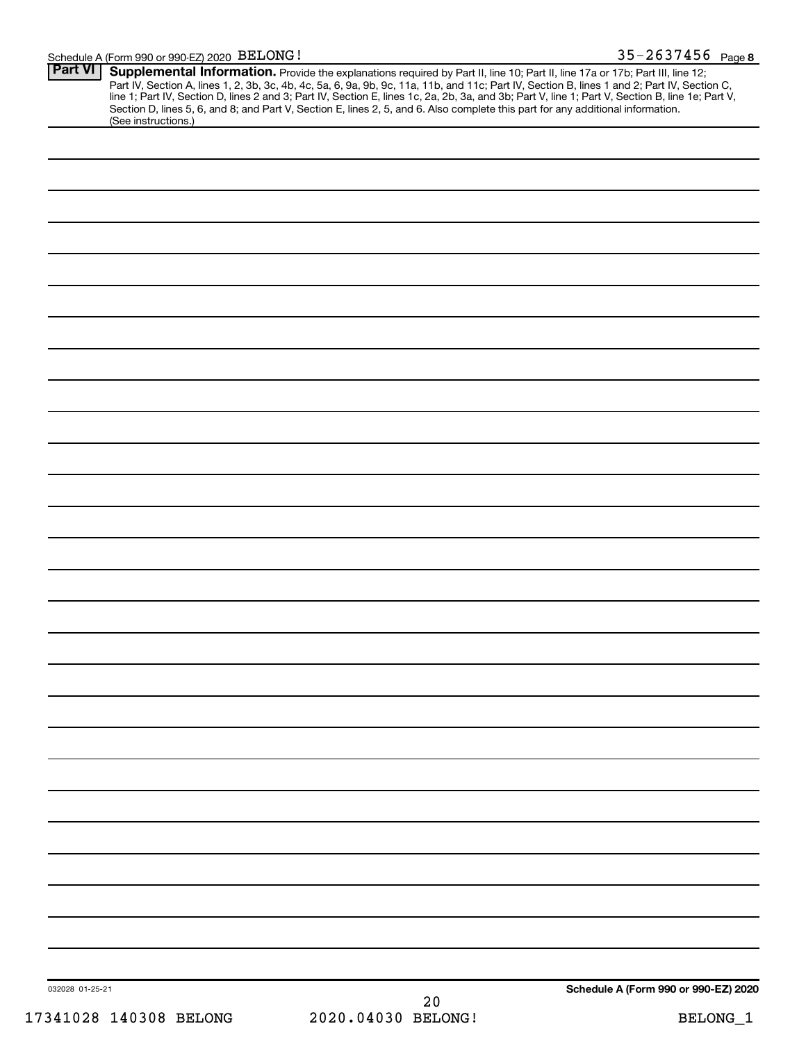Schedule A (Form 990 or 990-EZ) 2020 BELONG! 35-2637456 Page 8

## Part VI Supplemental Information.

Provide the explanations required by Part II, line 10; Part II, line 17a or 17b; Part III, line 12; Part IV, Section A, lines 1, 2, 3b, 3c, 4b, 4c, 5a, 6, 9a, 9b, 9c, 11a, 11b, and 11c; Part IV, Section B, lines 1 and 2; Part IV, Section C, line 1; Part IV, Section D, lines 2 and 3; Part IV, Section E, lines 1c, 2a, 2b, 3a, and 3b; Part V, line 1; Part V, Section B, line 1e; Part V, Section D, lines 5, 6, and 8; and Part V, Section E, lines 2, 5, and 6. Also complete this part for any additional information. (See instructions.)

032028 01-25-21

**Schedule A (Form 990 or 990-EZ) 2020**

17341028 140308 BELONG 2020.04030 BELONG! BELONG_1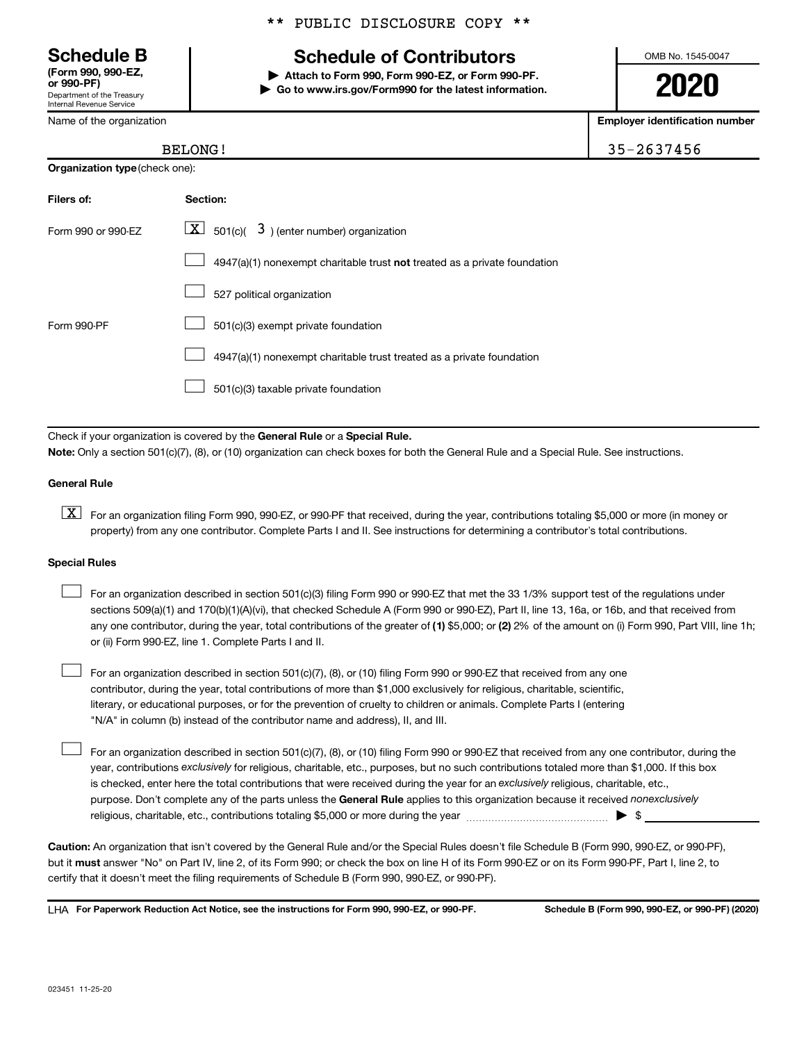\*\* PUBLIC DISCLOSURE COPY \*\*

# Schedule B

**(Form 990, 990-EZ, or 990-PF)**

Department of the Treasury
Internal Revenue Service

## Schedule of Contributors

▶ **Attach to Form 990, Form 990-EZ, or Form 990-PF.**

▶ **Go to www.irs.gov/Form990 for the latest information.**

OMB No. 1545-0047

**2020**

| Name of the organization | Employer identification number |
|---|---|
| BELONG! | 35-2637456 |

**Organization type** (check one):

| Filers of: | Section: |
|---|---|
| Form 990 or 990-EZ | [X] 501(c)( 3 ) (enter number) organization |
| | [ ] 4947(a)(1) nonexempt charitable trust **not** treated as a private foundation |
| | [ ] 527 political organization |
| Form 990-PF | [ ] 501(c)(3) exempt private foundation |
| | [ ] 4947(a)(1) nonexempt charitable trust treated as a private foundation |
| | [ ] 501(c)(3) taxable private foundation |

Check if your organization is covered by the **General Rule** or a **Special Rule.**

**Note:** Only a section 501(c)(7), (8), or (10) organization can check boxes for both the General Rule and a Special Rule. See instructions.

**General Rule**

[X] For an organization filing Form 990, 990-EZ, or 990-PF that received, during the year, contributions totaling $5,000 or more (in money or property) from any one contributor. Complete Parts I and II. See instructions for determining a contributor's total contributions.

**Special Rules**

[ ] For an organization described in section 501(c)(3) filing Form 990 or 990-EZ that met the 33 1/3% support test of the regulations under sections 509(a)(1) and 170(b)(1)(A)(vi), that checked Schedule A (Form 990 or 990-EZ), Part II, line 13, 16a, or 16b, and that received from any one contributor, during the year, total contributions of the greater of **(1)** $5,000; or **(2)** 2% of the amount on (i) Form 990, Part VIII, line 1h; or (ii) Form 990-EZ, line 1. Complete Parts I and II.

[ ] For an organization described in section 501(c)(7), (8), or (10) filing Form 990 or 990-EZ that received from any one contributor, during the year, total contributions of more than $1,000 exclusively for religious, charitable, scientific, literary, or educational purposes, or for the prevention of cruelty to children or animals. Complete Parts I (entering "N/A" in column (b) instead of the contributor name and address), II, and III.

[ ] For an organization described in section 501(c)(7), (8), or (10) filing Form 990 or 990-EZ that received from any one contributor, during the year, contributions *exclusively* for religious, charitable, etc., purposes, but no such contributions totaled more than $1,000. If this box is checked, enter here the total contributions that were received during the year for an *exclusively* religious, charitable, etc., purpose. Don't complete any of the parts unless the **General Rule** applies to this organization because it received *nonexclusively* religious, charitable, etc., contributions totaling $5,000 or more during the year ▶ $ \_\_\_\_\_\_\_\_\_\_

**Caution:** An organization that isn't covered by the General Rule and/or the Special Rules doesn't file Schedule B (Form 990, 990-EZ, or 990-PF), but it **must** answer "No" on Part IV, line 2, of its Form 990; or check the box on line H of its Form 990-EZ or on its Form 990-PF, Part I, line 2, to certify that it doesn't meet the filing requirements of Schedule B (Form 990, 990-EZ, or 990-PF).

LHA **For Paperwork Reduction Act Notice, see the instructions for Form 990, 990-EZ, or 990-PF.** **Schedule B (Form 990, 990-EZ, or 990-PF) (2020)**

023451 11-25-20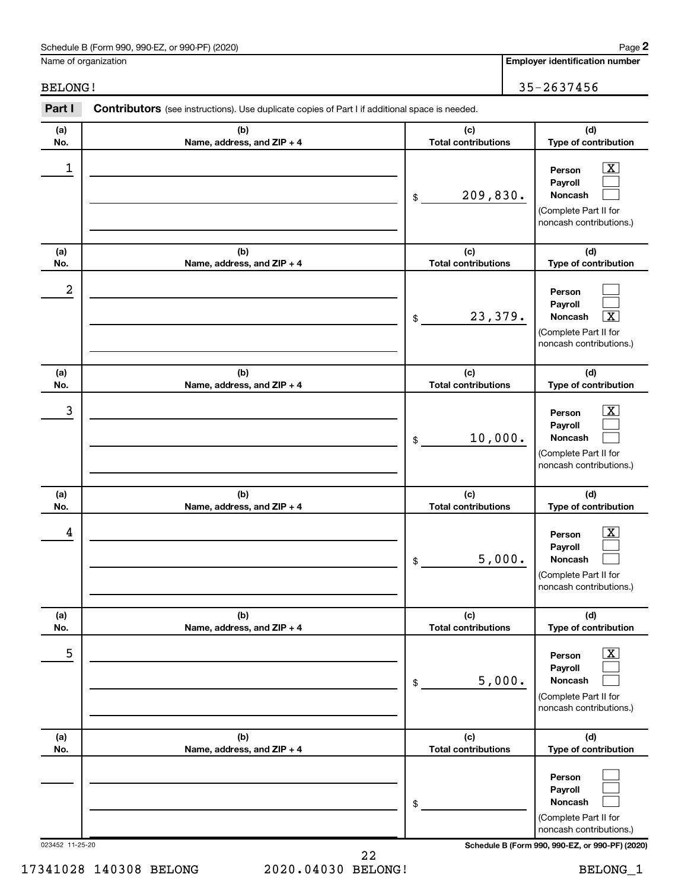Schedule B (Form 990, 990-EZ, or 990-PF) (2020) Page **2**

Name of organization: BELONG!

**Employer identification number:** 35-2637456

**Part I** **Contributors** (see instructions). Use duplicate copies of Part I if additional space is needed.

| (a) No. | (b) Name, address, and ZIP + 4 | (c) Total contributions | (d) Type of contribution |
|---|---|---|---|
| 1 | | $ 209,830. | Person [X] Payroll [ ] Noncash [ ] (Complete Part II for noncash contributions.) |
| 2 | | $ 23,379. | Person [ ] Payroll [ ] Noncash [X] (Complete Part II for noncash contributions.) |
| 3 | | $ 10,000. | Person [X] Payroll [ ] Noncash [ ] (Complete Part II for noncash contributions.) |
| 4 | | $ 5,000. | Person [X] Payroll [ ] Noncash [ ] (Complete Part II for noncash contributions.) |
| 5 | | $ 5,000. | Person [X] Payroll [ ] Noncash [ ] (Complete Part II for noncash contributions.) |
| | | $ | Person [ ] Payroll [ ] Noncash [ ] (Complete Part II for noncash contributions.) |

023452 11-25-20

Schedule B (Form 990, 990-EZ, or 990-PF) (2020)

17341028 140308 BELONG 2020.04030 BELONG! BELONG_1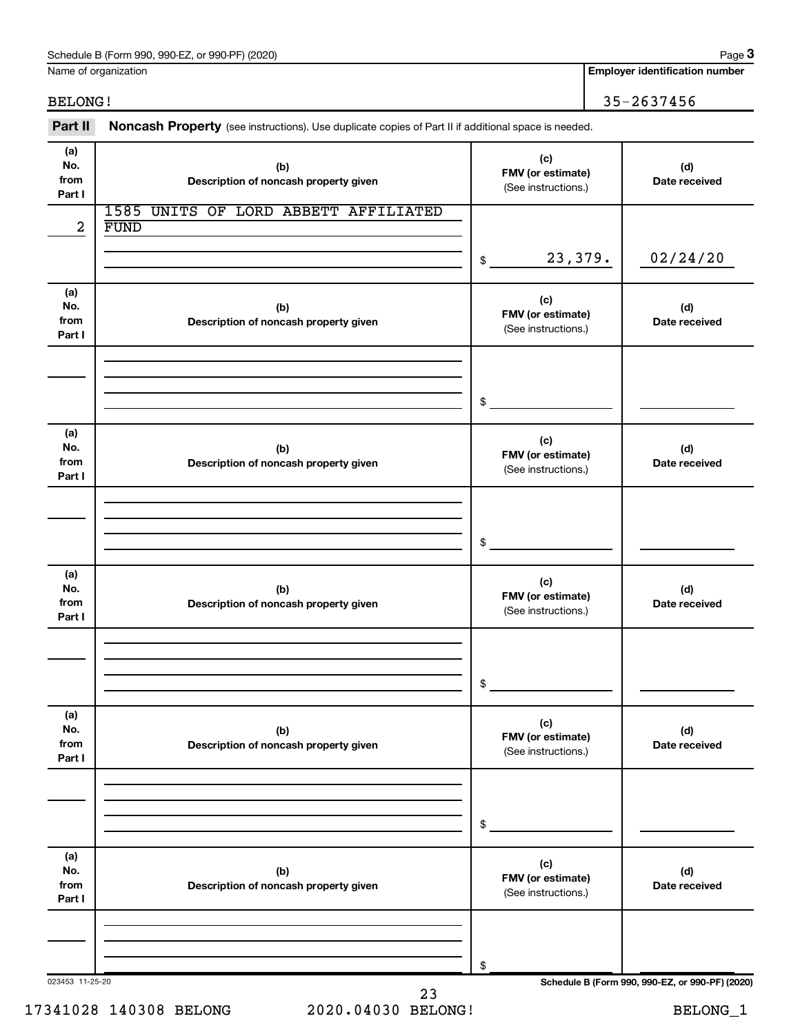Schedule B (Form 990, 990-EZ, or 990-PF) (2020) Page **3**

| Name of organization | Employer identification number |
|---|---|
| BELONG! | 35-2637456 |

**Part II** **Noncash Property** (see instructions). Use duplicate copies of Part II if additional space is needed.

| (a) No. from Part I | (b) Description of noncash property given | (c) FMV (or estimate) (See instructions.) | (d) Date received |
|---|---|---|---|
| 2 | 1585 UNITS OF LORD ABBETT AFFILIATED FUND | $ 23,379. | 02/24/20 |

| (a) No. from Part I | (b) Description of noncash property given | (c) FMV (or estimate) (See instructions.) | (d) Date received |
|---|---|---|---|
| | | $ | |

| (a) No. from Part I | (b) Description of noncash property given | (c) FMV (or estimate) (See instructions.) | (d) Date received |
|---|---|---|---|
| | | $ | |

| (a) No. from Part I | (b) Description of noncash property given | (c) FMV (or estimate) (See instructions.) | (d) Date received |
|---|---|---|---|
| | | $ | |

| (a) No. from Part I | (b) Description of noncash property given | (c) FMV (or estimate) (See instructions.) | (d) Date received |
|---|---|---|---|
| | | $ | |

| (a) No. from Part I | (b) Description of noncash property given | (c) FMV (or estimate) (See instructions.) | (d) Date received |
|---|---|---|---|
| | | $ | |

023453 11-25-20 **Schedule B (Form 990, 990-EZ, or 990-PF) (2020)**

17341028 140308 BELONG 2020.04030 BELONG! BELONG_1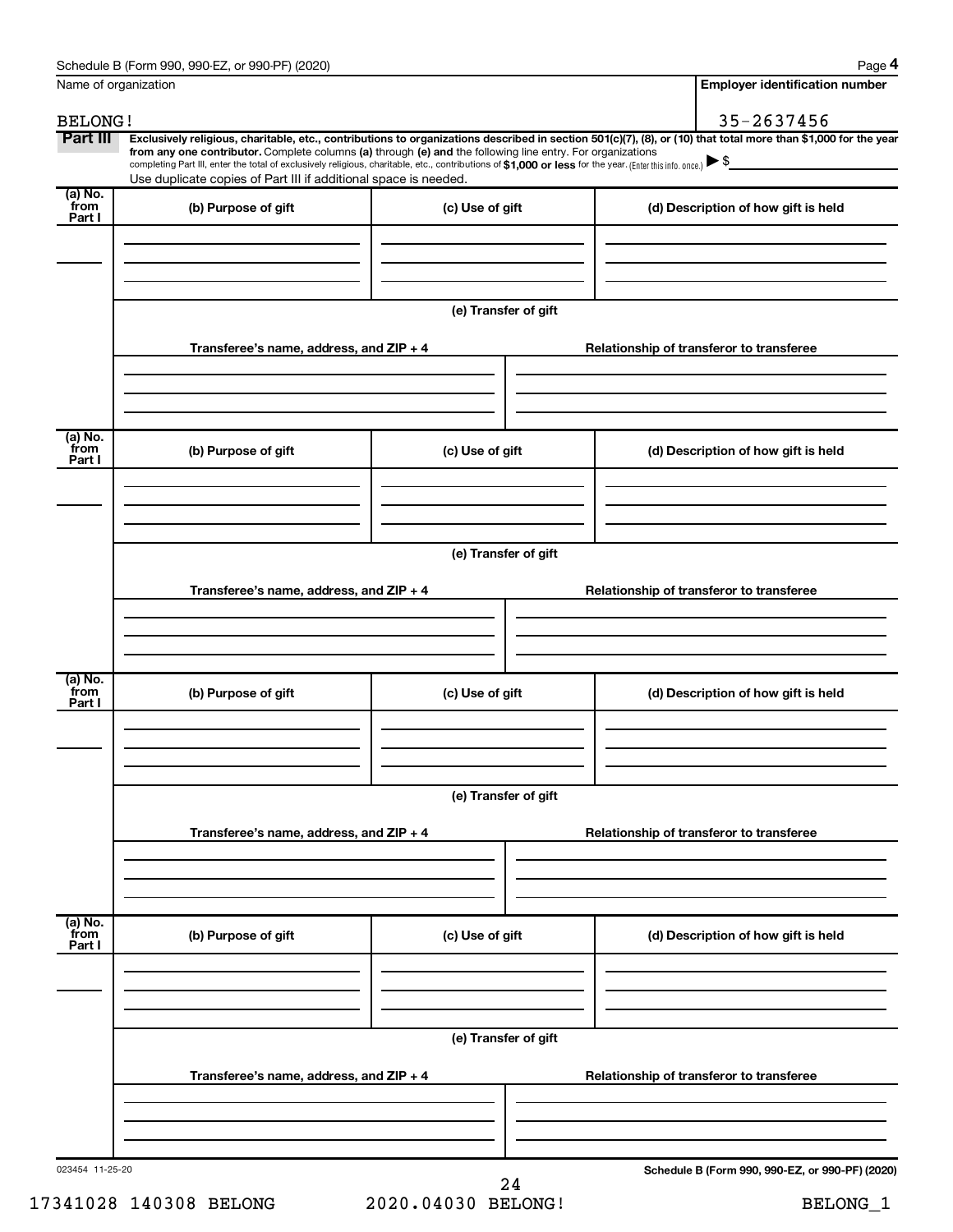Name of organization

BELONG!

**Employer identification number**

35-2637456

**Part III** **Exclusively religious, charitable, etc., contributions to organizations described in section 501(c)(7), (8), or (10) that total more than $1,000 for the year from any one contributor.** Complete columns **(a)** through **(e)** and the following line entry. For organizations completing Part III, enter the total of exclusively religious, charitable, etc., contributions of **$1,000 or less** for the year. (Enter this info. once.) ▶ $

Use duplicate copies of Part III if additional space is needed.

| (a) No. from Part I | (b) Purpose of gift | (c) Use of gift | (d) Description of how gift is held |
|---|---|---|---|
| | | | |

(e) Transfer of gift

| Transferee's name, address, and ZIP + 4 | Relationship of transferor to transferee |
|---|---|
| | |

| (a) No. from Part I | (b) Purpose of gift | (c) Use of gift | (d) Description of how gift is held |
|---|---|---|---|
| | | | |

(e) Transfer of gift

| Transferee's name, address, and ZIP + 4 | Relationship of transferor to transferee |
|---|---|
| | |

| (a) No. from Part I | (b) Purpose of gift | (c) Use of gift | (d) Description of how gift is held |
|---|---|---|---|
| | | | |

(e) Transfer of gift

| Transferee's name, address, and ZIP + 4 | Relationship of transferor to transferee |
|---|---|
| | |

| (a) No. from Part I | (b) Purpose of gift | (c) Use of gift | (d) Description of how gift is held |
|---|---|---|---|
| | | | |

(e) Transfer of gift

| Transferee's name, address, and ZIP + 4 | Relationship of transferor to transferee |
|---|---|
| | |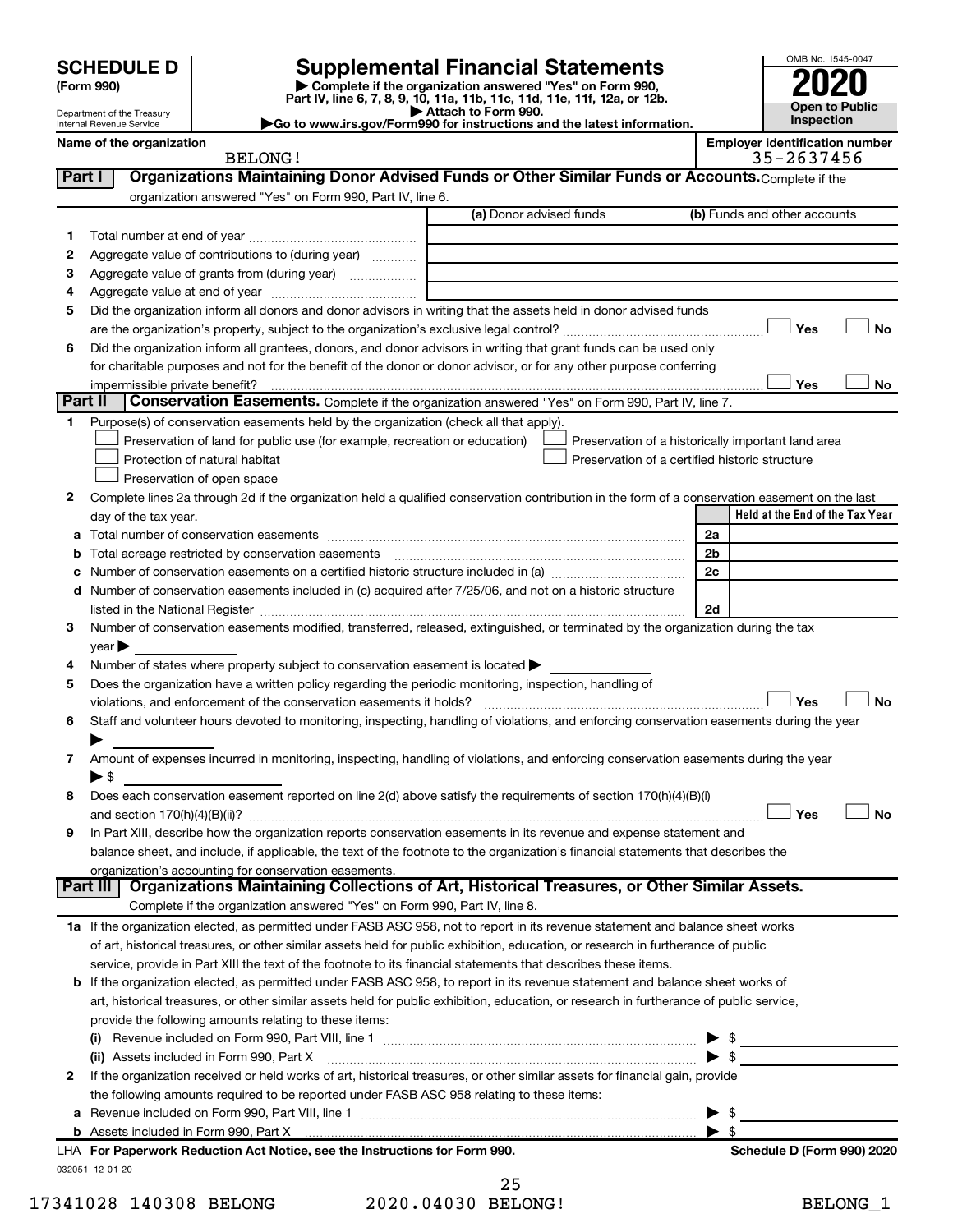# SCHEDULE D (Form 990)

Department of the Treasury
Internal Revenue Service

# Supplemental Financial Statements

▶ Complete if the organization answered "Yes" on Form 990, Part IV, line 6, 7, 8, 9, 10, 11a, 11b, 11c, 11d, 11e, 11f, 12a, or 12b.
▶ Attach to Form 990.
▶Go to www.irs.gov/Form990 for instructions and the latest information.

OMB No. 1545-0047
**2020**
**Open to Public Inspection**

**Name of the organization:** BELONG!
**Employer identification number:** 35-2637456

## Part I — Organizations Maintaining Donor Advised Funds or Other Similar Funds or Accounts.

Complete if the organization answered "Yes" on Form 990, Part IV, line 6.

| | | (a) Donor advised funds | (b) Funds and other accounts |
|---|---|---|---|
| 1 | Total number at end of year | | |
| 2 | Aggregate value of contributions to (during year) | | |
| 3 | Aggregate value of grants from (during year) | | |
| 4 | Aggregate value at end of year | | |

5 Did the organization inform all donors and donor advisors in writing that the assets held in donor advised funds are the organization's property, subject to the organization's exclusive legal control? ☐ Yes ☐ No

6 Did the organization inform all grantees, donors, and donor advisors in writing that grant funds can be used only for charitable purposes and not for the benefit of the donor or donor advisor, or for any other purpose conferring impermissible private benefit? ☐ Yes ☐ No

## Part II — Conservation Easements.

Complete if the organization answered "Yes" on Form 990, Part IV, line 7.

1 Purpose(s) of conservation easements held by the organization (check all that apply).

- ☐ Preservation of land for public use (for example, recreation or education)
- ☐ Protection of natural habitat
- ☐ Preservation of open space
- ☐ Preservation of a historically important land area
- ☐ Preservation of a certified historic structure

2 Complete lines 2a through 2d if the organization held a qualified conservation contribution in the form of a conservation easement on the last day of the tax year.

| | | | Held at the End of the Tax Year |
|---|---|---|---|
| a | Total number of conservation easements | 2a | |
| b | Total acreage restricted by conservation easements | 2b | |
| c | Number of conservation easements on a certified historic structure included in (a) | 2c | |
| d | Number of conservation easements included in (c) acquired after 7/25/06, and not on a historic structure listed in the National Register | 2d | |

3 Number of conservation easements modified, transferred, released, extinguished, or terminated by the organization during the tax year ▶

4 Number of states where property subject to conservation easement is located ▶

5 Does the organization have a written policy regarding the periodic monitoring, inspection, handling of violations, and enforcement of the conservation easements it holds? ☐ Yes ☐ No

6 Staff and volunteer hours devoted to monitoring, inspecting, handling of violations, and enforcing conservation easements during the year ▶

7 Amount of expenses incurred in monitoring, inspecting, handling of violations, and enforcing conservation easements during the year ▶ $

8 Does each conservation easement reported on line 2(d) above satisfy the requirements of section 170(h)(4)(B)(i) and section 170(h)(4)(B)(ii)? ☐ Yes ☐ No

9 In Part XIII, describe how the organization reports conservation easements in its revenue and expense statement and balance sheet, and include, if applicable, the text of the footnote to the organization's financial statements that describes the organization's accounting for conservation easements.

## Part III — Organizations Maintaining Collections of Art, Historical Treasures, or Other Similar Assets.

Complete if the organization answered "Yes" on Form 990, Part IV, line 8.

1a If the organization elected, as permitted under FASB ASC 958, not to report in its revenue statement and balance sheet works of art, historical treasures, or other similar assets held for public exhibition, education, or research in furtherance of public service, provide in Part XIII the text of the footnote to its financial statements that describes these items.

b If the organization elected, as permitted under FASB ASC 958, to report in its revenue statement and balance sheet works of art, historical treasures, or other similar assets held for public exhibition, education, or research in furtherance of public service, provide the following amounts relating to these items:

(i) Revenue included on Form 990, Part VIII, line 1 ▶ $

(ii) Assets included in Form 990, Part X ▶ $

2 If the organization received or held works of art, historical treasures, or other similar assets for financial gain, provide the following amounts required to be reported under FASB ASC 958 relating to these items:

a Revenue included on Form 990, Part VIII, line 1 ▶ $

b Assets included in Form 990, Part X ▶ $

LHA For Paperwork Reduction Act Notice, see the Instructions for Form 990. Schedule D (Form 990) 2020

032051 12-01-20

17341028 140308 BELONG 2020.04030 BELONG! BELONG_1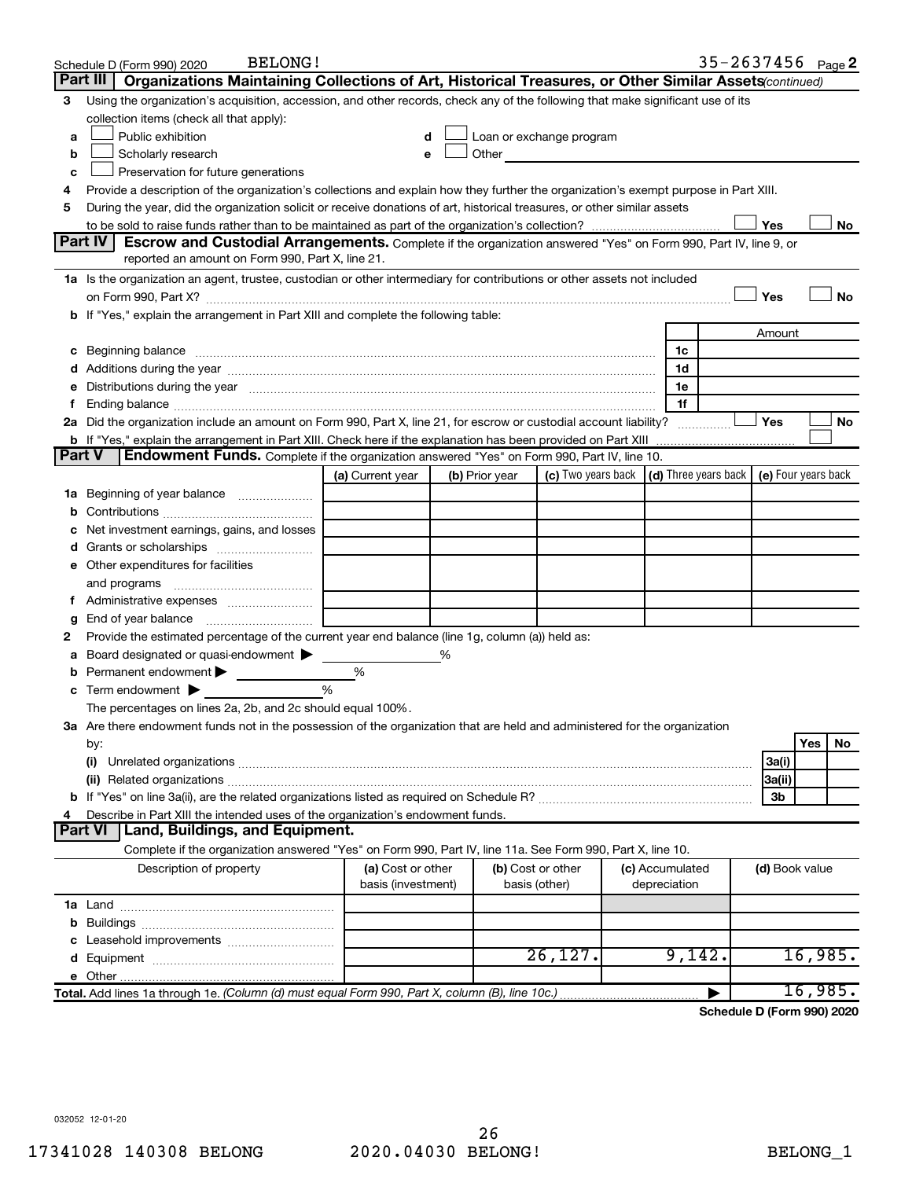Schedule D (Form 990) 2020 BELONG! 35-2637456 Page 2

**Part III | Organizations Maintaining Collections of Art, Historical Treasures, or Other Similar Assets** *(continued)*

3 Using the organization's acquisition, accession, and other records, check any of the following that make significant use of its collection items (check all that apply):

- a ☐ Public exhibition
- b ☐ Scholarly research
- c ☐ Preservation for future generations
- d ☐ Loan or exchange program
- e ☐ Other

4 Provide a description of the organization's collections and explain how they further the organization's exempt purpose in Part XIII.

5 During the year, did the organization solicit or receive donations of art, historical treasures, or other similar assets to be sold to raise funds rather than to be maintained as part of the organization's collection? ☐ Yes ☐ No

**Part IV | Escrow and Custodial Arrangements.** Complete if the organization answered "Yes" on Form 990, Part IV, line 9, or reported an amount on Form 990, Part X, line 21.

1a Is the organization an agent, trustee, custodian or other intermediary for contributions or other assets not included on Form 990, Part X? ☐ Yes ☐ No

b If "Yes," explain the arrangement in Part XIII and complete the following table:

| | | Amount |
|---|---|---|
| c Beginning balance | 1c | |
| d Additions during the year | 1d | |
| e Distributions during the year | 1e | |
| f Ending balance | 1f | |

2a Did the organization include an amount on Form 990, Part X, line 21, for escrow or custodial account liability? ☐ Yes ☐ No

b If "Yes," explain the arrangement in Part XIII. Check here if the explanation has been provided on Part XIII ☐

**Part V | Endowment Funds.** Complete if the organization answered "Yes" on Form 990, Part IV, line 10.

| | (a) Current year | (b) Prior year | (c) Two years back | (d) Three years back | (e) Four years back |
|---|---|---|---|---|---|
| 1a Beginning of year balance | | | | | |
| b Contributions | | | | | |
| c Net investment earnings, gains, and losses | | | | | |
| d Grants or scholarships | | | | | |
| e Other expenditures for facilities and programs | | | | | |
| f Administrative expenses | | | | | |
| g End of year balance | | | | | |

2 Provide the estimated percentage of the current year end balance (line 1g, column (a)) held as:

- a Board designated or quasi-endowment ▶ %
- b Permanent endowment ▶ %
- c Term endowment ▶ %

The percentages on lines 2a, 2b, and 2c should equal 100%.

3a Are there endowment funds not in the possession of the organization that are held and administered for the organization by:

| | | Yes | No |
|---|---|---|---|
| (i) Unrelated organizations | 3a(i) | | |
| (ii) Related organizations | 3a(ii) | | |
| b If "Yes" on line 3a(ii), are the related organizations listed as required on Schedule R? | 3b | | |

4 Describe in Part XIII the intended uses of the organization's endowment funds.

**Part VI | Land, Buildings, and Equipment.**

Complete if the organization answered "Yes" on Form 990, Part IV, line 11a. See Form 990, Part X, line 10.

| Description of property | (a) Cost or other basis (investment) | (b) Cost or other basis (other) | (c) Accumulated depreciation | (d) Book value |
|---|---|---|---|---|
| 1a Land | | | | |
| b Buildings | | | | |
| c Leasehold improvements | | | | |
| d Equipment | | 26,127. | 9,142. | 16,985. |
| e Other | | | | |
| **Total.** Add lines 1a through 1e. *(Column (d) must equal Form 990, Part X, column (B), line 10c.)* | | | ▶ | 16,985. |

**Schedule D (Form 990) 2020**

032052 12-01-20

17341028 140308 BELONG 2020.04030 BELONG! BELONG_1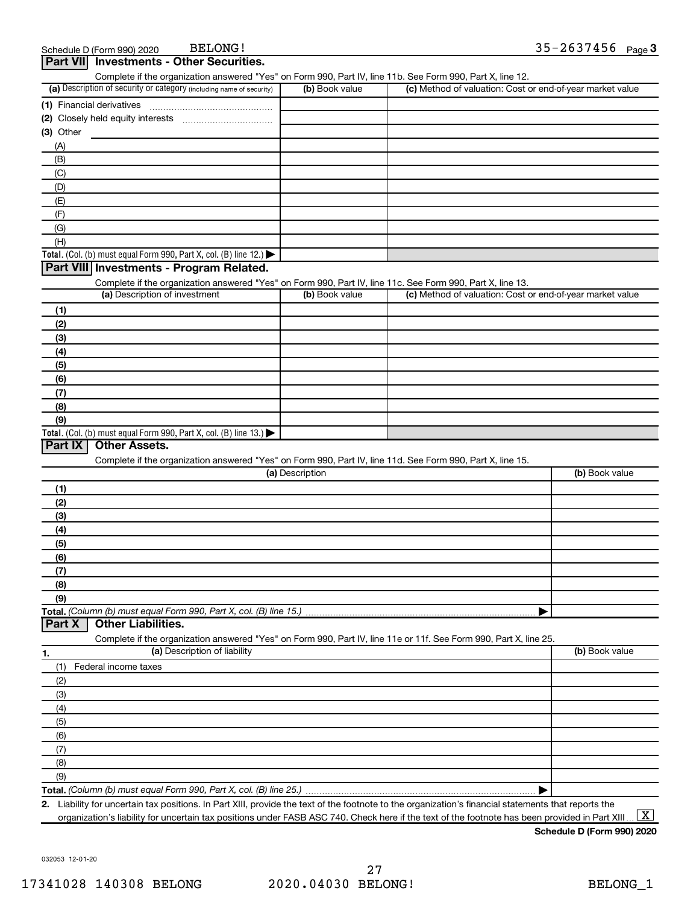Schedule D (Form 990) 2020 BELONG! 35-2637456 Page 3

## Part VII Investments - Other Securities.

Complete if the organization answered "Yes" on Form 990, Part IV, line 11b. See Form 990, Part X, line 12.

| (a) Description of security or category (including name of security) | (b) Book value | (c) Method of valuation: Cost or end-of-year market value |
|---|---|---|
| (1) Financial derivatives | | |
| (2) Closely held equity interests | | |
| (3) Other | | |
| (A) | | |
| (B) | | |
| (C) | | |
| (D) | | |
| (E) | | |
| (F) | | |
| (G) | | |
| (H) | | |
| **Total.** (Col. (b) must equal Form 990, Part X, col. (B) line 12.) ▶ | | |

## Part VIII Investments - Program Related.

Complete if the organization answered "Yes" on Form 990, Part IV, line 11c. See Form 990, Part X, line 13.

| (a) Description of investment | (b) Book value | (c) Method of valuation: Cost or end-of-year market value |
|---|---|---|
| (1) | | |
| (2) | | |
| (3) | | |
| (4) | | |
| (5) | | |
| (6) | | |
| (7) | | |
| (8) | | |
| (9) | | |
| **Total.** (Col. (b) must equal Form 990, Part X, col. (B) line 13.) ▶ | | |

## Part IX Other Assets.

Complete if the organization answered "Yes" on Form 990, Part IV, line 11d. See Form 990, Part X, line 15.

| (a) Description | (b) Book value |
|---|---|
| (1) | |
| (2) | |
| (3) | |
| (4) | |
| (5) | |
| (6) | |
| (7) | |
| (8) | |
| (9) | |
| **Total.** *(Column (b) must equal Form 990, Part X, col. (B) line 15.)* ▶ | |

## Part X Other Liabilities.

Complete if the organization answered "Yes" on Form 990, Part IV, line 11e or 11f. See Form 990, Part X, line 25.

| 1. (a) Description of liability | (b) Book value |
|---|---|
| (1) Federal income taxes | |
| (2) | |
| (3) | |
| (4) | |
| (5) | |
| (6) | |
| (7) | |
| (8) | |
| (9) | |
| **Total.** *(Column (b) must equal Form 990, Part X, col. (B) line 25.)* ▶ | |

**2.** Liability for uncertain tax positions. In Part XIII, provide the text of the footnote to the organization's financial statements that reports the organization's liability for uncertain tax positions under FASB ASC 740. Check here if the text of the footnote has been provided in Part XIII [X]

**Schedule D (Form 990) 2020**

032053 12-01-20

17341028 140308 BELONG 2020.04030 BELONG! BELONG_1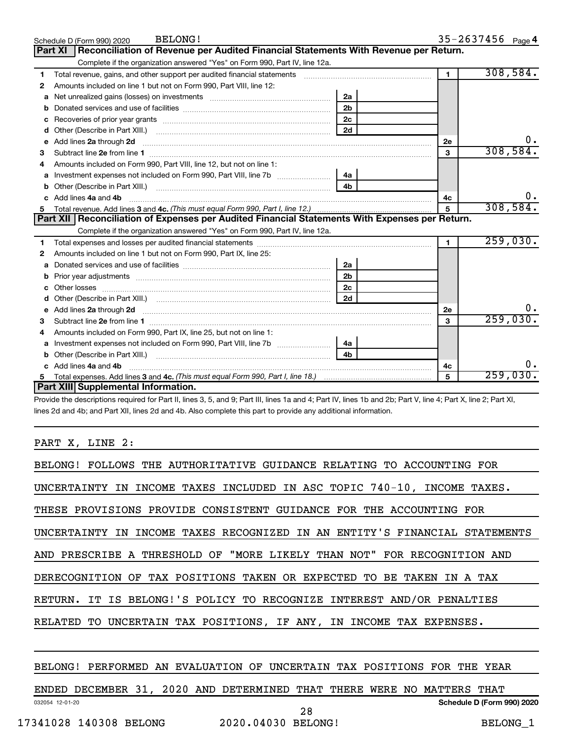Schedule D (Form 990) 2020 BELONG! 35-2637456 Page 4

## Part XI Reconciliation of Revenue per Audited Financial Statements With Revenue per Return.

Complete if the organization answered "Yes" on Form 990, Part IV, line 12a.

| | | | | | |
|---|---|---|---|---|---|
| 1 | Total revenue, gains, and other support per audited financial statements | | | 1 | 308,584. |
| 2 | Amounts included on line 1 but not on Form 990, Part VIII, line 12: | | | | |
| a | Net unrealized gains (losses) on investments | 2a | | | |
| b | Donated services and use of facilities | 2b | | | |
| c | Recoveries of prior year grants | 2c | | | |
| d | Other (Describe in Part XIII.) | 2d | | | |
| e | Add lines 2a through 2d | | | 2e | 0. |
| 3 | Subtract line 2e from line 1 | | | 3 | 308,584. |
| 4 | Amounts included on Form 990, Part VIII, line 12, but not on line 1: | | | | |
| a | Investment expenses not included on Form 990, Part VIII, line 7b | 4a | | | |
| b | Other (Describe in Part XIII.) | 4b | | | |
| c | Add lines 4a and 4b | | | 4c | 0. |
| 5 | Total revenue. Add lines 3 and 4c. *(This must equal Form 990, Part I, line 12.)* | | | 5 | 308,584. |

## Part XII Reconciliation of Expenses per Audited Financial Statements With Expenses per Return.

Complete if the organization answered "Yes" on Form 990, Part IV, line 12a.

| | | | | | |
|---|---|---|---|---|---|
| 1 | Total expenses and losses per audited financial statements | | | 1 | 259,030. |
| 2 | Amounts included on line 1 but not on Form 990, Part IX, line 25: | | | | |
| a | Donated services and use of facilities | 2a | | | |
| b | Prior year adjustments | 2b | | | |
| c | Other losses | 2c | | | |
| d | Other (Describe in Part XIII.) | 2d | | | |
| e | Add lines 2a through 2d | | | 2e | 0. |
| 3 | Subtract line 2e from line 1 | | | 3 | 259,030. |
| 4 | Amounts included on Form 990, Part IX, line 25, but not on line 1: | | | | |
| a | Investment expenses not included on Form 990, Part VIII, line 7b | 4a | | | |
| b | Other (Describe in Part XIII.) | 4b | | | |
| c | Add lines 4a and 4b | | | 4c | 0. |
| 5 | Total expenses. Add lines 3 and 4c. *(This must equal Form 990, Part I, line 18.)* | | | 5 | 259,030. |

## Part XIII Supplemental Information.

Provide the descriptions required for Part II, lines 3, 5, and 9; Part III, lines 1a and 4; Part IV, lines 1b and 2b; Part V, line 4; Part X, line 2; Part XI, lines 2d and 4b; and Part XII, lines 2d and 4b. Also complete this part to provide any additional information.

PART X, LINE 2:

BELONG! FOLLOWS THE AUTHORITATIVE GUIDANCE RELATING TO ACCOUNTING FOR UNCERTAINTY IN INCOME TAXES INCLUDED IN ASC TOPIC 740-10, INCOME TAXES. THESE PROVISIONS PROVIDE CONSISTENT GUIDANCE FOR THE ACCOUNTING FOR UNCERTAINTY IN INCOME TAXES RECOGNIZED IN AN ENTITY'S FINANCIAL STATEMENTS AND PRESCRIBE A THRESHOLD OF "MORE LIKELY THAN NOT" FOR RECOGNITION AND DERECOGNITION OF TAX POSITIONS TAKEN OR EXPECTED TO BE TAKEN IN A TAX RETURN. IT IS BELONG!'S POLICY TO RECOGNIZE INTEREST AND/OR PENALTIES RELATED TO UNCERTAIN TAX POSITIONS, IF ANY, IN INCOME TAX EXPENSES.

BELONG! PERFORMED AN EVALUATION OF UNCERTAIN TAX POSITIONS FOR THE YEAR ENDED DECEMBER 31, 2020 AND DETERMINED THAT THERE WERE NO MATTERS THAT

032054 12-01-20 Schedule D (Form 990) 2020

17341028 140308 BELONG 2020.04030 BELONG! BELONG_1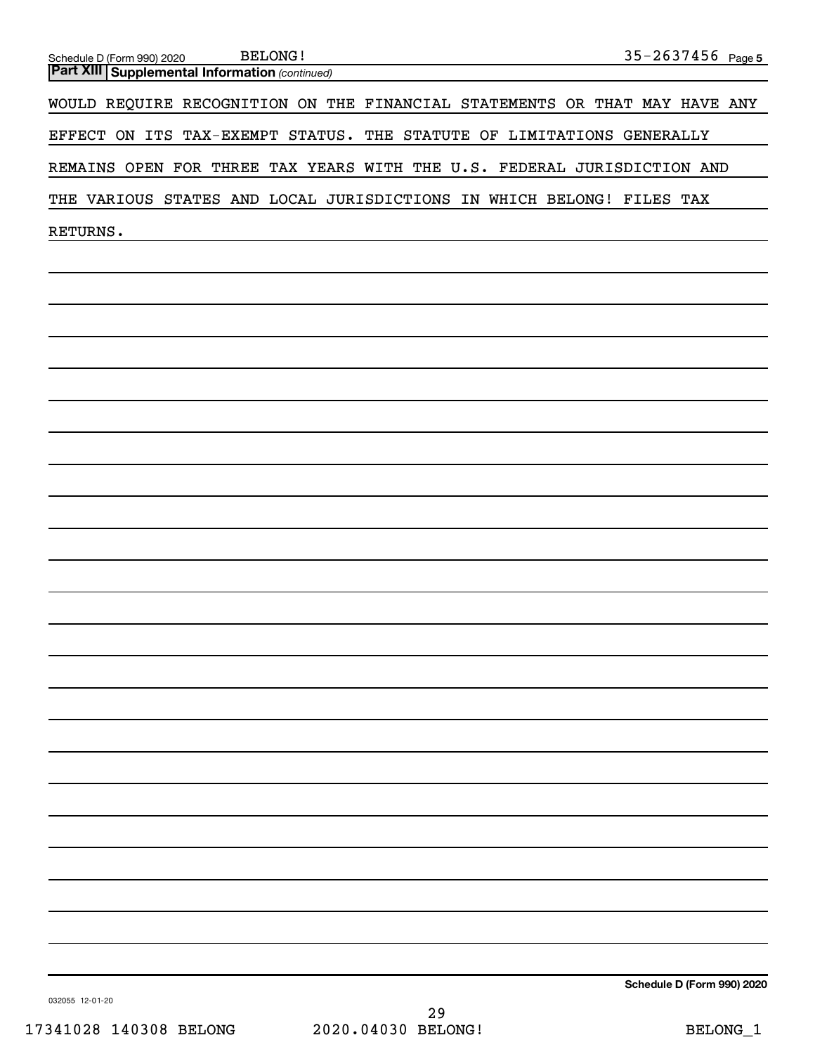**Part XIII** **Supplemental Information** *(continued)*

WOULD REQUIRE RECOGNITION ON THE FINANCIAL STATEMENTS OR THAT MAY HAVE ANY EFFECT ON ITS TAX-EXEMPT STATUS. THE STATUTE OF LIMITATIONS GENERALLY REMAINS OPEN FOR THREE TAX YEARS WITH THE U.S. FEDERAL JURISDICTION AND THE VARIOUS STATES AND LOCAL JURISDICTIONS IN WHICH BELONG! FILES TAX RETURNS.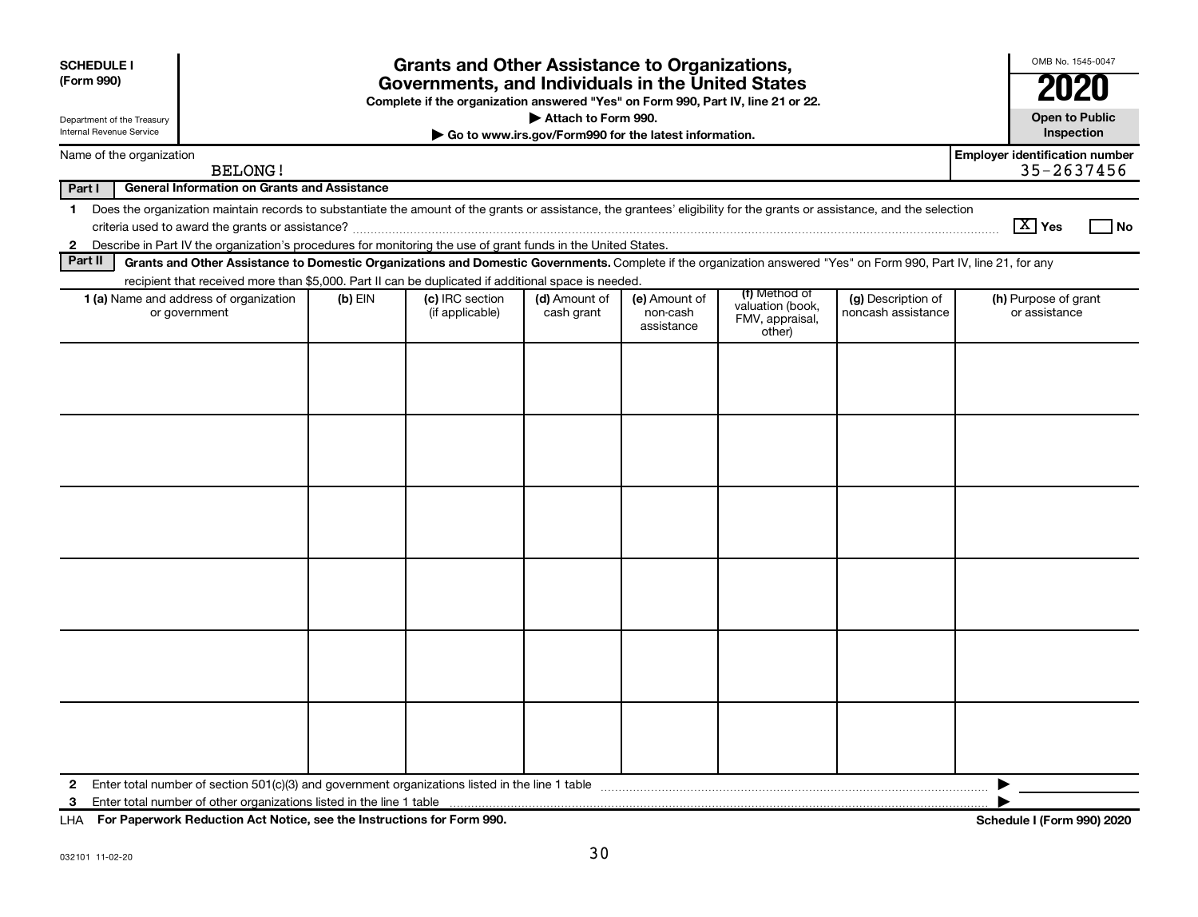**SCHEDULE I (Form 990)**

Department of the Treasury
Internal Revenue Service

# Grants and Other Assistance to Organizations, Governments, and Individuals in the United States

**Complete if the organization answered "Yes" on Form 990, Part IV, line 21 or 22.**
**▶ Attach to Form 990.**
**▶ Go to www.irs.gov/Form990 for the latest information.**

OMB No. 1545-0047
**2020**
**Open to Public Inspection**

Name of the organization: BELONG!
Employer identification number: 35-2637456

**Part I — General Information on Grants and Assistance**

1 Does the organization maintain records to substantiate the amount of the grants or assistance, the grantees' eligibility for the grants or assistance, and the selection criteria used to award the grants or assistance? [X] Yes [ ] No

2 Describe in Part IV the organization's procedures for monitoring the use of grant funds in the United States.

**Part II — Grants and Other Assistance to Domestic Organizations and Domestic Governments.** Complete if the organization answered "Yes" on Form 990, Part IV, line 21, for any recipient that received more than $5,000. Part II can be duplicated if additional space is needed.

| 1 (a) Name and address of organization or government | (b) EIN | (c) IRC section (if applicable) | (d) Amount of cash grant | (e) Amount of non-cash assistance | (f) Method of valuation (book, FMV, appraisal, other) | (g) Description of noncash assistance | (h) Purpose of grant or assistance |
|---|---|---|---|---|---|---|---|
| | | | | | | | |
| | | | | | | | |
| | | | | | | | |
| | | | | | | | |
| | | | | | | | |
| | | | | | | | |

2 Enter total number of section 501(c)(3) and government organizations listed in the line 1 table ▶

3 Enter total number of other organizations listed in the line 1 table ▶

LHA **For Paperwork Reduction Act Notice, see the Instructions for Form 990.** **Schedule I (Form 990) 2020**

032101 11-02-20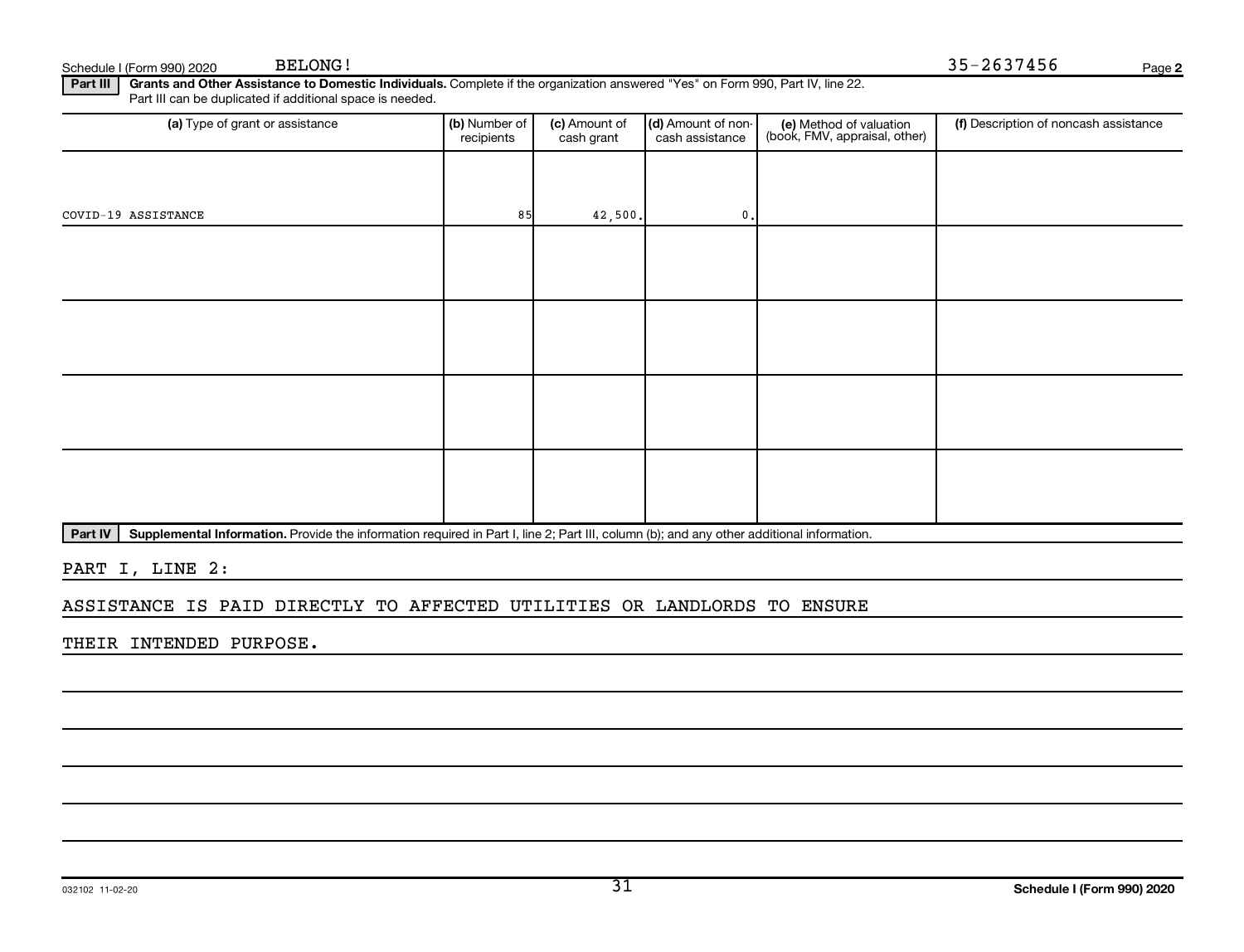Schedule I (Form 990) 2020 BELONG! 35-2637456 Page 2

**Part III** **Grants and Other Assistance to Domestic Individuals.** Complete if the organization answered "Yes" on Form 990, Part IV, line 22. Part III can be duplicated if additional space is needed.

| (a) Type of grant or assistance | (b) Number of recipients | (c) Amount of cash grant | (d) Amount of non-cash assistance | (e) Method of valuation (book, FMV, appraisal, other) | (f) Description of noncash assistance |
|---|---|---|---|---|---|
| COVID-19 ASSISTANCE | 85 | 42,500. | 0. | | |
| | | | | | |
| | | | | | |
| | | | | | |
| | | | | | |

**Part IV** **Supplemental Information.** Provide the information required in Part I, line 2; Part III, column (b); and any other additional information.

PART I, LINE 2:

ASSISTANCE IS PAID DIRECTLY TO AFFECTED UTILITIES OR LANDLORDS TO ENSURE THEIR INTENDED PURPOSE.

032102 11-02-20 **Schedule I (Form 990) 2020**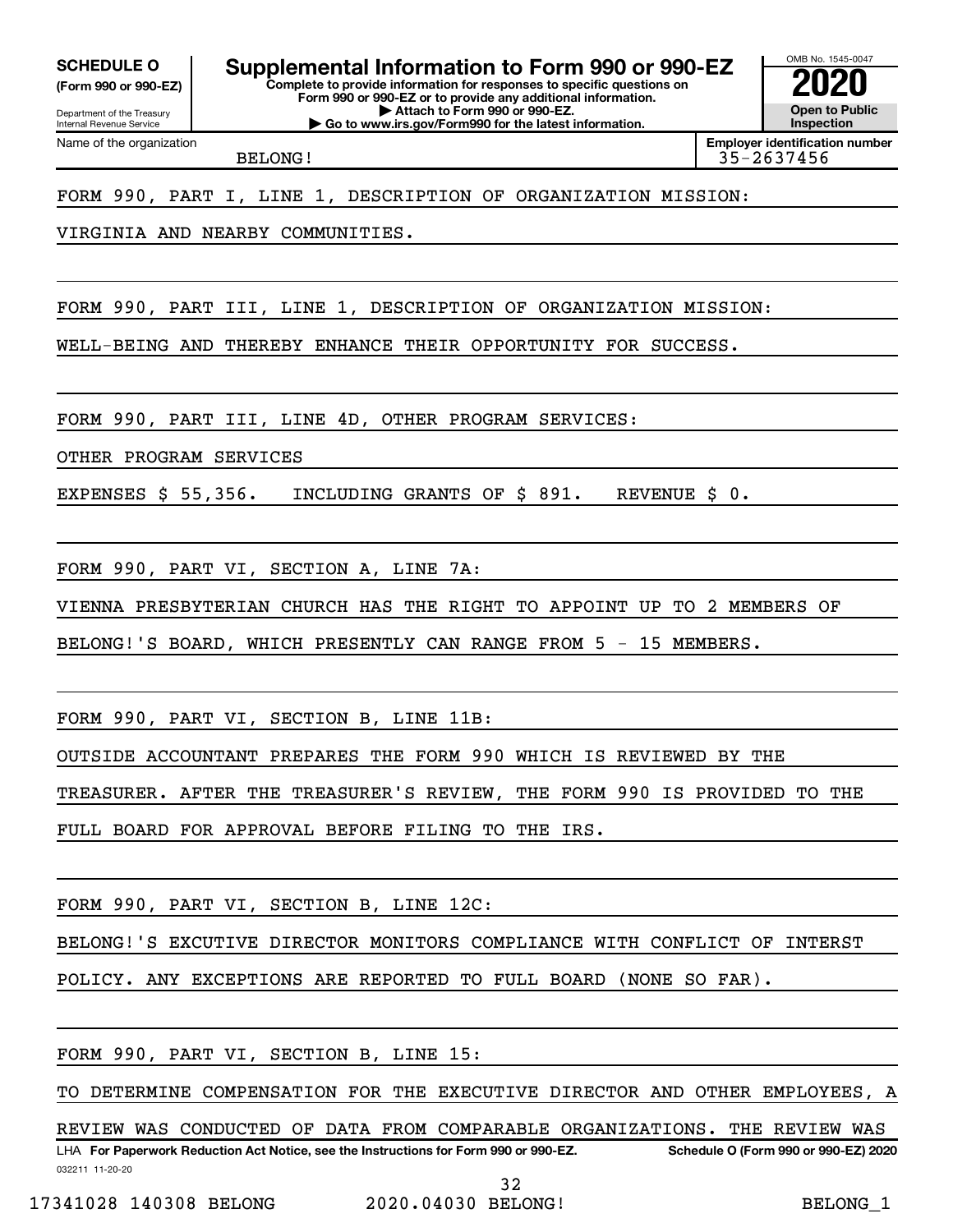**SCHEDULE O**
**(Form 990 or 990-EZ)**

Department of the Treasury
Internal Revenue Service

# Supplemental Information to Form 990 or 990-EZ

**Complete to provide information for responses to specific questions on Form 990 or 990-EZ or to provide any additional information.**
**▶ Attach to Form 990 or 990-EZ.**
**▶ Go to www.irs.gov/Form990 for the latest information.**

OMB No. 1545-0047
**2020**
**Open to Public Inspection**

Name of the organization: BELONG!
**Employer identification number:** 35-2637456

FORM 990, PART I, LINE 1, DESCRIPTION OF ORGANIZATION MISSION:

VIRGINIA AND NEARBY COMMUNITIES.

FORM 990, PART III, LINE 1, DESCRIPTION OF ORGANIZATION MISSION:

WELL-BEING AND THEREBY ENHANCE THEIR OPPORTUNITY FOR SUCCESS.

FORM 990, PART III, LINE 4D, OTHER PROGRAM SERVICES:

OTHER PROGRAM SERVICES

EXPENSES $ 55,356.   INCLUDING GRANTS OF $ 891.   REVENUE $ 0.

FORM 990, PART VI, SECTION A, LINE 7A:

VIENNA PRESBYTERIAN CHURCH HAS THE RIGHT TO APPOINT UP TO 2 MEMBERS OF BELONG!'S BOARD, WHICH PRESENTLY CAN RANGE FROM 5 - 15 MEMBERS.

FORM 990, PART VI, SECTION B, LINE 11B:

OUTSIDE ACCOUNTANT PREPARES THE FORM 990 WHICH IS REVIEWED BY THE TREASURER. AFTER THE TREASURER'S REVIEW, THE FORM 990 IS PROVIDED TO THE FULL BOARD FOR APPROVAL BEFORE FILING TO THE IRS.

FORM 990, PART VI, SECTION B, LINE 12C:

BELONG!'S EXCUTIVE DIRECTOR MONITORS COMPLIANCE WITH CONFLICT OF INTERST POLICY. ANY EXCEPTIONS ARE REPORTED TO FULL BOARD (NONE SO FAR).

FORM 990, PART VI, SECTION B, LINE 15:

TO DETERMINE COMPENSATION FOR THE EXECUTIVE DIRECTOR AND OTHER EMPLOYEES, A REVIEW WAS CONDUCTED OF DATA FROM COMPARABLE ORGANIZATIONS. THE REVIEW WAS

LHA **For Paperwork Reduction Act Notice, see the Instructions for Form 990 or 990-EZ.** **Schedule O (Form 990 or 990-EZ) 2020**
032211 11-20-20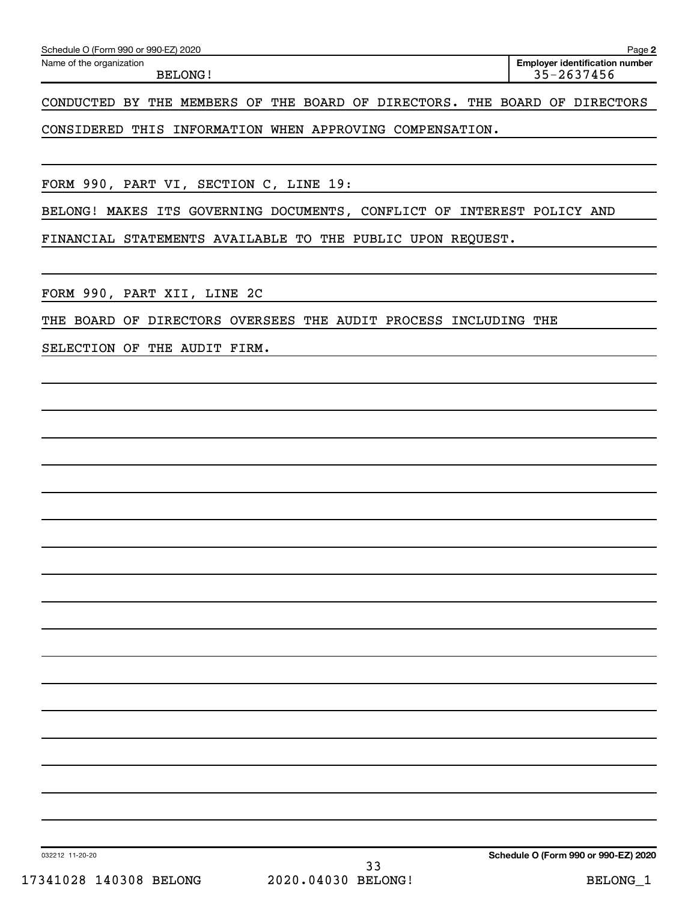Name of the organization: BELONG!

Employer identification number: 35-2637456

CONDUCTED BY THE MEMBERS OF THE BOARD OF DIRECTORS. THE BOARD OF DIRECTORS CONSIDERED THIS INFORMATION WHEN APPROVING COMPENSATION.

FORM 990, PART VI, SECTION C, LINE 19:

BELONG! MAKES ITS GOVERNING DOCUMENTS, CONFLICT OF INTEREST POLICY AND FINANCIAL STATEMENTS AVAILABLE TO THE PUBLIC UPON REQUEST.

FORM 990, PART XII, LINE 2C

THE BOARD OF DIRECTORS OVERSEES THE AUDIT PROCESS INCLUDING THE SELECTION OF THE AUDIT FIRM.